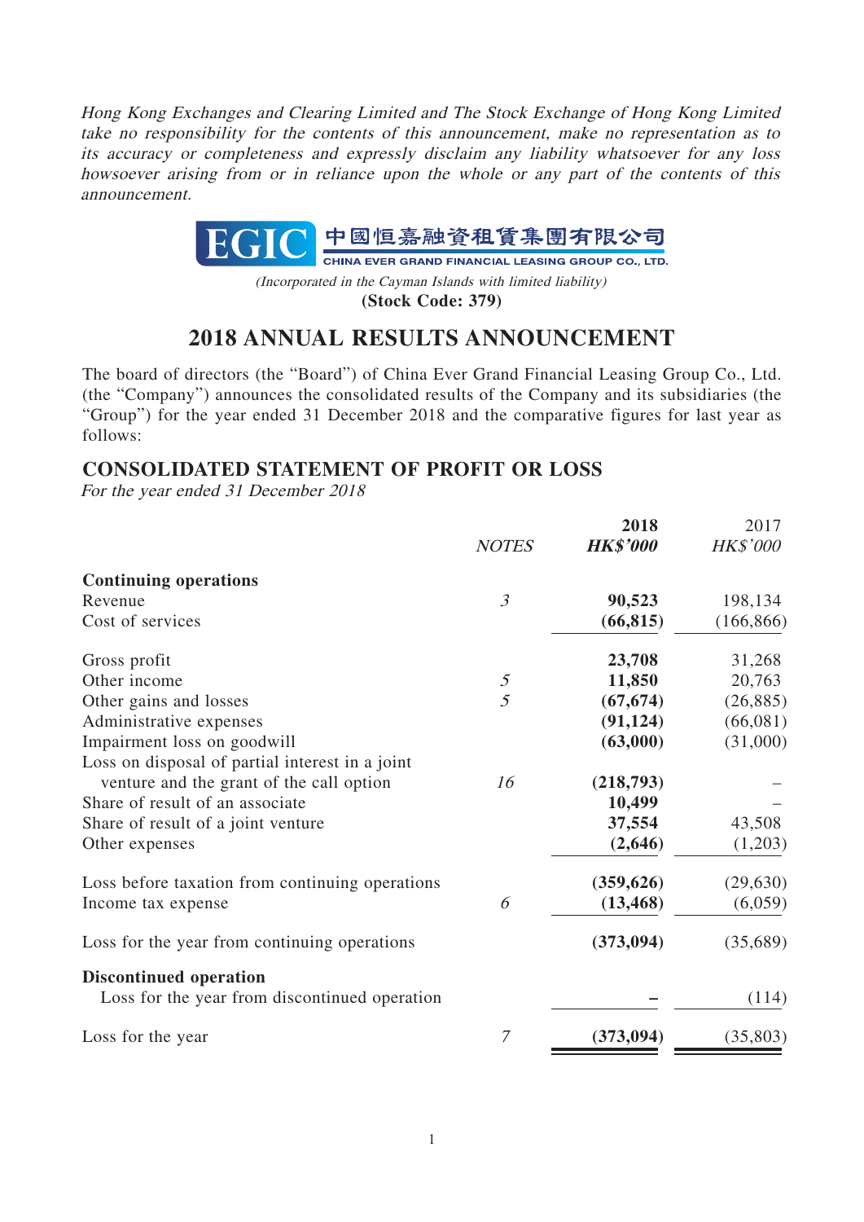*Hong Kong Exchanges and Clearing Limited and The Stock Exchange of Hong Kong Limited take no responsibility for the contents of this announcement, make no representation as to its accuracy or completeness and expressly disclaim any liability whatsoever for any loss howsoever arising from or in reliance upon the whole or any part of the contents of this announcement.*

EGIC 中國恒嘉融資租賃集團有限公司
CHINA EVER GRAND FINANCIAL LEASING GROUP CO., LTD.

*(Incorporated in the Cayman Islands with limited liability)*

**(Stock Code: 379)**

# 2018 ANNUAL RESULTS ANNOUNCEMENT

The board of directors (the "Board") of China Ever Grand Financial Leasing Group Co., Ltd. (the "Company") announces the consolidated results of the Company and its subsidiaries (the "Group") for the year ended 31 December 2018 and the comparative figures for last year as follows:

## CONSOLIDATED STATEMENT OF PROFIT OR LOSS

*For the year ended 31 December 2018*

| | *NOTES* | **2018** ***HK$'000*** | 2017 *HK$'000* |
|---|---|---|---|
| **Continuing operations** | | | |
| Revenue | *3* | **90,523** | 198,134 |
| Cost of services | | **(66,815)** | (166,866) |
| Gross profit | | **23,708** | 31,268 |
| Other income | *5* | **11,850** | 20,763 |
| Other gains and losses | *5* | **(67,674)** | (26,885) |
| Administrative expenses | | **(91,124)** | (66,081) |
| Impairment loss on goodwill | | **(63,000)** | (31,000) |
| Loss on disposal of partial interest in a joint venture and the grant of the call option | *16* | **(218,793)** | – |
| Share of result of an associate | | **10,499** | – |
| Share of result of a joint venture | | **37,554** | 43,508 |
| Other expenses | | **(2,646)** | (1,203) |
| Loss before taxation from continuing operations | | **(359,626)** | (29,630) |
| Income tax expense | *6* | **(13,468)** | (6,059) |
| Loss for the year from continuing operations | | **(373,094)** | (35,689) |
| **Discontinued operation** | | | |
| Loss for the year from discontinued operation | | **–** | (114) |
| Loss for the year | *7* | **(373,094)** | (35,803) |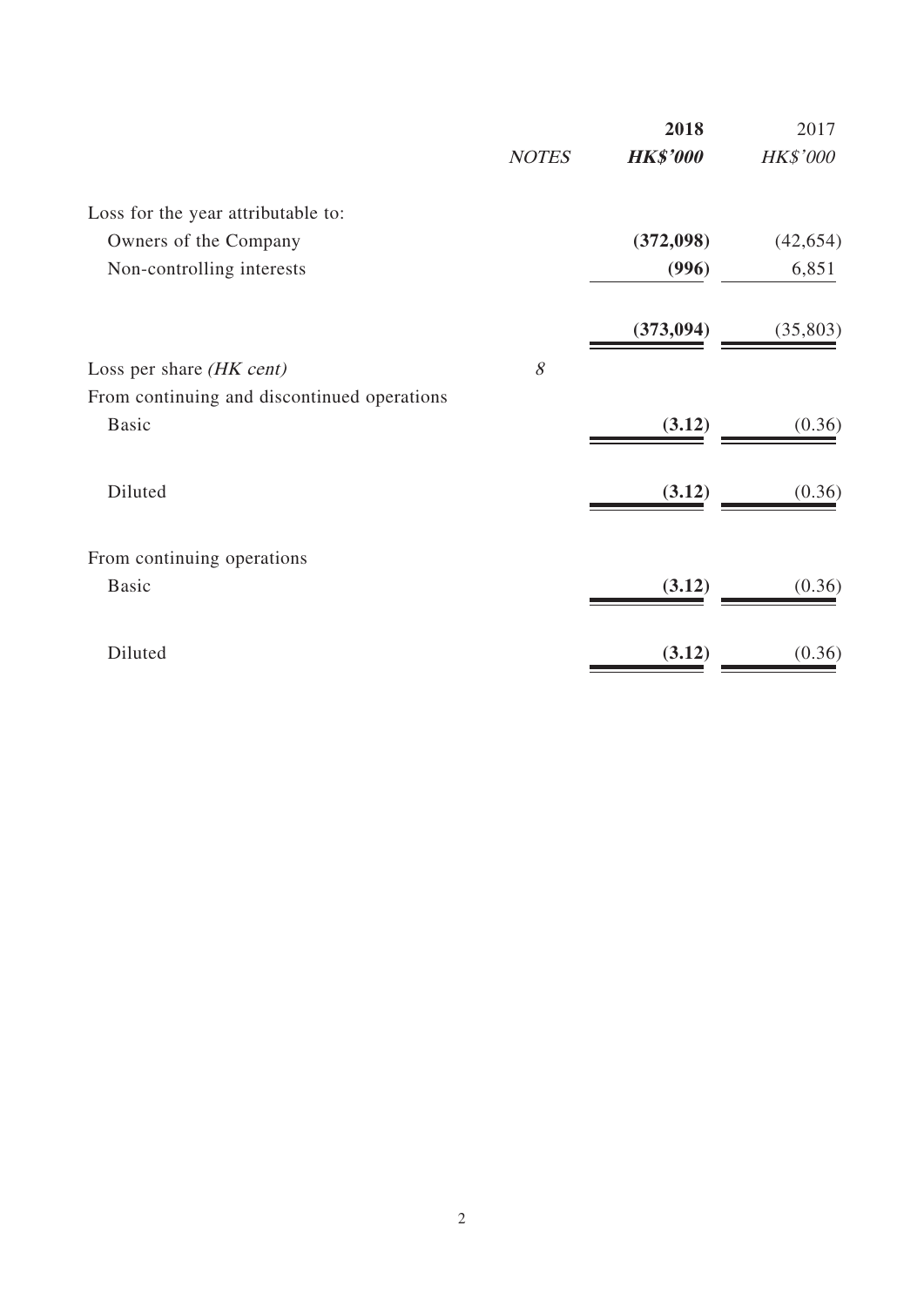| | NOTES | 2018 | 2017 |
|---|---|---|---|
| | | HK$'000 | HK$'000 |
| Loss for the year attributable to: | | | |
| Owners of the Company | | (372,098) | (42,654) |
| Non-controlling interests | | (996) | 6,851 |
| | | (373,094) | (35,803) |
| Loss per share *(HK cent)* | 8 | | |
| From continuing and discontinued operations | | | |
| Basic | | (3.12) | (0.36) |
| Diluted | | (3.12) | (0.36) |
| From continuing operations | | | |
| Basic | | (3.12) | (0.36) |
| Diluted | | (3.12) | (0.36) |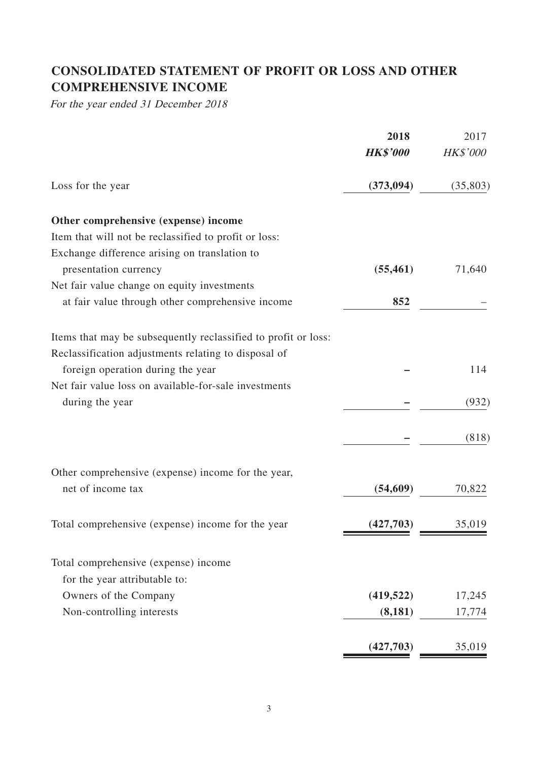# CONSOLIDATED STATEMENT OF PROFIT OR LOSS AND OTHER COMPREHENSIVE INCOME

*For the year ended 31 December 2018*

| | **2018** | 2017 |
|---|---|---|
| | ***HK$'000*** | *HK$'000* |
| Loss for the year | **(373,094)** | (35,803) |
| **Other comprehensive (expense) income** | | |
| Item that will not be reclassified to profit or loss: | | |
| Exchange difference arising on translation to presentation currency | **(55,461)** | 71,640 |
| Net fair value change on equity investments at fair value through other comprehensive income | **852** | – |
| Items that may be subsequently reclassified to profit or loss: | | |
| Reclassification adjustments relating to disposal of foreign operation during the year | **–** | 114 |
| Net fair value loss on available-for-sale investments during the year | **–** | (932) |
| | **–** | (818) |
| Other comprehensive (expense) income for the year, net of income tax | **(54,609)** | 70,822 |
| Total comprehensive (expense) income for the year | **(427,703)** | 35,019 |
| Total comprehensive (expense) income for the year attributable to: | | |
| Owners of the Company | **(419,522)** | 17,245 |
| Non-controlling interests | **(8,181)** | 17,774 |
| | **(427,703)** | 35,019 |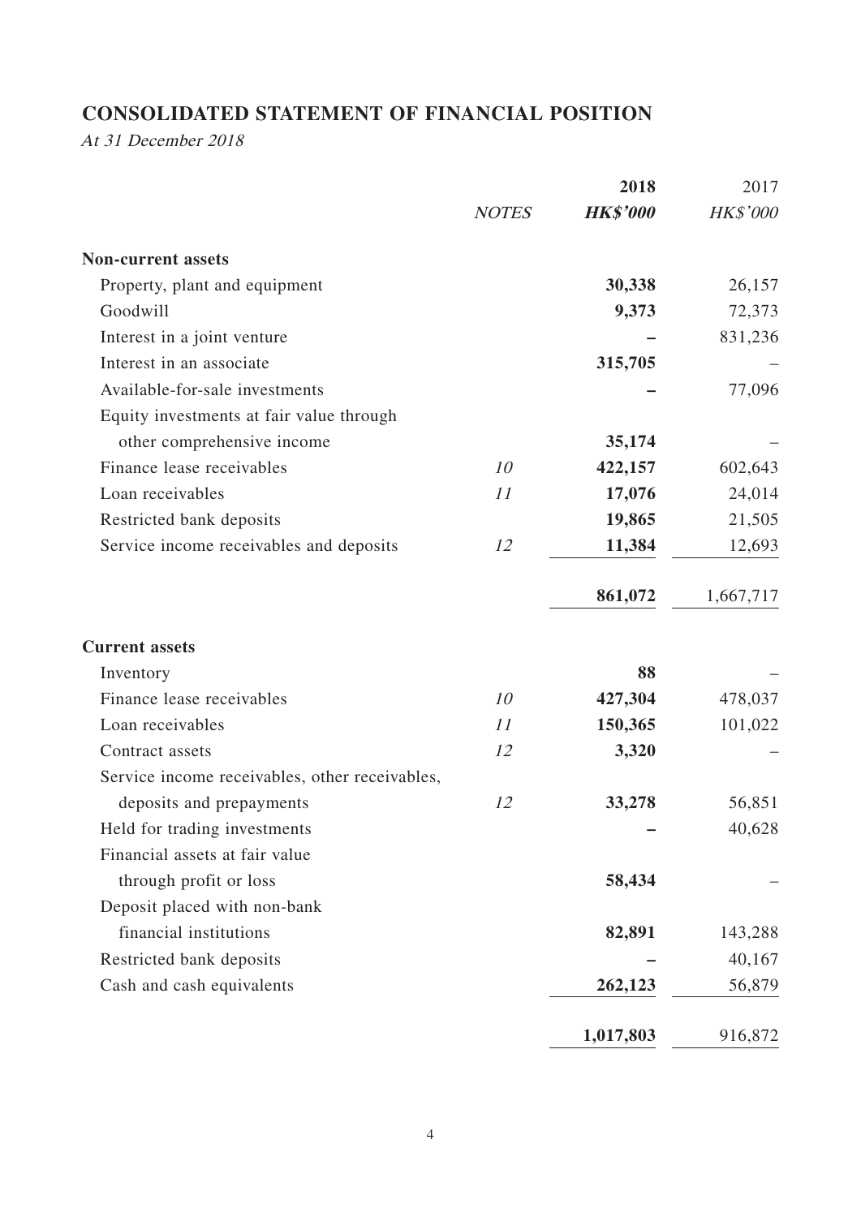# CONSOLIDATED STATEMENT OF FINANCIAL POSITION

*At 31 December 2018*

| | NOTES | 2018 HK$'000 | 2017 HK$'000 |
|---|---|---|---|
| **Non-current assets** | | | |
| Property, plant and equipment | | **30,338** | 26,157 |
| Goodwill | | **9,373** | 72,373 |
| Interest in a joint venture | | **–** | 831,236 |
| Interest in an associate | | **315,705** | – |
| Available-for-sale investments | | **–** | 77,096 |
| Equity investments at fair value through other comprehensive income | | **35,174** | – |
| Finance lease receivables | *10* | **422,157** | 602,643 |
| Loan receivables | *11* | **17,076** | 24,014 |
| Restricted bank deposits | | **19,865** | 21,505 |
| Service income receivables and deposits | *12* | **11,384** | 12,693 |
| | | **861,072** | 1,667,717 |
| **Current assets** | | | |
| Inventory | | **88** | – |
| Finance lease receivables | *10* | **427,304** | 478,037 |
| Loan receivables | *11* | **150,365** | 101,022 |
| Contract assets | *12* | **3,320** | – |
| Service income receivables, other receivables, deposits and prepayments | *12* | **33,278** | 56,851 |
| Held for trading investments | | **–** | 40,628 |
| Financial assets at fair value through profit or loss | | **58,434** | – |
| Deposit placed with non-bank financial institutions | | **82,891** | 143,288 |
| Restricted bank deposits | | **–** | 40,167 |
| Cash and cash equivalents | | **262,123** | 56,879 |
| | | **1,017,803** | 916,872 |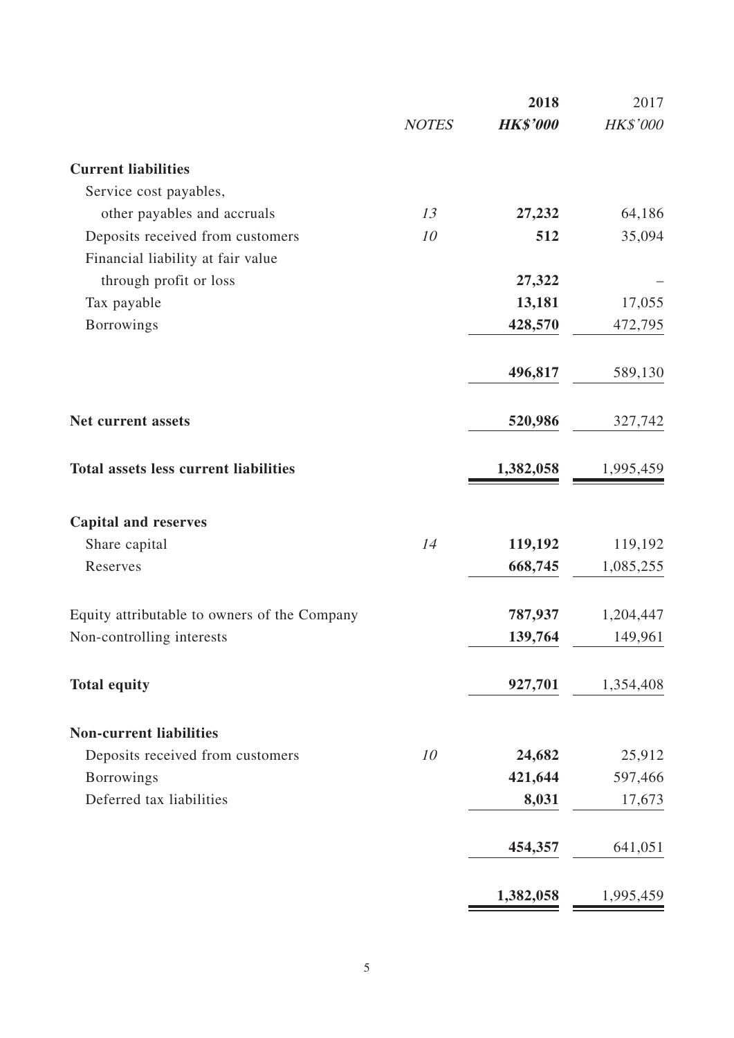| | NOTES | 2018 HK$'000 | 2017 HK$'000 |
|---|---|---|---|
| **Current liabilities** | | | |
| Service cost payables, other payables and accruals | 13 | **27,232** | 64,186 |
| Deposits received from customers | 10 | **512** | 35,094 |
| Financial liability at fair value through profit or loss | | **27,322** | – |
| Tax payable | | **13,181** | 17,055 |
| Borrowings | | **428,570** | 472,795 |
| | | **496,817** | 589,130 |
| **Net current assets** | | **520,986** | 327,742 |
| **Total assets less current liabilities** | | **1,382,058** | 1,995,459 |
| **Capital and reserves** | | | |
| Share capital | 14 | **119,192** | 119,192 |
| Reserves | | **668,745** | 1,085,255 |
| Equity attributable to owners of the Company | | **787,937** | 1,204,447 |
| Non-controlling interests | | **139,764** | 149,961 |
| **Total equity** | | **927,701** | 1,354,408 |
| **Non-current liabilities** | | | |
| Deposits received from customers | 10 | **24,682** | 25,912 |
| Borrowings | | **421,644** | 597,466 |
| Deferred tax liabilities | | **8,031** | 17,673 |
| | | **454,357** | 641,051 |
| | | **1,382,058** | 1,995,459 |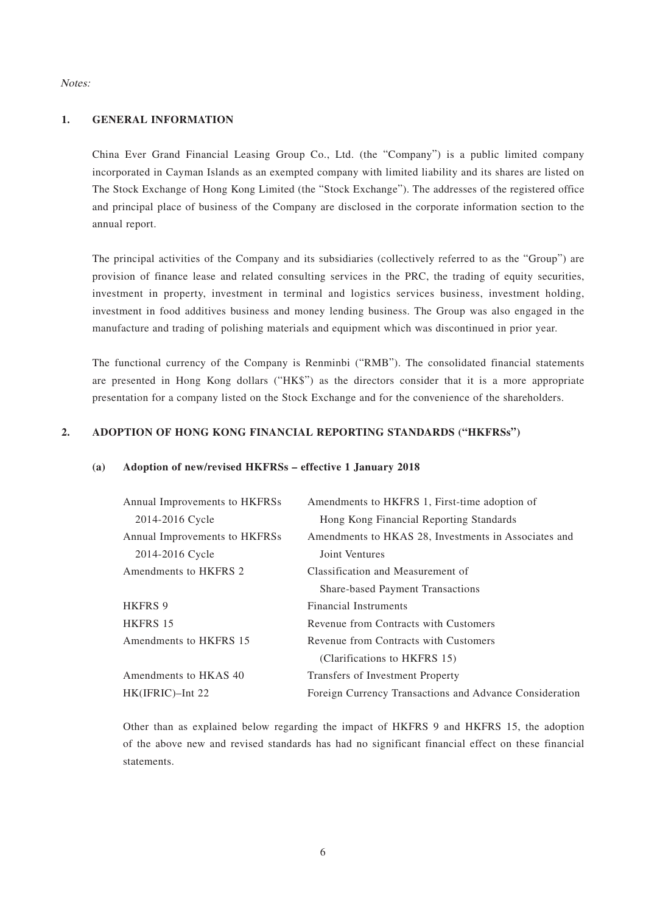*Notes:*

## 1. GENERAL INFORMATION

China Ever Grand Financial Leasing Group Co., Ltd. (the "Company") is a public limited company incorporated in Cayman Islands as an exempted company with limited liability and its shares are listed on The Stock Exchange of Hong Kong Limited (the "Stock Exchange"). The addresses of the registered office and principal place of business of the Company are disclosed in the corporate information section to the annual report.

The principal activities of the Company and its subsidiaries (collectively referred to as the "Group") are provision of finance lease and related consulting services in the PRC, the trading of equity securities, investment in property, investment in terminal and logistics services business, investment holding, investment in food additives business and money lending business. The Group was also engaged in the manufacture and trading of polishing materials and equipment which was discontinued in prior year.

The functional currency of the Company is Renminbi ("RMB"). The consolidated financial statements are presented in Hong Kong dollars ("HK$") as the directors consider that it is a more appropriate presentation for a company listed on the Stock Exchange and for the convenience of the shareholders.

## 2. ADOPTION OF HONG KONG FINANCIAL REPORTING STANDARDS ("HKFRSs")

### (a) Adoption of new/revised HKFRSs – effective 1 January 2018

| | |
|---|---|
| Annual Improvements to HKFRSs 2014-2016 Cycle | Amendments to HKFRS 1, First-time adoption of Hong Kong Financial Reporting Standards |
| Annual Improvements to HKFRSs 2014-2016 Cycle | Amendments to HKAS 28, Investments in Associates and Joint Ventures |
| Amendments to HKFRS 2 | Classification and Measurement of Share-based Payment Transactions |
| HKFRS 9 | Financial Instruments |
| HKFRS 15 | Revenue from Contracts with Customers |
| Amendments to HKFRS 15 | Revenue from Contracts with Customers (Clarifications to HKFRS 15) |
| Amendments to HKAS 40 | Transfers of Investment Property |
| HK(IFRIC)–Int 22 | Foreign Currency Transactions and Advance Consideration |

Other than as explained below regarding the impact of HKFRS 9 and HKFRS 15, the adoption of the above new and revised standards has had no significant financial effect on these financial statements.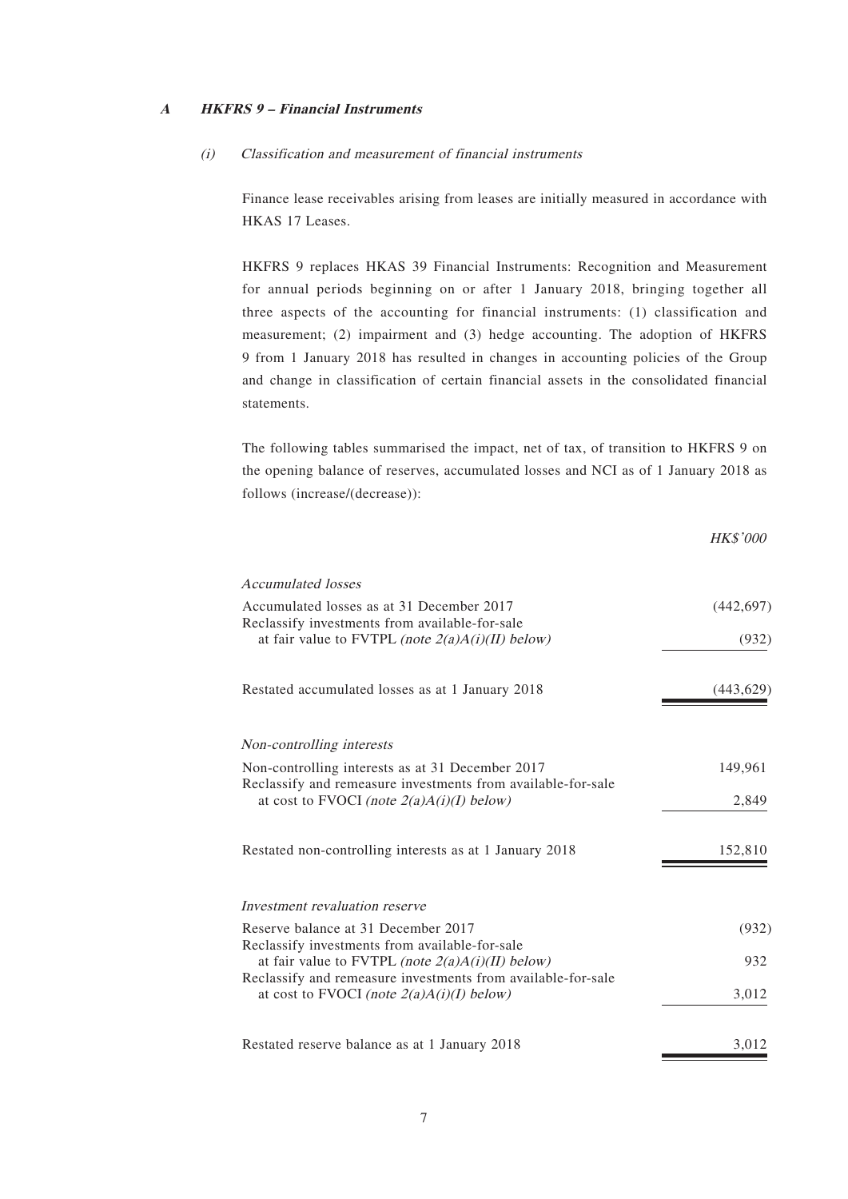### A HKFRS 9 – Financial Instruments

#### (i) *Classification and measurement of financial instruments*

Finance lease receivables arising from leases are initially measured in accordance with HKAS 17 Leases.

HKFRS 9 replaces HKAS 39 Financial Instruments: Recognition and Measurement for annual periods beginning on or after 1 January 2018, bringing together all three aspects of the accounting for financial instruments: (1) classification and measurement; (2) impairment and (3) hedge accounting. The adoption of HKFRS 9 from 1 January 2018 has resulted in changes in accounting policies of the Group and change in classification of certain financial assets in the consolidated financial statements.

The following tables summarised the impact, net of tax, of transition to HKFRS 9 on the opening balance of reserves, accumulated losses and NCI as of 1 January 2018 as follows (increase/(decrease)):

| | *HK$'000* |
|---|---|
| *Accumulated losses* | |
| Accumulated losses as at 31 December 2017 | (442,697) |
| Reclassify investments from available-for-sale at fair value to FVTPL *(note 2(a)A(i)(II) below)* | (932) |
| Restated accumulated losses as at 1 January 2018 | (443,629) |
| *Non-controlling interests* | |
| Non-controlling interests as at 31 December 2017 | 149,961 |
| Reclassify and remeasure investments from available-for-sale at cost to FVOCI *(note 2(a)A(i)(I) below)* | 2,849 |
| Restated non-controlling interests as at 1 January 2018 | 152,810 |
| *Investment revaluation reserve* | |
| Reserve balance at 31 December 2017 | (932) |
| Reclassify investments from available-for-sale at fair value to FVTPL *(note 2(a)A(i)(II) below)* | 932 |
| Reclassify and remeasure investments from available-for-sale at cost to FVOCI *(note 2(a)A(i)(I) below)* | 3,012 |
| Restated reserve balance as at 1 January 2018 | 3,012 |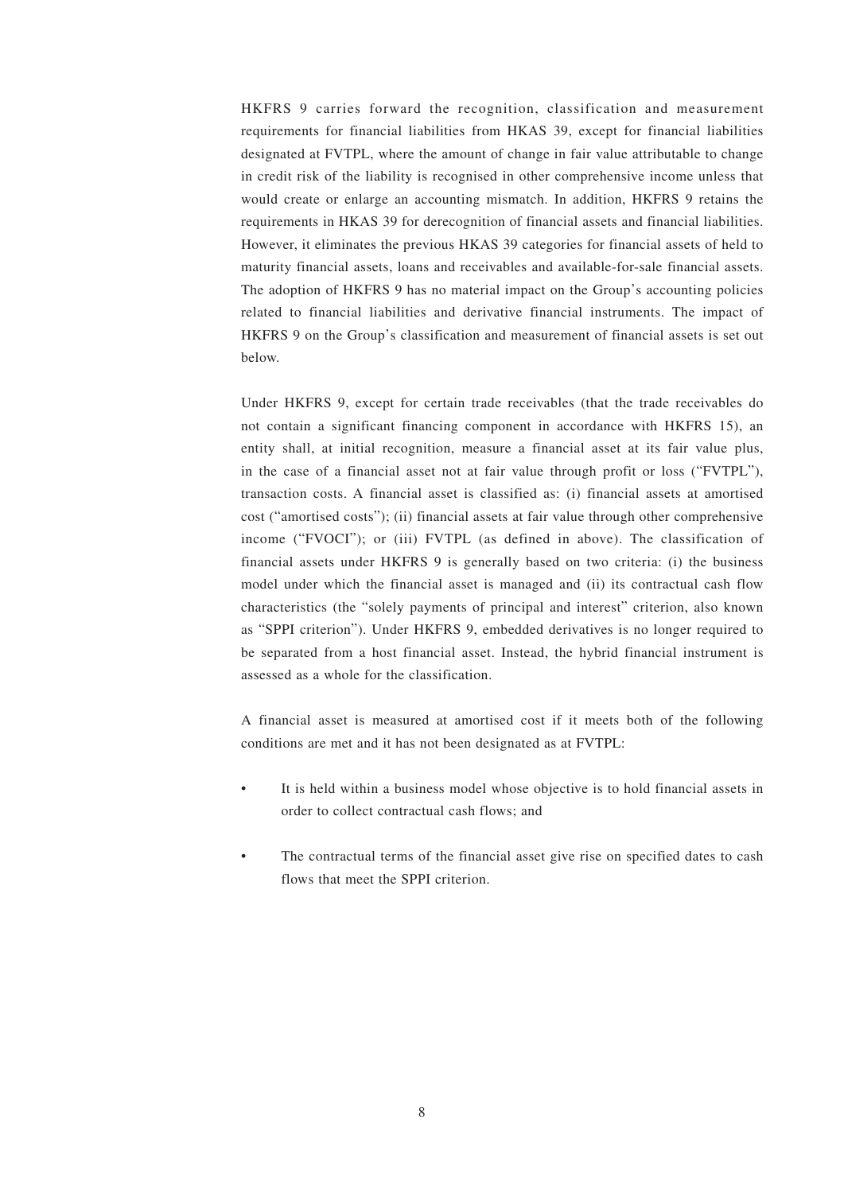HKFRS 9 carries forward the recognition, classification and measurement requirements for financial liabilities from HKAS 39, except for financial liabilities designated at FVTPL, where the amount of change in fair value attributable to change in credit risk of the liability is recognised in other comprehensive income unless that would create or enlarge an accounting mismatch. In addition, HKFRS 9 retains the requirements in HKAS 39 for derecognition of financial assets and financial liabilities. However, it eliminates the previous HKAS 39 categories for financial assets of held to maturity financial assets, loans and receivables and available-for-sale financial assets. The adoption of HKFRS 9 has no material impact on the Group's accounting policies related to financial liabilities and derivative financial instruments. The impact of HKFRS 9 on the Group's classification and measurement of financial assets is set out below.

Under HKFRS 9, except for certain trade receivables (that the trade receivables do not contain a significant financing component in accordance with HKFRS 15), an entity shall, at initial recognition, measure a financial asset at its fair value plus, in the case of a financial asset not at fair value through profit or loss ("FVTPL"), transaction costs. A financial asset is classified as: (i) financial assets at amortised cost ("amortised costs"); (ii) financial assets at fair value through other comprehensive income ("FVOCI"); or (iii) FVTPL (as defined in above). The classification of financial assets under HKFRS 9 is generally based on two criteria: (i) the business model under which the financial asset is managed and (ii) its contractual cash flow characteristics (the "solely payments of principal and interest" criterion, also known as "SPPI criterion"). Under HKFRS 9, embedded derivatives is no longer required to be separated from a host financial asset. Instead, the hybrid financial instrument is assessed as a whole for the classification.

A financial asset is measured at amortised cost if it meets both of the following conditions are met and it has not been designated as at FVTPL:

- It is held within a business model whose objective is to hold financial assets in order to collect contractual cash flows; and
- The contractual terms of the financial asset give rise on specified dates to cash flows that meet the SPPI criterion.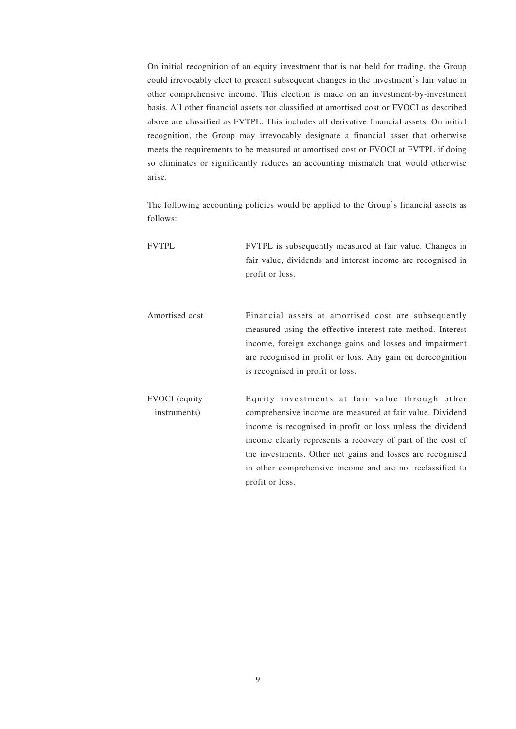On initial recognition of an equity investment that is not held for trading, the Group could irrevocably elect to present subsequent changes in the investment's fair value in other comprehensive income. This election is made on an investment-by-investment basis. All other financial assets not classified at amortised cost or FVOCI as described above are classified as FVTPL. This includes all derivative financial assets. On initial recognition, the Group may irrevocably designate a financial asset that otherwise meets the requirements to be measured at amortised cost or FVOCI at FVTPL if doing so eliminates or significantly reduces an accounting mismatch that would otherwise arise.

The following accounting policies would be applied to the Group's financial assets as follows:

| | |
|---|---|
| FVTPL | FVTPL is subsequently measured at fair value. Changes in fair value, dividends and interest income are recognised in profit or loss. |
| Amortised cost | Financial assets at amortised cost are subsequently measured using the effective interest rate method. Interest income, foreign exchange gains and losses and impairment are recognised in profit or loss. Any gain on derecognition is recognised in profit or loss. |
| FVOCI (equity instruments) | Equity investments at fair value through other comprehensive income are measured at fair value. Dividend income is recognised in profit or loss unless the dividend income clearly represents a recovery of part of the cost of the investments. Other net gains and losses are recognised in other comprehensive income and are not reclassified to profit or loss. |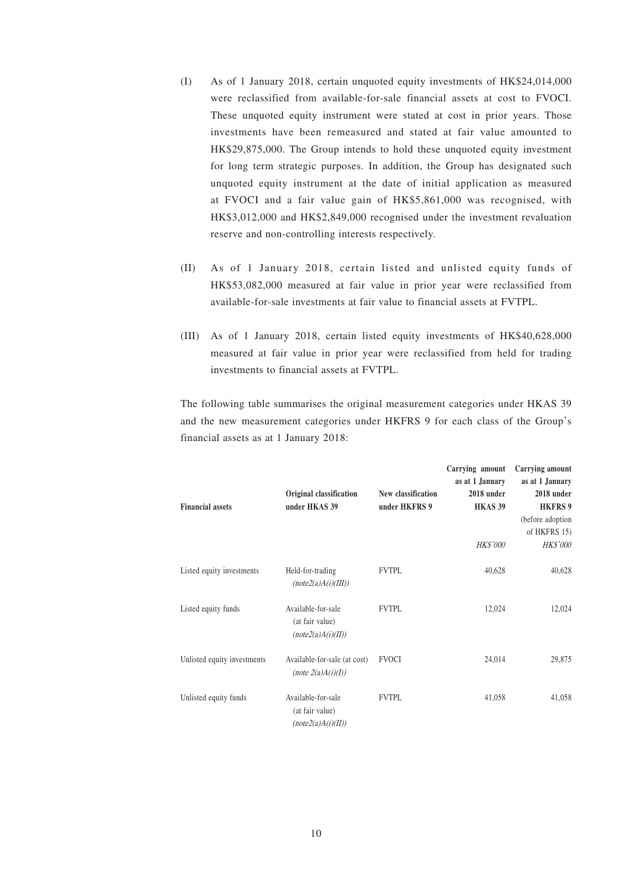(I) As of 1 January 2018, certain unquoted equity investments of HK$24,014,000 were reclassified from available-for-sale financial assets at cost to FVOCI. These unquoted equity instrument were stated at cost in prior years. Those investments have been remeasured and stated at fair value amounted to HK$29,875,000. The Group intends to hold these unquoted equity investment for long term strategic purposes. In addition, the Group has designated such unquoted equity instrument at the date of initial application as measured at FVOCI and a fair value gain of HK$5,861,000 was recognised, with HK$3,012,000 and HK$2,849,000 recognised under the investment revaluation reserve and non-controlling interests respectively.

(II) As of 1 January 2018, certain listed and unlisted equity funds of HK$53,082,000 measured at fair value in prior year were reclassified from available-for-sale investments at fair value to financial assets at FVTPL.

(III) As of 1 January 2018, certain listed equity investments of HK$40,628,000 measured at fair value in prior year were reclassified from held for trading investments to financial assets at FVTPL.

The following table summarises the original measurement categories under HKAS 39 and the new measurement categories under HKFRS 9 for each class of the Group's financial assets as at 1 January 2018:

| **Financial assets** | **Original classification under HKAS 39** | **New classification under HKFRS 9** | **Carrying amount as at 1 January 2018 under HKAS 39** | **Carrying amount as at 1 January 2018 under HKFRS 9** (before adoption of HKFRS 15) |
|---|---|---|---|---|
| | | | *HK$'000* | *HK$'000* |
| Listed equity investments | Held-for-trading *(note2(a)A(i)(III))* | FVTPL | 40,628 | 40,628 |
| Listed equity funds | Available-for-sale (at fair value) *(note2(a)A(i)(II))* | FVTPL | 12,024 | 12,024 |
| Unlisted equity investments | Available-for-sale (at cost) *(note 2(a)A(i)(I))* | FVOCI | 24,014 | 29,875 |
| Unlisted equity funds | Available-for-sale (at fair value) *(note2(a)A(i)(II))* | FVTPL | 41,058 | 41,058 |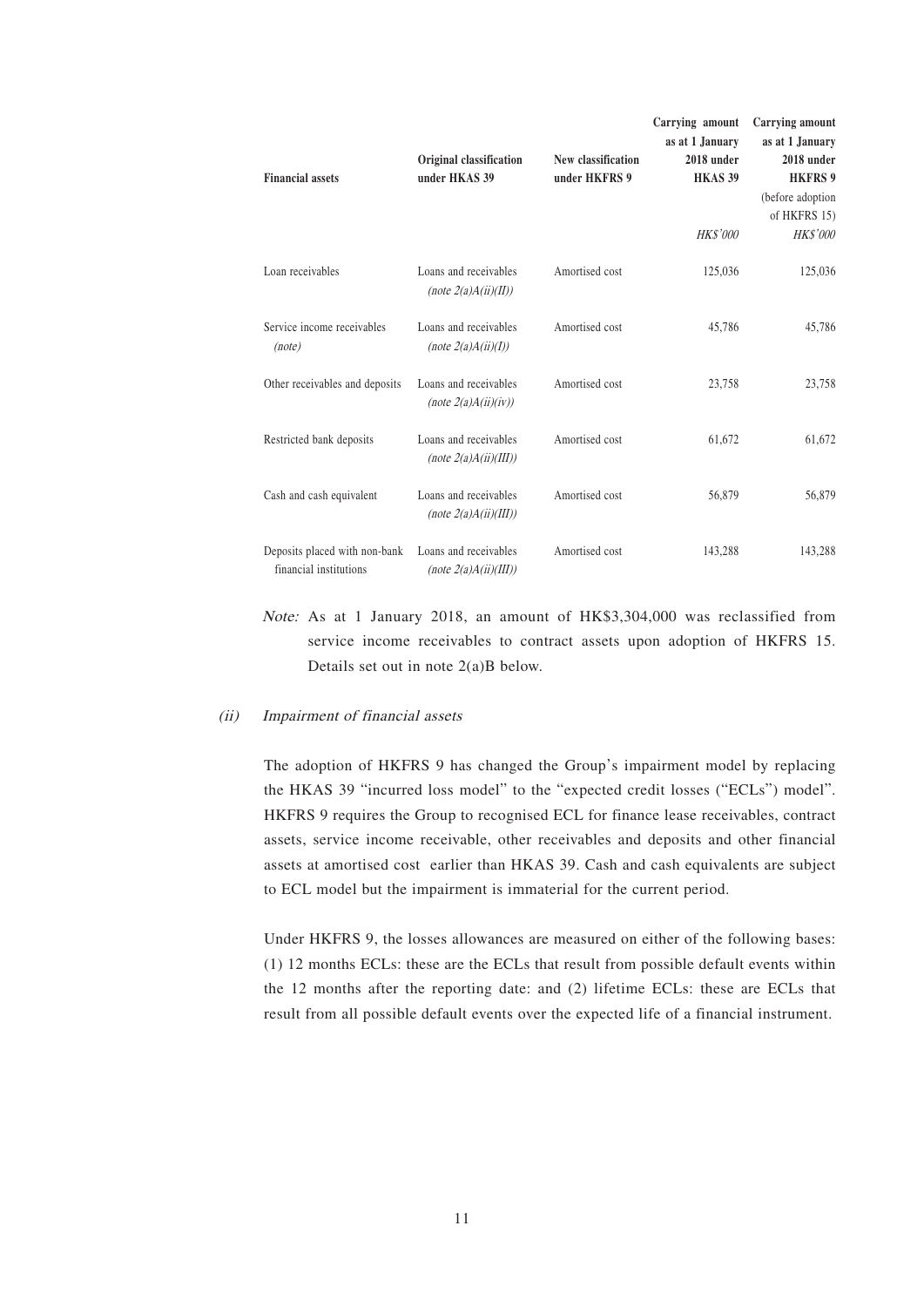| Financial assets | Original classification under HKAS 39 | New classification under HKFRS 9 | Carrying amount as at 1 January 2018 under HKAS 39 | Carrying amount as at 1 January 2018 under HKFRS 9 (before adoption of HKFRS 15) |
|---|---|---|---|---|
| | | | *HK$'000* | *HK$'000* |
| Loan receivables | Loans and receivables *(note 2(a)A(ii)(II))* | Amortised cost | 125,036 | 125,036 |
| Service income receivables *(note)* | Loans and receivables *(note 2(a)A(ii)(I))* | Amortised cost | 45,786 | 45,786 |
| Other receivables and deposits | Loans and receivables *(note 2(a)A(ii)(iv))* | Amortised cost | 23,758 | 23,758 |
| Restricted bank deposits | Loans and receivables *(note 2(a)A(ii)(III))* | Amortised cost | 61,672 | 61,672 |
| Cash and cash equivalent | Loans and receivables *(note 2(a)A(ii)(III))* | Amortised cost | 56,879 | 56,879 |
| Deposits placed with non-bank financial institutions | Loans and receivables *(note 2(a)A(ii)(III))* | Amortised cost | 143,288 | 143,288 |

*Note:* As at 1 January 2018, an amount of HK$3,304,000 was reclassified from service income receivables to contract assets upon adoption of HKFRS 15. Details set out in note 2(a)B below.

(ii) *Impairment of financial assets*

The adoption of HKFRS 9 has changed the Group's impairment model by replacing the HKAS 39 "incurred loss model" to the "expected credit losses ("ECLs") model". HKFRS 9 requires the Group to recognised ECL for finance lease receivables, contract assets, service income receivable, other receivables and deposits and other financial assets at amortised cost earlier than HKAS 39. Cash and cash equivalents are subject to ECL model but the impairment is immaterial for the current period.

Under HKFRS 9, the losses allowances are measured on either of the following bases: (1) 12 months ECLs: these are the ECLs that result from possible default events within the 12 months after the reporting date: and (2) lifetime ECLs: these are ECLs that result from all possible default events over the expected life of a financial instrument.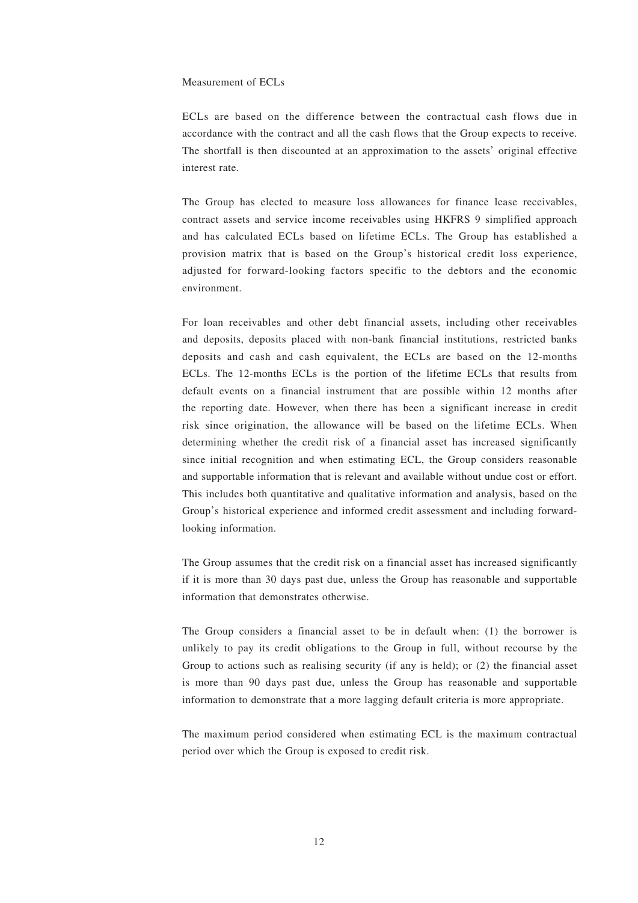Measurement of ECLs

ECLs are based on the difference between the contractual cash flows due in accordance with the contract and all the cash flows that the Group expects to receive. The shortfall is then discounted at an approximation to the assets' original effective interest rate.

The Group has elected to measure loss allowances for finance lease receivables, contract assets and service income receivables using HKFRS 9 simplified approach and has calculated ECLs based on lifetime ECLs. The Group has established a provision matrix that is based on the Group's historical credit loss experience, adjusted for forward-looking factors specific to the debtors and the economic environment.

For loan receivables and other debt financial assets, including other receivables and deposits, deposits placed with non-bank financial institutions, restricted banks deposits and cash and cash equivalent, the ECLs are based on the 12-months ECLs. The 12-months ECLs is the portion of the lifetime ECLs that results from default events on a financial instrument that are possible within 12 months after the reporting date. However, when there has been a significant increase in credit risk since origination, the allowance will be based on the lifetime ECLs. When determining whether the credit risk of a financial asset has increased significantly since initial recognition and when estimating ECL, the Group considers reasonable and supportable information that is relevant and available without undue cost or effort. This includes both quantitative and qualitative information and analysis, based on the Group's historical experience and informed credit assessment and including forward-looking information.

The Group assumes that the credit risk on a financial asset has increased significantly if it is more than 30 days past due, unless the Group has reasonable and supportable information that demonstrates otherwise.

The Group considers a financial asset to be in default when: (1) the borrower is unlikely to pay its credit obligations to the Group in full, without recourse by the Group to actions such as realising security (if any is held); or (2) the financial asset is more than 90 days past due, unless the Group has reasonable and supportable information to demonstrate that a more lagging default criteria is more appropriate.

The maximum period considered when estimating ECL is the maximum contractual period over which the Group is exposed to credit risk.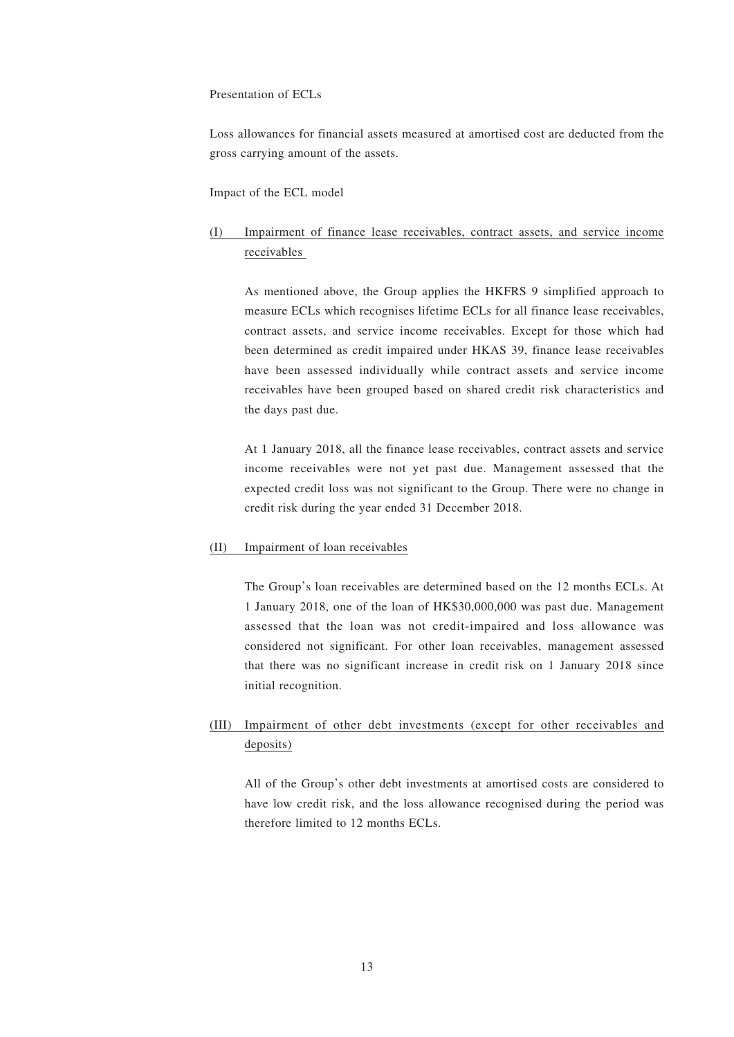Presentation of ECLs

Loss allowances for financial assets measured at amortised cost are deducted from the gross carrying amount of the assets.

Impact of the ECL model

(I) Impairment of finance lease receivables, contract assets, and service income receivables

As mentioned above, the Group applies the HKFRS 9 simplified approach to measure ECLs which recognises lifetime ECLs for all finance lease receivables, contract assets, and service income receivables. Except for those which had been determined as credit impaired under HKAS 39, finance lease receivables have been assessed individually while contract assets and service income receivables have been grouped based on shared credit risk characteristics and the days past due.

At 1 January 2018, all the finance lease receivables, contract assets and service income receivables were not yet past due. Management assessed that the expected credit loss was not significant to the Group. There were no change in credit risk during the year ended 31 December 2018.

(II) Impairment of loan receivables

The Group's loan receivables are determined based on the 12 months ECLs. At 1 January 2018, one of the loan of HK$30,000,000 was past due. Management assessed that the loan was not credit-impaired and loss allowance was considered not significant. For other loan receivables, management assessed that there was no significant increase in credit risk on 1 January 2018 since initial recognition.

(III) Impairment of other debt investments (except for other receivables and deposits)

All of the Group's other debt investments at amortised costs are considered to have low credit risk, and the loss allowance recognised during the period was therefore limited to 12 months ECLs.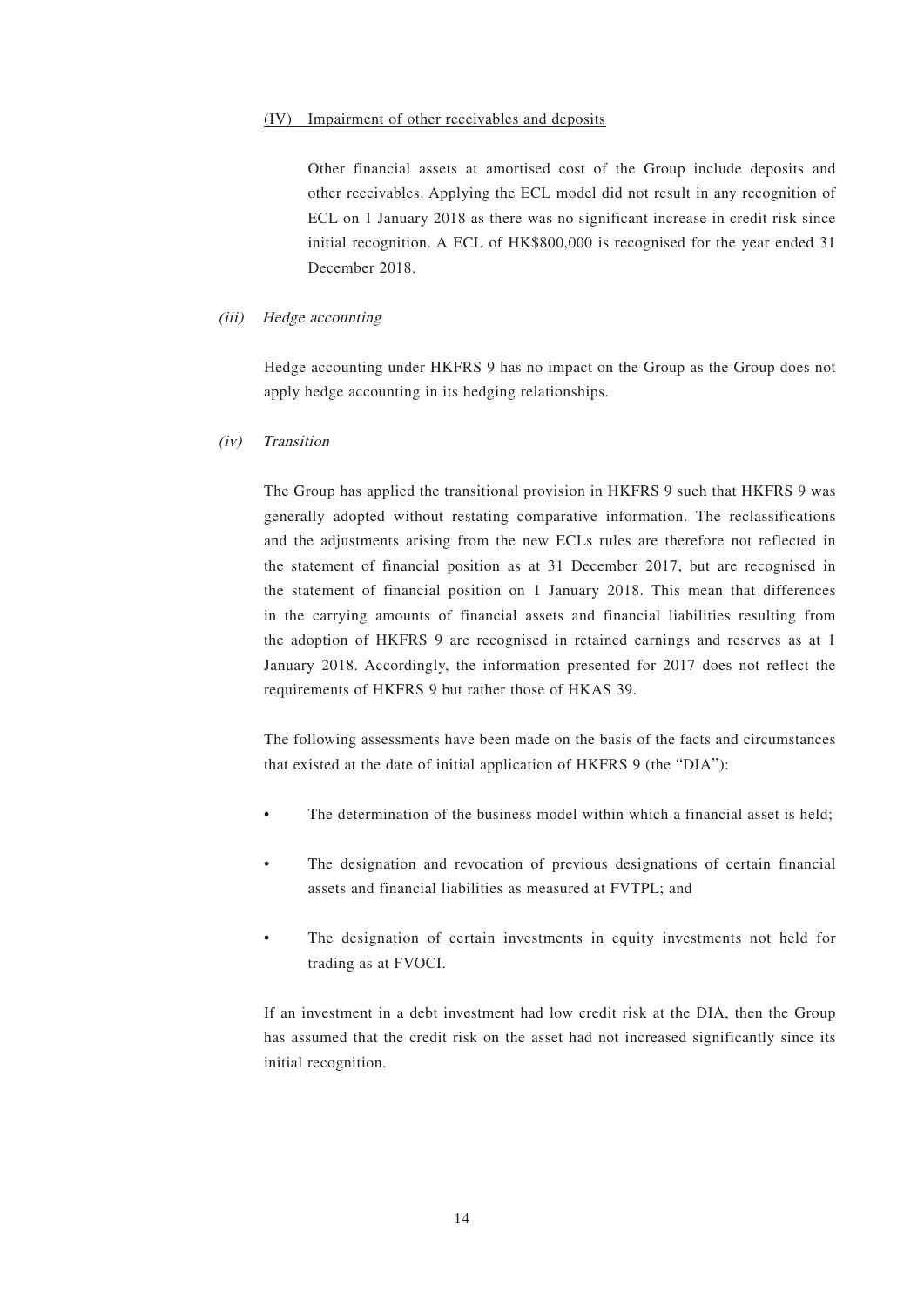(IV) Impairment of other receivables and deposits

Other financial assets at amortised cost of the Group include deposits and other receivables. Applying the ECL model did not result in any recognition of ECL on 1 January 2018 as there was no significant increase in credit risk since initial recognition. A ECL of HK$800,000 is recognised for the year ended 31 December 2018.

*(iii) Hedge accounting*

Hedge accounting under HKFRS 9 has no impact on the Group as the Group does not apply hedge accounting in its hedging relationships.

*(iv) Transition*

The Group has applied the transitional provision in HKFRS 9 such that HKFRS 9 was generally adopted without restating comparative information. The reclassifications and the adjustments arising from the new ECLs rules are therefore not reflected in the statement of financial position as at 31 December 2017, but are recognised in the statement of financial position on 1 January 2018. This mean that differences in the carrying amounts of financial assets and financial liabilities resulting from the adoption of HKFRS 9 are recognised in retained earnings and reserves as at 1 January 2018. Accordingly, the information presented for 2017 does not reflect the requirements of HKFRS 9 but rather those of HKAS 39.

The following assessments have been made on the basis of the facts and circumstances that existed at the date of initial application of HKFRS 9 (the "DIA"):

- The determination of the business model within which a financial asset is held;
- The designation and revocation of previous designations of certain financial assets and financial liabilities as measured at FVTPL; and
- The designation of certain investments in equity investments not held for trading as at FVOCI.

If an investment in a debt investment had low credit risk at the DIA, then the Group has assumed that the credit risk on the asset had not increased significantly since its initial recognition.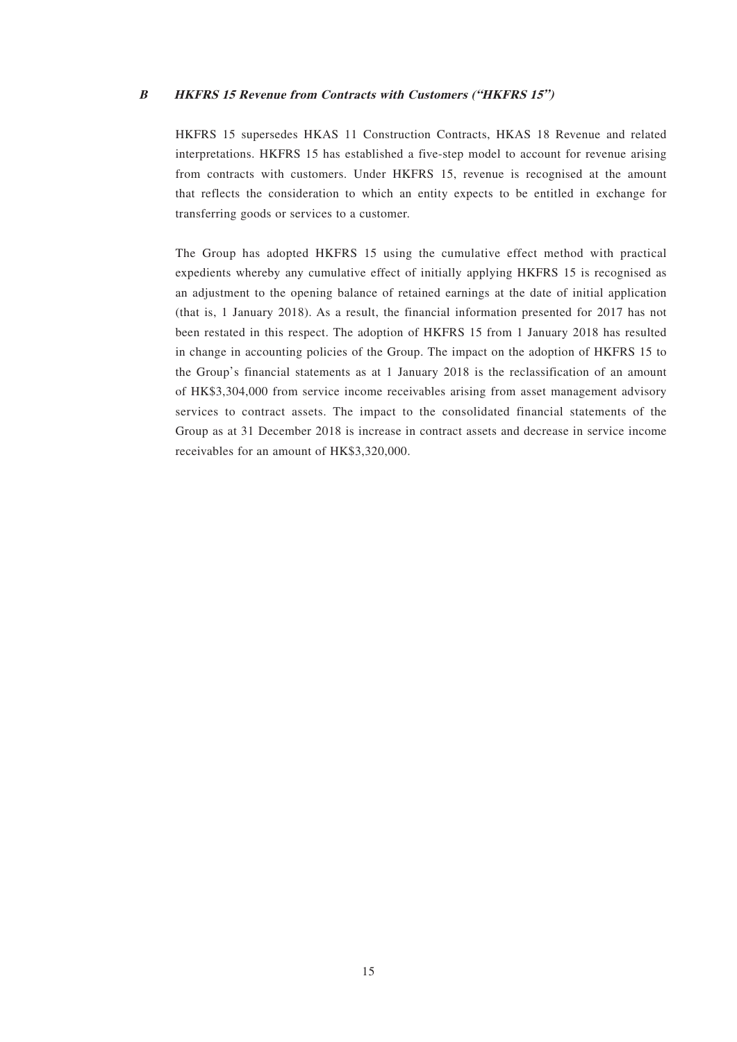### B HKFRS 15 *Revenue from Contracts with Customers* ("HKFRS 15")

HKFRS 15 supersedes HKAS 11 Construction Contracts, HKAS 18 Revenue and related interpretations. HKFRS 15 has established a five-step model to account for revenue arising from contracts with customers. Under HKFRS 15, revenue is recognised at the amount that reflects the consideration to which an entity expects to be entitled in exchange for transferring goods or services to a customer.

The Group has adopted HKFRS 15 using the cumulative effect method with practical expedients whereby any cumulative effect of initially applying HKFRS 15 is recognised as an adjustment to the opening balance of retained earnings at the date of initial application (that is, 1 January 2018). As a result, the financial information presented for 2017 has not been restated in this respect. The adoption of HKFRS 15 from 1 January 2018 has resulted in change in accounting policies of the Group. The impact on the adoption of HKFRS 15 to the Group's financial statements as at 1 January 2018 is the reclassification of an amount of HK$3,304,000 from service income receivables arising from asset management advisory services to contract assets. The impact to the consolidated financial statements of the Group as at 31 December 2018 is increase in contract assets and decrease in service income receivables for an amount of HK$3,320,000.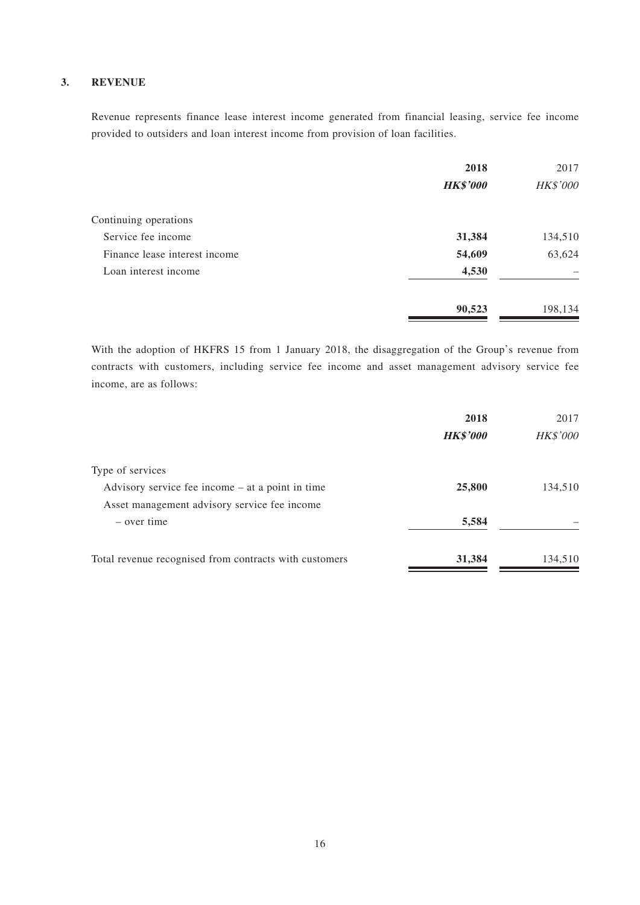## 3. REVENUE

Revenue represents finance lease interest income generated from financial leasing, service fee income provided to outsiders and loan interest income from provision of loan facilities.

| | **2018** | 2017 |
|---|---|---|
| | ***HK$'000*** | *HK$'000* |
| Continuing operations | | |
| Service fee income | **31,384** | 134,510 |
| Finance lease interest income | **54,609** | 63,624 |
| Loan interest income | **4,530** | – |
| | **90,523** | 198,134 |

With the adoption of HKFRS 15 from 1 January 2018, the disaggregation of the Group's revenue from contracts with customers, including service fee income and asset management advisory service fee income, are as follows:

| | **2018** | 2017 |
|---|---|---|
| | ***HK$'000*** | *HK$'000* |
| Type of services | | |
| Advisory service fee income – at a point in time | **25,800** | 134,510 |
| Asset management advisory service fee income – over time | **5,584** | – |
| Total revenue recognised from contracts with customers | **31,384** | 134,510 |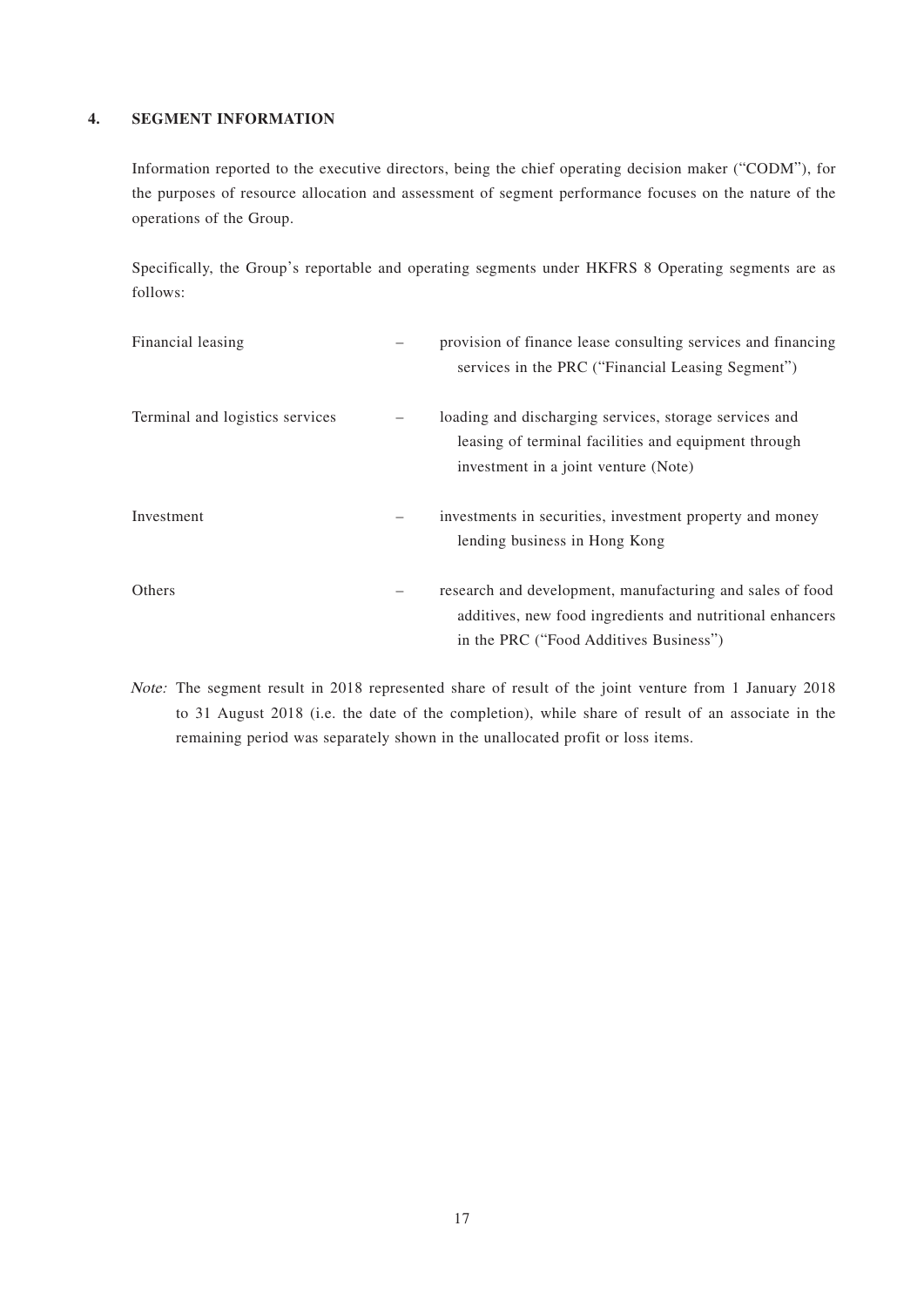## 4. SEGMENT INFORMATION

Information reported to the executive directors, being the chief operating decision maker ("CODM"), for the purposes of resource allocation and assessment of segment performance focuses on the nature of the operations of the Group.

Specifically, the Group's reportable and operating segments under HKFRS 8 Operating segments are as follows:

| | | |
|---|---|---|
| Financial leasing | – | provision of finance lease consulting services and financing services in the PRC ("Financial Leasing Segment") |
| Terminal and logistics services | – | loading and discharging services, storage services and leasing of terminal facilities and equipment through investment in a joint venture (Note) |
| Investment | – | investments in securities, investment property and money lending business in Hong Kong |
| Others | – | research and development, manufacturing and sales of food additives, new food ingredients and nutritional enhancers in the PRC ("Food Additives Business") |

*Note:* The segment result in 2018 represented share of result of the joint venture from 1 January 2018 to 31 August 2018 (i.e. the date of the completion), while share of result of an associate in the remaining period was separately shown in the unallocated profit or loss items.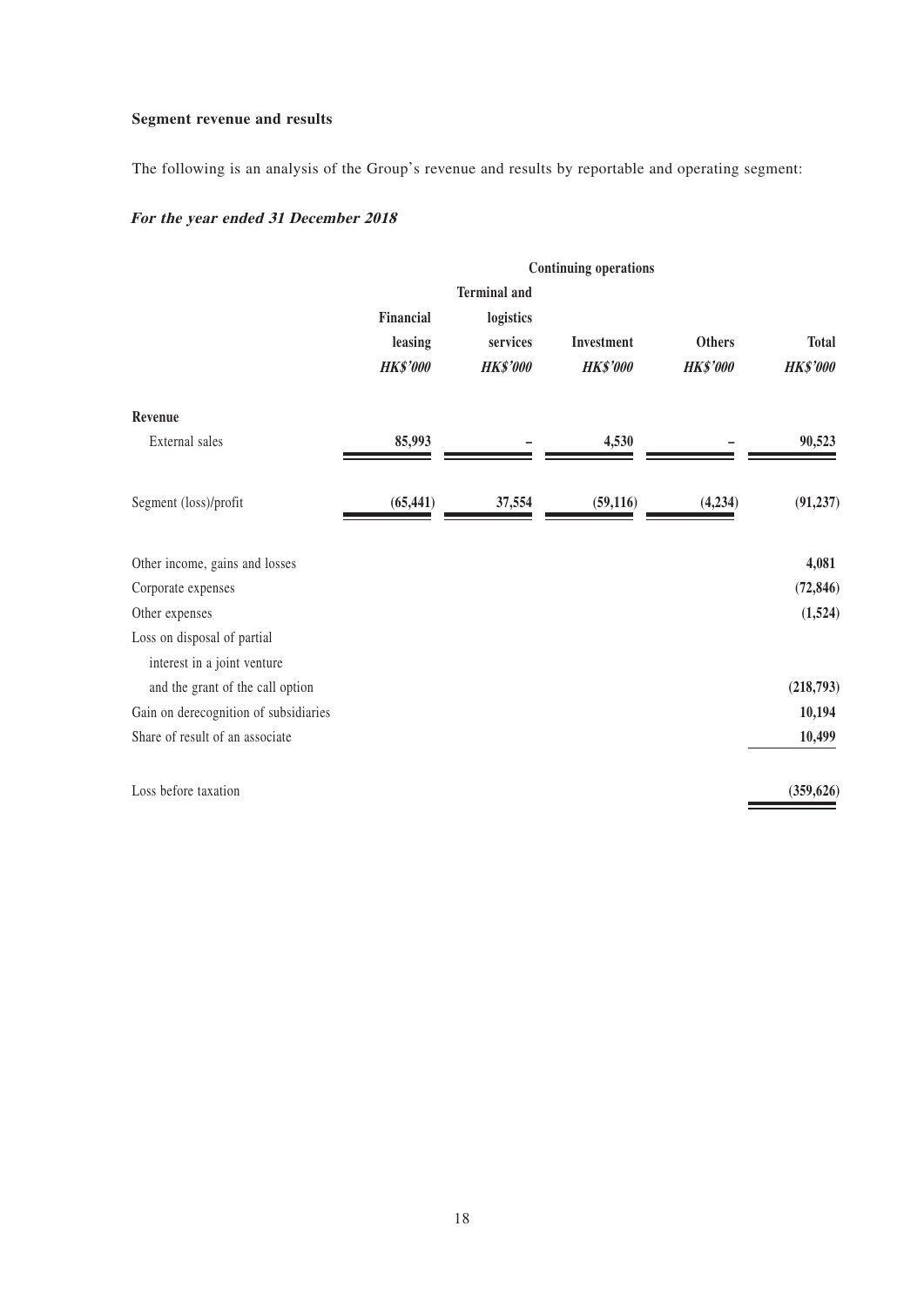**Segment revenue and results**

The following is an analysis of the Group's revenue and results by reportable and operating segment:

***For the year ended 31 December 2018***

| | Continuing operations | | | | |
|---|---|---|---|---|---|
| | Financial leasing | Terminal and logistics services | Investment | Others | Total |
| | *HK$'000* | *HK$'000* | *HK$'000* | *HK$'000* | *HK$'000* |
| **Revenue** | | | | | |
| External sales | **85,993** | **–** | **4,530** | **–** | **90,523** |
| Segment (loss)/profit | **(65,441)** | **37,554** | **(59,116)** | **(4,234)** | **(91,237)** |
| Other income, gains and losses | | | | | **4,081** |
| Corporate expenses | | | | | **(72,846)** |
| Other expenses | | | | | **(1,524)** |
| Loss on disposal of partial interest in a joint venture and the grant of the call option | | | | | **(218,793)** |
| Gain on derecognition of subsidiaries | | | | | **10,194** |
| Share of result of an associate | | | | | **10,499** |
| Loss before taxation | | | | | **(359,626)** |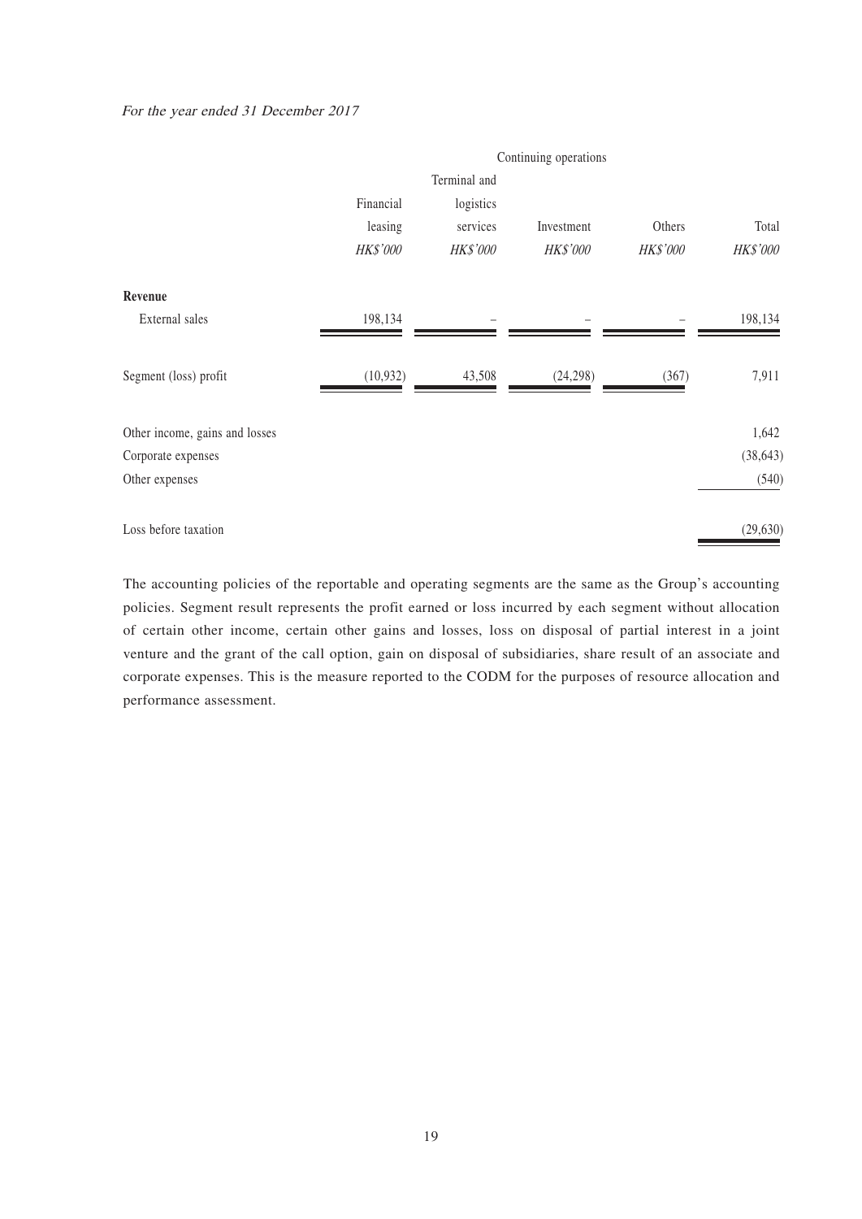*For the year ended 31 December 2017*

| | Continuing operations | | | | |
|---|---|---|---|---|---|
| | Financial leasing | Terminal and logistics services | Investment | Others | Total |
| | *HK$'000* | *HK$'000* | *HK$'000* | *HK$'000* | *HK$'000* |
| **Revenue** | | | | | |
| External sales | 198,134 | – | – | – | 198,134 |
| Segment (loss) profit | (10,932) | 43,508 | (24,298) | (367) | 7,911 |
| Other income, gains and losses | | | | | 1,642 |
| Corporate expenses | | | | | (38,643) |
| Other expenses | | | | | (540) |
| Loss before taxation | | | | | (29,630) |

The accounting policies of the reportable and operating segments are the same as the Group's accounting policies. Segment result represents the profit earned or loss incurred by each segment without allocation of certain other income, certain other gains and losses, loss on disposal of partial interest in a joint venture and the grant of the call option, gain on disposal of subsidiaries, share result of an associate and corporate expenses. This is the measure reported to the CODM for the purposes of resource allocation and performance assessment.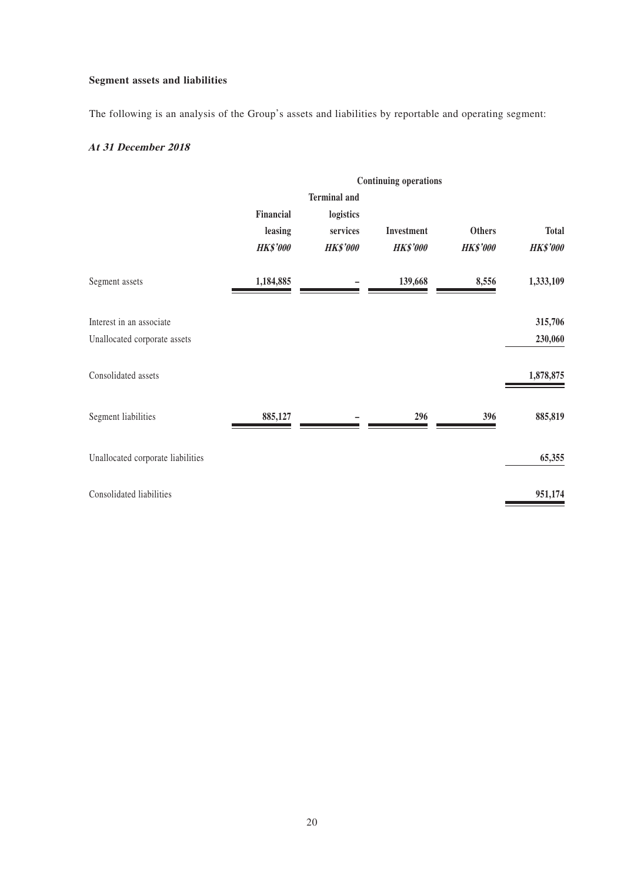**Segment assets and liabilities**

The following is an analysis of the Group's assets and liabilities by reportable and operating segment:

***At 31 December 2018***

| | Continuing operations | | | | |
|---|---|---|---|---|---|
| | Financial leasing | Terminal and logistics services | Investment | Others | Total |
| | *HK$'000* | *HK$'000* | *HK$'000* | *HK$'000* | *HK$'000* |
| Segment assets | 1,184,885 | – | 139,668 | 8,556 | 1,333,109 |
| Interest in an associate | | | | | 315,706 |
| Unallocated corporate assets | | | | | 230,060 |
| Consolidated assets | | | | | 1,878,875 |
| Segment liabilities | 885,127 | – | 296 | 396 | 885,819 |
| Unallocated corporate liabilities | | | | | 65,355 |
| Consolidated liabilities | | | | | 951,174 |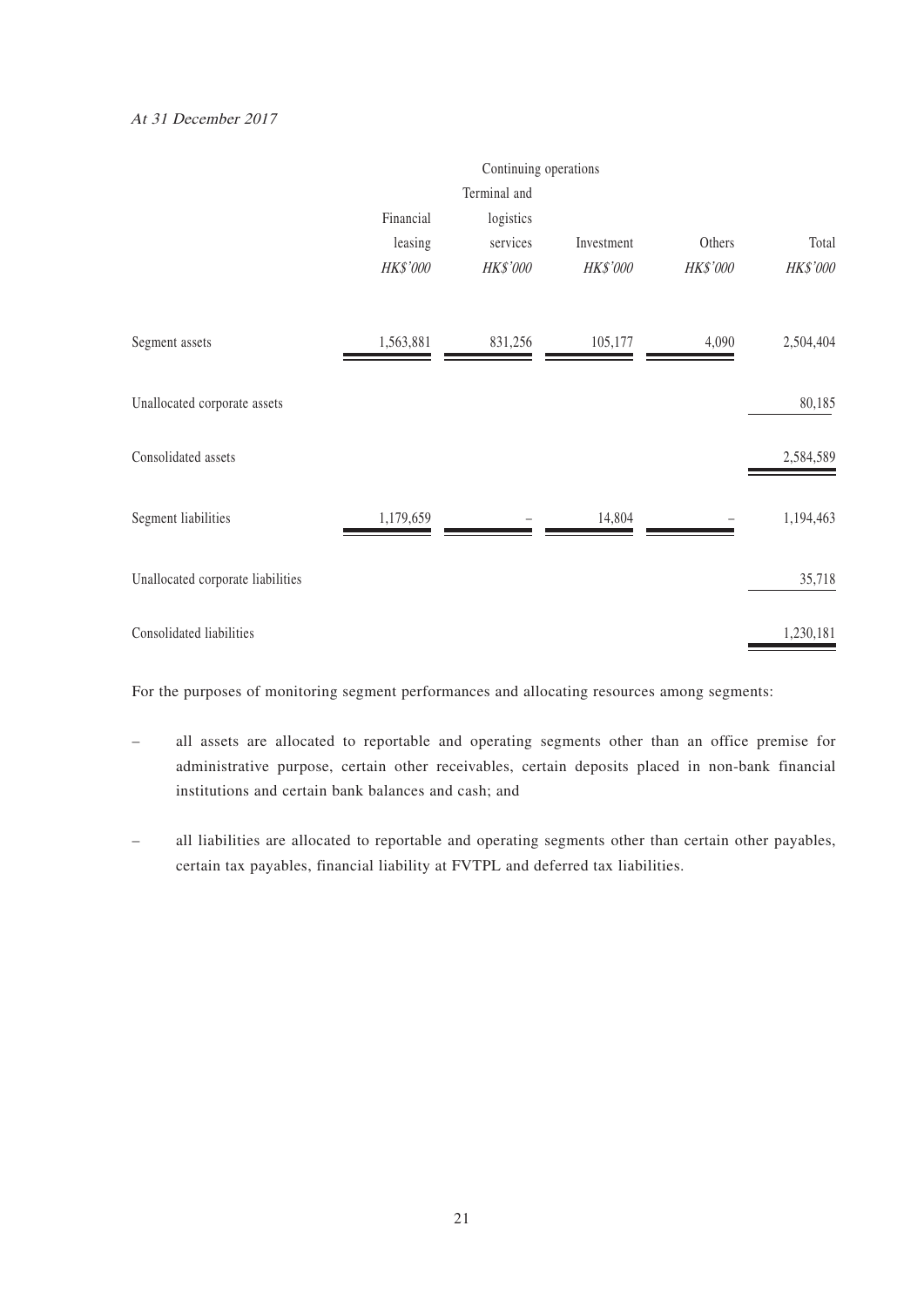*At 31 December 2017*

| | Continuing operations | | | | |
|---|---|---|---|---|---|
| | Financial leasing | Terminal and logistics services | Investment | Others | Total |
| | *HK$'000* | *HK$'000* | *HK$'000* | *HK$'000* | *HK$'000* |
| Segment assets | 1,563,881 | 831,256 | 105,177 | 4,090 | 2,504,404 |
| Unallocated corporate assets | | | | | 80,185 |
| Consolidated assets | | | | | 2,584,589 |
| Segment liabilities | 1,179,659 | – | 14,804 | – | 1,194,463 |
| Unallocated corporate liabilities | | | | | 35,718 |
| Consolidated liabilities | | | | | 1,230,181 |

For the purposes of monitoring segment performances and allocating resources among segments:

– all assets are allocated to reportable and operating segments other than an office premise for administrative purpose, certain other receivables, certain deposits placed in non-bank financial institutions and certain bank balances and cash; and

– all liabilities are allocated to reportable and operating segments other than certain other payables, certain tax payables, financial liability at FVTPL and deferred tax liabilities.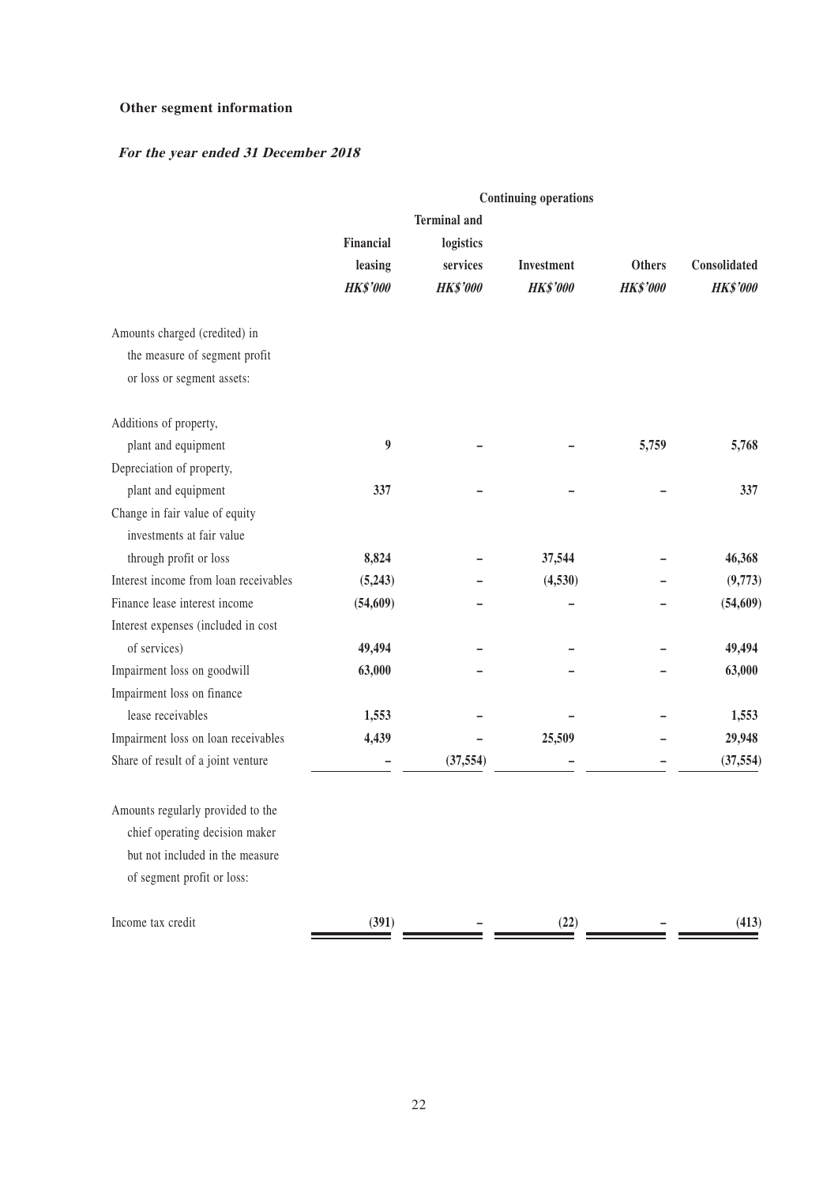**Other segment information**

***For the year ended 31 December 2018***

| | Continuing operations | | | | |
|---|---|---|---|---|---|
| | Financial leasing | Terminal and logistics services | Investment | Others | Consolidated |
| | *HK$'000* | *HK$'000* | *HK$'000* | *HK$'000* | *HK$'000* |
| Amounts charged (credited) in the measure of segment profit or loss or segment assets: | | | | | |
| Additions of property, plant and equipment | 9 | – | – | 5,759 | 5,768 |
| Depreciation of property, plant and equipment | 337 | – | – | – | 337 |
| Change in fair value of equity investments at fair value through profit or loss | 8,824 | – | 37,544 | – | 46,368 |
| Interest income from loan receivables | (5,243) | – | (4,530) | – | (9,773) |
| Finance lease interest income | (54,609) | – | – | – | (54,609) |
| Interest expenses (included in cost of services) | 49,494 | – | – | – | 49,494 |
| Impairment loss on goodwill | 63,000 | – | – | – | 63,000 |
| Impairment loss on finance lease receivables | 1,553 | – | – | – | 1,553 |
| Impairment loss on loan receivables | 4,439 | – | 25,509 | – | 29,948 |
| Share of result of a joint venture | – | (37,554) | – | – | (37,554) |
| Amounts regularly provided to the chief operating decision maker but not included in the measure of segment profit or loss: | | | | | |
| Income tax credit | (391) | – | (22) | – | (413) |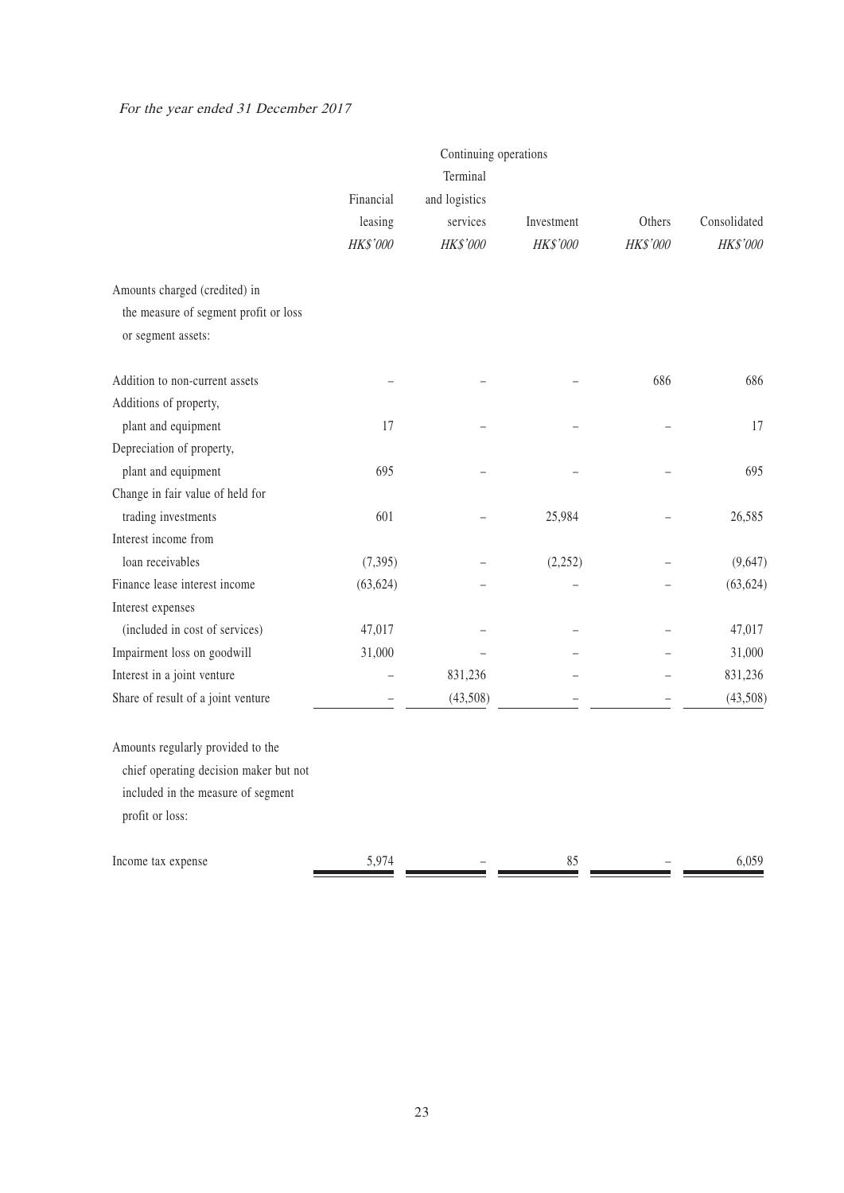*For the year ended 31 December 2017*

| | Continuing operations | | | | |
|---|---|---|---|---|---|
| | Financial leasing | Terminal and logistics services | Investment | Others | Consolidated |
| | *HK$'000* | *HK$'000* | *HK$'000* | *HK$'000* | *HK$'000* |
| Amounts charged (credited) in the measure of segment profit or loss or segment assets: | | | | | |
| Addition to non-current assets | – | – | – | 686 | 686 |
| Additions of property, plant and equipment | 17 | – | – | – | 17 |
| Depreciation of property, plant and equipment | 695 | – | – | – | 695 |
| Change in fair value of held for trading investments | 601 | – | 25,984 | – | 26,585 |
| Interest income from loan receivables | (7,395) | – | (2,252) | – | (9,647) |
| Finance lease interest income | (63,624) | – | – | – | (63,624) |
| Interest expenses (included in cost of services) | 47,017 | – | – | – | 47,017 |
| Impairment loss on goodwill | 31,000 | – | – | – | 31,000 |
| Interest in a joint venture | – | 831,236 | – | – | 831,236 |
| Share of result of a joint venture | – | (43,508) | – | – | (43,508) |
| Amounts regularly provided to the chief operating decision maker but not included in the measure of segment profit or loss: | | | | | |
| Income tax expense | 5,974 | – | 85 | – | 6,059 |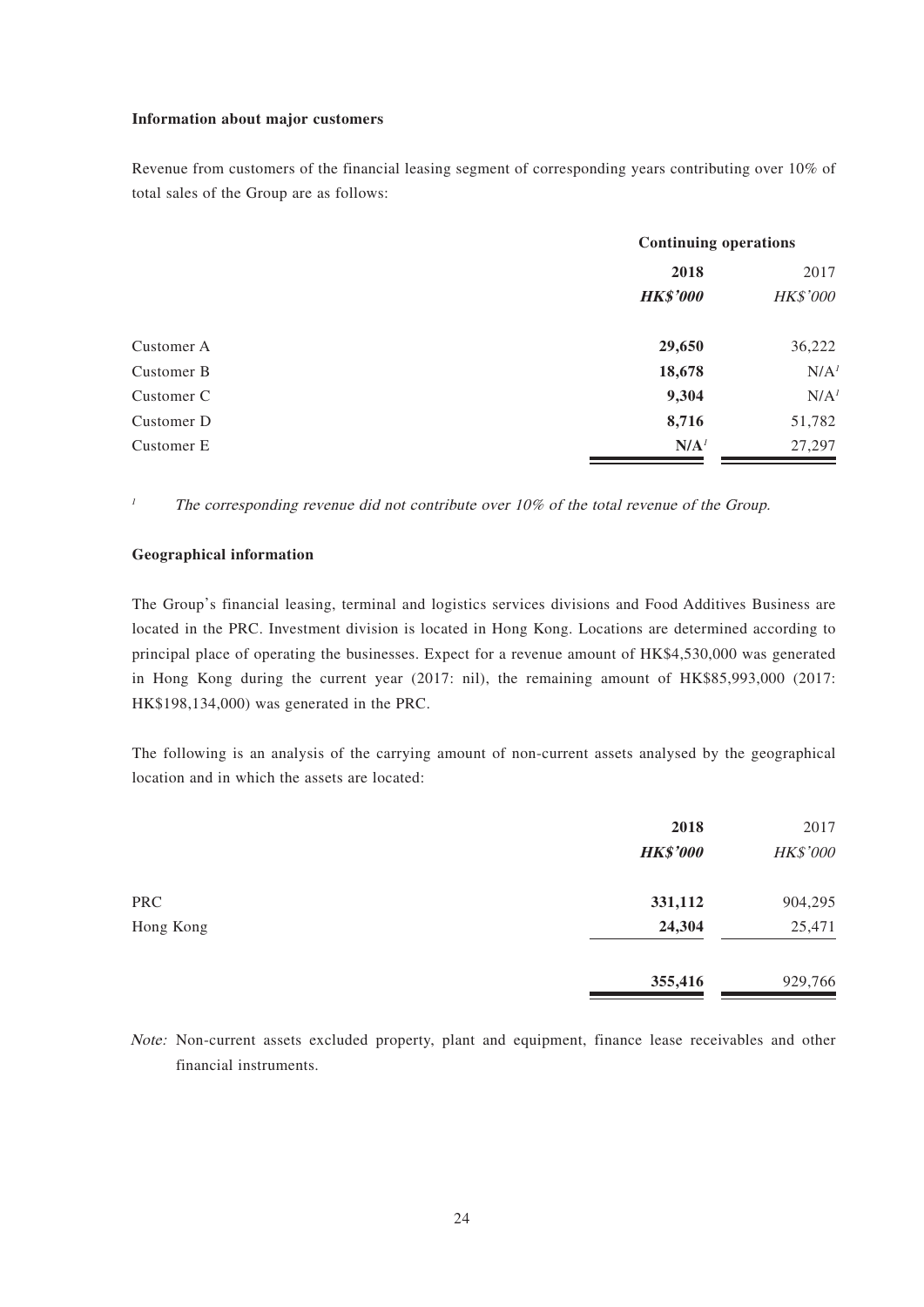**Information about major customers**

Revenue from customers of the financial leasing segment of corresponding years contributing over 10% of total sales of the Group are as follows:

| | Continuing operations | |
|---|---|---|
| | **2018** | 2017 |
| | ***HK$'000*** | *HK$'000* |
| Customer A | **29,650** | 36,222 |
| Customer B | **18,678** | N/A[1] |
| Customer C | **9,304** | N/A[1] |
| Customer D | **8,716** | 51,782 |
| Customer E | **N/A**[1] | 27,297 |

[1] *The corresponding revenue did not contribute over 10% of the total revenue of the Group.*

**Geographical information**

The Group's financial leasing, terminal and logistics services divisions and Food Additives Business are located in the PRC. Investment division is located in Hong Kong. Locations are determined according to principal place of operating the businesses. Expect for a revenue amount of HK$4,530,000 was generated in Hong Kong during the current year (2017: nil), the remaining amount of HK$85,993,000 (2017: HK$198,134,000) was generated in the PRC.

The following is an analysis of the carrying amount of non-current assets analysed by the geographical location and in which the assets are located:

| | **2018** | 2017 |
|---|---|---|
| | ***HK$'000*** | *HK$'000* |
| PRC | **331,112** | 904,295 |
| Hong Kong | **24,304** | 25,471 |
| | **355,416** | 929,766 |

*Note:* Non-current assets excluded property, plant and equipment, finance lease receivables and other financial instruments.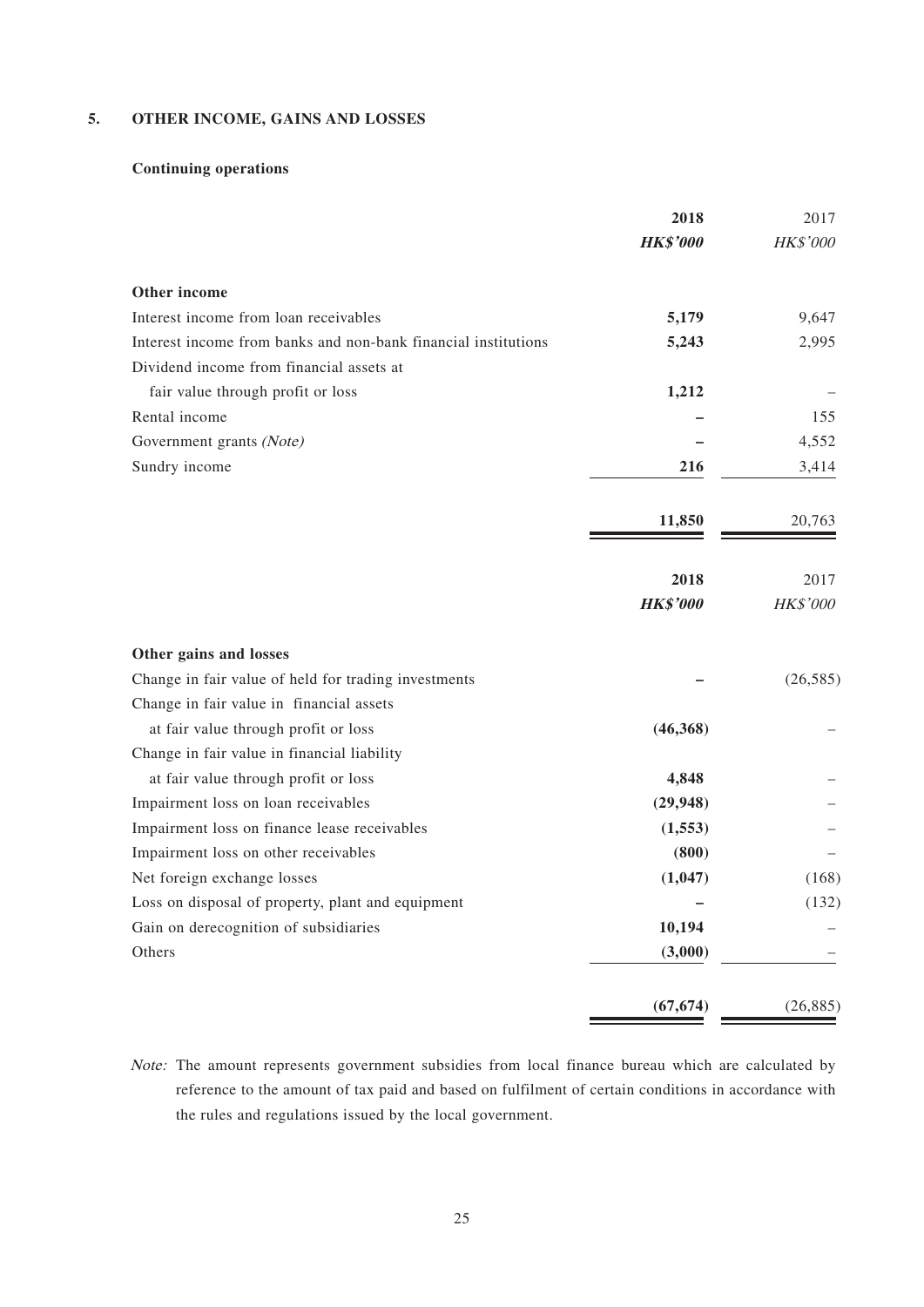## 5. OTHER INCOME, GAINS AND LOSSES

### Continuing operations

| | 2018 | 2017 |
|---|---|---|
| | ***HK$'000*** | *HK$'000* |
| **Other income** | | |
| Interest income from loan receivables | **5,179** | 9,647 |
| Interest income from banks and non-bank financial institutions | **5,243** | 2,995 |
| Dividend income from financial assets at fair value through profit or loss | **1,212** | – |
| Rental income | **–** | 155 |
| Government grants *(Note)* | **–** | 4,552 |
| Sundry income | **216** | 3,414 |
| | **11,850** | 20,763 |

| | 2018 | 2017 |
|---|---|---|
| | ***HK$'000*** | *HK$'000* |
| **Other gains and losses** | | |
| Change in fair value of held for trading investments | **–** | (26,585) |
| Change in fair value in financial assets at fair value through profit or loss | **(46,368)** | – |
| Change in fair value in financial liability at fair value through profit or loss | **4,848** | – |
| Impairment loss on loan receivables | **(29,948)** | – |
| Impairment loss on finance lease receivables | **(1,553)** | – |
| Impairment loss on other receivables | **(800)** | – |
| Net foreign exchange losses | **(1,047)** | (168) |
| Loss on disposal of property, plant and equipment | **–** | (132) |
| Gain on derecognition of subsidiaries | **10,194** | – |
| Others | **(3,000)** | – |
| | **(67,674)** | (26,885) |

*Note:* The amount represents government subsidies from local finance bureau which are calculated by reference to the amount of tax paid and based on fulfilment of certain conditions in accordance with the rules and regulations issued by the local government.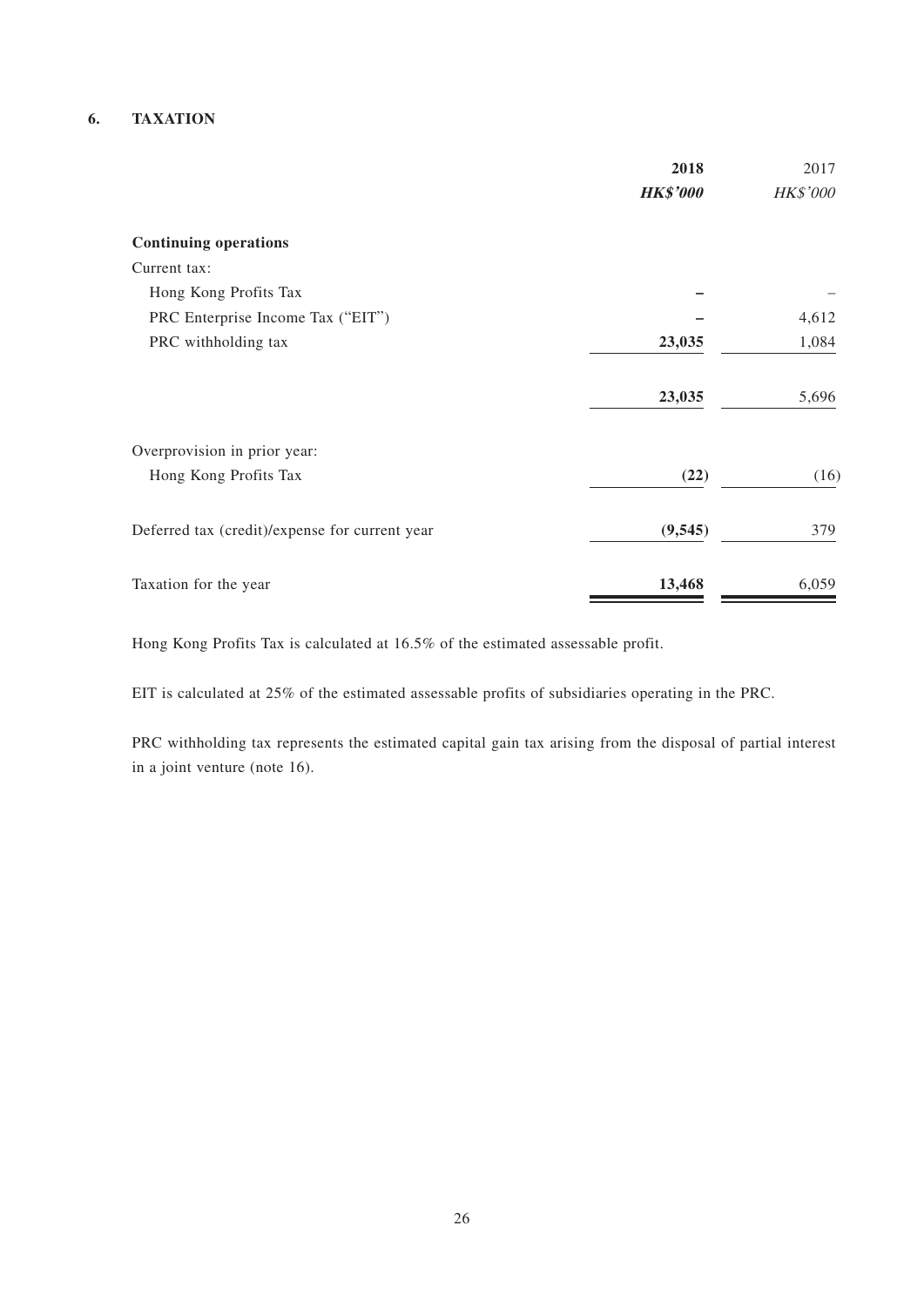## 6. TAXATION

| | **2018** | 2017 |
|---|---|---|
| | ***HK$'000*** | *HK$'000* |
| **Continuing operations** | | |
| Current tax: | | |
| Hong Kong Profits Tax | **–** | – |
| PRC Enterprise Income Tax ("EIT") | **–** | 4,612 |
| PRC withholding tax | **23,035** | 1,084 |
| | **23,035** | 5,696 |
| Overprovision in prior year: | | |
| Hong Kong Profits Tax | **(22)** | (16) |
| Deferred tax (credit)/expense for current year | **(9,545)** | 379 |
| Taxation for the year | **13,468** | 6,059 |

Hong Kong Profits Tax is calculated at 16.5% of the estimated assessable profit.

EIT is calculated at 25% of the estimated assessable profits of subsidiaries operating in the PRC.

PRC withholding tax represents the estimated capital gain tax arising from the disposal of partial interest in a joint venture (note 16).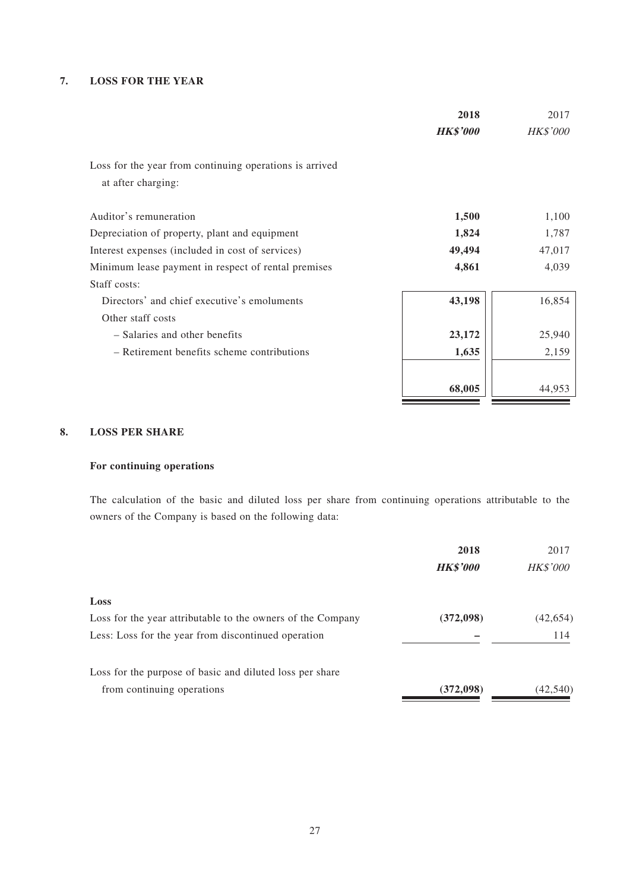## 7. LOSS FOR THE YEAR

| | 2018 | 2017 |
|---|---|---|
| | ***HK$'000*** | *HK$'000* |
| Loss for the year from continuing operations is arrived at after charging: | | |
| Auditor's remuneration | **1,500** | 1,100 |
| Depreciation of property, plant and equipment | **1,824** | 1,787 |
| Interest expenses (included in cost of services) | **49,494** | 47,017 |
| Minimum lease payment in respect of rental premises | **4,861** | 4,039 |
| Staff costs: | | |
| Directors' and chief executive's emoluments | **43,198** | 16,854 |
| Other staff costs | | |
| – Salaries and other benefits | **23,172** | 25,940 |
| – Retirement benefits scheme contributions | **1,635** | 2,159 |
| | **68,005** | 44,953 |

## 8. LOSS PER SHARE

### For continuing operations

The calculation of the basic and diluted loss per share from continuing operations attributable to the owners of the Company is based on the following data:

| | 2018 | 2017 |
|---|---|---|
| | ***HK$'000*** | *HK$'000* |
| **Loss** | | |
| Loss for the year attributable to the owners of the Company | **(372,098)** | (42,654) |
| Less: Loss for the year from discontinued operation | **–** | 114 |
| Loss for the purpose of basic and diluted loss per share from continuing operations | **(372,098)** | (42,540) |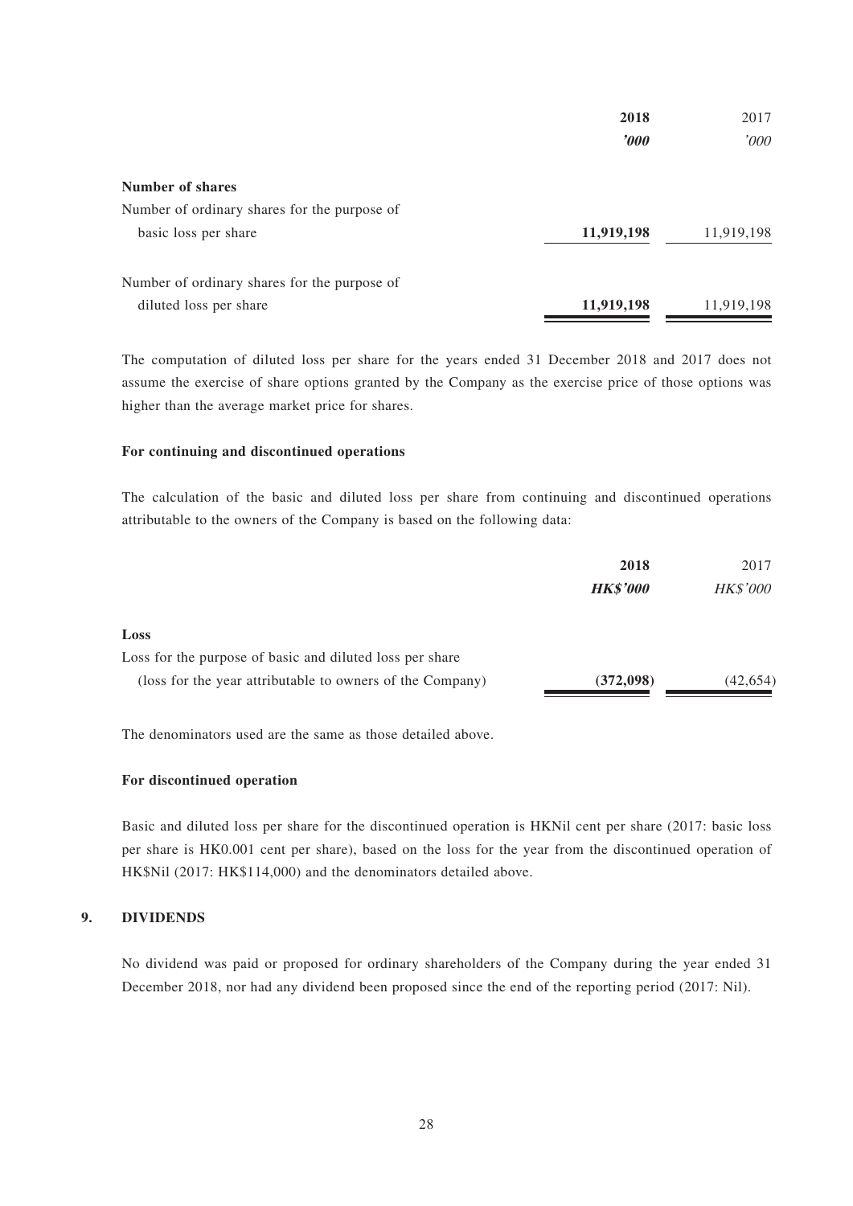| | 2018 | 2017 |
|---|---|---|
| | **'000** | '000 |
| **Number of shares** | | |
| Number of ordinary shares for the purpose of basic loss per share | **11,919,198** | 11,919,198 |
| Number of ordinary shares for the purpose of diluted loss per share | **11,919,198** | 11,919,198 |

The computation of diluted loss per share for the years ended 31 December 2018 and 2017 does not assume the exercise of share options granted by the Company as the exercise price of those options was higher than the average market price for shares.

**For continuing and discontinued operations**

The calculation of the basic and diluted loss per share from continuing and discontinued operations attributable to the owners of the Company is based on the following data:

| | 2018 | 2017 |
|---|---|---|
| | **HK$'000** | HK$'000 |
| **Loss** | | |
| Loss for the purpose of basic and diluted loss per share (loss for the year attributable to owners of the Company) | **(372,098)** | (42,654) |

The denominators used are the same as those detailed above.

**For discontinued operation**

Basic and diluted loss per share for the discontinued operation is HKNil cent per share (2017: basic loss per share is HK0.001 cent per share), based on the loss for the year from the discontinued operation of HK$Nil (2017: HK$114,000) and the denominators detailed above.

## 9. DIVIDENDS

No dividend was paid or proposed for ordinary shareholders of the Company during the year ended 31 December 2018, nor had any dividend been proposed since the end of the reporting period (2017: Nil).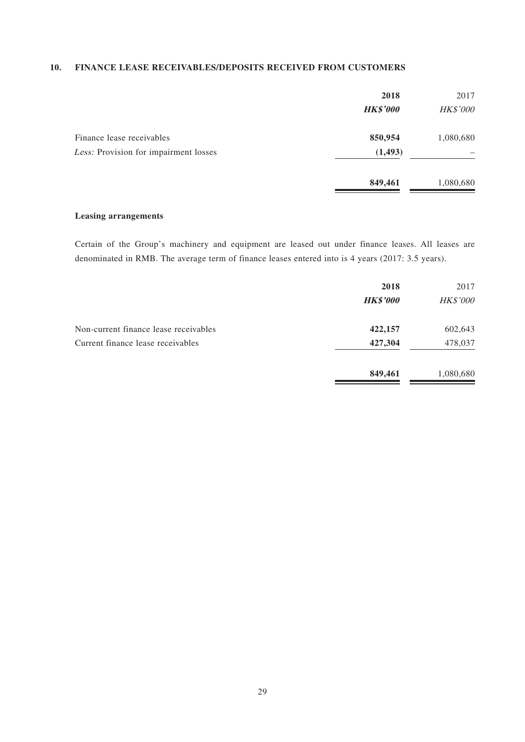## 10. FINANCE LEASE RECEIVABLES/DEPOSITS RECEIVED FROM CUSTOMERS

| | 2018 | 2017 |
|---|---|---|
| | ***HK$'000*** | *HK$'000* |
| Finance lease receivables | **850,954** | 1,080,680 |
| *Less:* Provision for impairment losses | **(1,493)** | – |
| | **849,461** | 1,080,680 |

### Leasing arrangements

Certain of the Group's machinery and equipment are leased out under finance leases. All leases are denominated in RMB. The average term of finance leases entered into is 4 years (2017: 3.5 years).

| | 2018 | 2017 |
|---|---|---|
| | ***HK$'000*** | *HK$'000* |
| Non-current finance lease receivables | **422,157** | 602,643 |
| Current finance lease receivables | **427,304** | 478,037 |
| | **849,461** | 1,080,680 |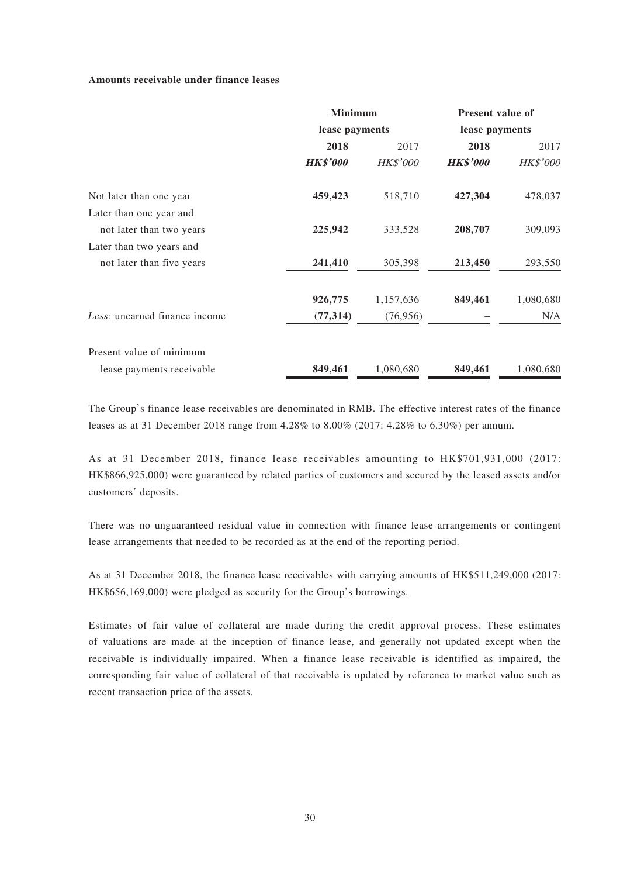**Amounts receivable under finance leases**

| | Minimum lease payments | | Present value of lease payments | |
|---|---|---|---|---|
| | **2018** | 2017 | **2018** | 2017 |
| | ***HK$'000*** | *HK$'000* | ***HK$'000*** | *HK$'000* |
| Not later than one year | **459,423** | 518,710 | **427,304** | 478,037 |
| Later than one year and not later than two years | **225,942** | 333,528 | **208,707** | 309,093 |
| Later than two years and not later than five years | **241,410** | 305,398 | **213,450** | 293,550 |
| | **926,775** | 1,157,636 | **849,461** | 1,080,680 |
| *Less:* unearned finance income | **(77,314)** | (76,956) | **–** | N/A |
| Present value of minimum lease payments receivable | **849,461** | 1,080,680 | **849,461** | 1,080,680 |

The Group's finance lease receivables are denominated in RMB. The effective interest rates of the finance leases as at 31 December 2018 range from 4.28% to 8.00% (2017: 4.28% to 6.30%) per annum.

As at 31 December 2018, finance lease receivables amounting to HK$701,931,000 (2017: HK$866,925,000) were guaranteed by related parties of customers and secured by the leased assets and/or customers' deposits.

There was no unguaranteed residual value in connection with finance lease arrangements or contingent lease arrangements that needed to be recorded as at the end of the reporting period.

As at 31 December 2018, the finance lease receivables with carrying amounts of HK$511,249,000 (2017: HK$656,169,000) were pledged as security for the Group's borrowings.

Estimates of fair value of collateral are made during the credit approval process. These estimates of valuations are made at the inception of finance lease, and generally not updated except when the receivable is individually impaired. When a finance lease receivable is identified as impaired, the corresponding fair value of collateral of that receivable is updated by reference to market value such as recent transaction price of the assets.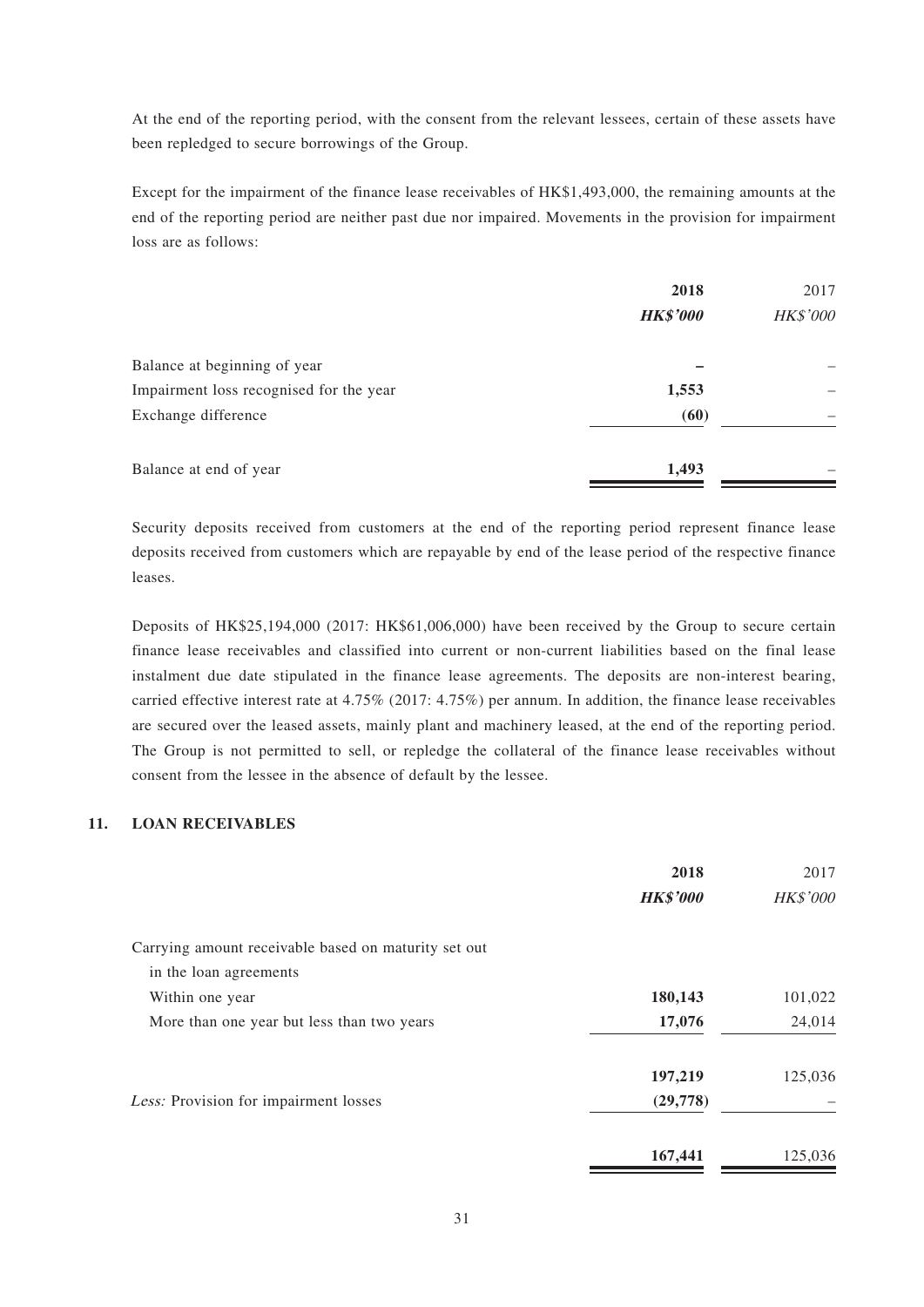At the end of the reporting period, with the consent from the relevant lessees, certain of these assets have been repledged to secure borrowings of the Group.

Except for the impairment of the finance lease receivables of HK$1,493,000, the remaining amounts at the end of the reporting period are neither past due nor impaired. Movements in the provision for impairment loss are as follows:

| | **2018** | 2017 |
|---|---|---|
| | ***HK$'000*** | *HK$'000* |
| Balance at beginning of year | **–** | – |
| Impairment loss recognised for the year | **1,553** | – |
| Exchange difference | **(60)** | – |
| Balance at end of year | **1,493** | – |

Security deposits received from customers at the end of the reporting period represent finance lease deposits received from customers which are repayable by end of the lease period of the respective finance leases.

Deposits of HK$25,194,000 (2017: HK$61,006,000) have been received by the Group to secure certain finance lease receivables and classified into current or non-current liabilities based on the final lease instalment due date stipulated in the finance lease agreements. The deposits are non-interest bearing, carried effective interest rate at 4.75% (2017: 4.75%) per annum. In addition, the finance lease receivables are secured over the leased assets, mainly plant and machinery leased, at the end of the reporting period. The Group is not permitted to sell, or repledge the collateral of the finance lease receivables without consent from the lessee in the absence of default by the lessee.

## 11. LOAN RECEIVABLES

| | **2018** | 2017 |
|---|---|---|
| | ***HK$'000*** | *HK$'000* |
| Carrying amount receivable based on maturity set out in the loan agreements | | |
| Within one year | **180,143** | 101,022 |
| More than one year but less than two years | **17,076** | 24,014 |
| | **197,219** | 125,036 |
| *Less:* Provision for impairment losses | **(29,778)** | – |
| | **167,441** | 125,036 |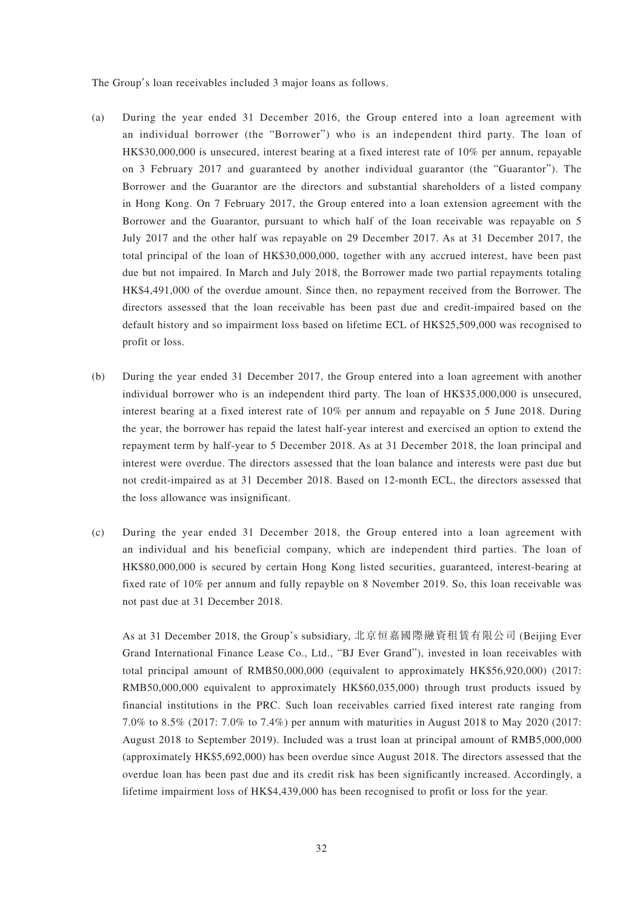The Group's loan receivables included 3 major loans as follows.

(a) During the year ended 31 December 2016, the Group entered into a loan agreement with an individual borrower (the "Borrower") who is an independent third party. The loan of HK$30,000,000 is unsecured, interest bearing at a fixed interest rate of 10% per annum, repayable on 3 February 2017 and guaranteed by another individual guarantor (the "Guarantor"). The Borrower and the Guarantor are the directors and substantial shareholders of a listed company in Hong Kong. On 7 February 2017, the Group entered into a loan extension agreement with the Borrower and the Guarantor, pursuant to which half of the loan receivable was repayable on 5 July 2017 and the other half was repayable on 29 December 2017. As at 31 December 2017, the total principal of the loan of HK$30,000,000, together with any accrued interest, have been past due but not impaired. In March and July 2018, the Borrower made two partial repayments totaling HK$4,491,000 of the overdue amount. Since then, no repayment received from the Borrower. The directors assessed that the loan receivable has been past due and credit-impaired based on the default history and so impairment loss based on lifetime ECL of HK$25,509,000 was recognised to profit or loss.

(b) During the year ended 31 December 2017, the Group entered into a loan agreement with another individual borrower who is an independent third party. The loan of HK$35,000,000 is unsecured, interest bearing at a fixed interest rate of 10% per annum and repayable on 5 June 2018. During the year, the borrower has repaid the latest half-year interest and exercised an option to extend the repayment term by half-year to 5 December 2018. As at 31 December 2018, the loan principal and interest were overdue. The directors assessed that the loan balance and interests were past due but not credit-impaired as at 31 December 2018. Based on 12-month ECL, the directors assessed that the loss allowance was insignificant.

(c) During the year ended 31 December 2018, the Group entered into a loan agreement with an individual and his beneficial company, which are independent third parties. The loan of HK$80,000,000 is secured by certain Hong Kong listed securities, guaranteed, interest-bearing at fixed rate of 10% per annum and fully repayble on 8 November 2019. So, this loan receivable was not past due at 31 December 2018.

As at 31 December 2018, the Group's subsidiary, 北京恒嘉國際融資租賃有限公司 (Beijing Ever Grand International Finance Lease Co., Ltd., "BJ Ever Grand"), invested in loan receivables with total principal amount of RMB50,000,000 (equivalent to approximately HK$56,920,000) (2017: RMB50,000,000 equivalent to approximately HK$60,035,000) through trust products issued by financial institutions in the PRC. Such loan receivables carried fixed interest rate ranging from 7.0% to 8.5% (2017: 7.0% to 7.4%) per annum with maturities in August 2018 to May 2020 (2017: August 2018 to September 2019). Included was a trust loan at principal amount of RMB5,000,000 (approximately HK$5,692,000) has been overdue since August 2018. The directors assessed that the overdue loan has been past due and its credit risk has been significantly increased. Accordingly, a lifetime impairment loss of HK$4,439,000 has been recognised to profit or loss for the year.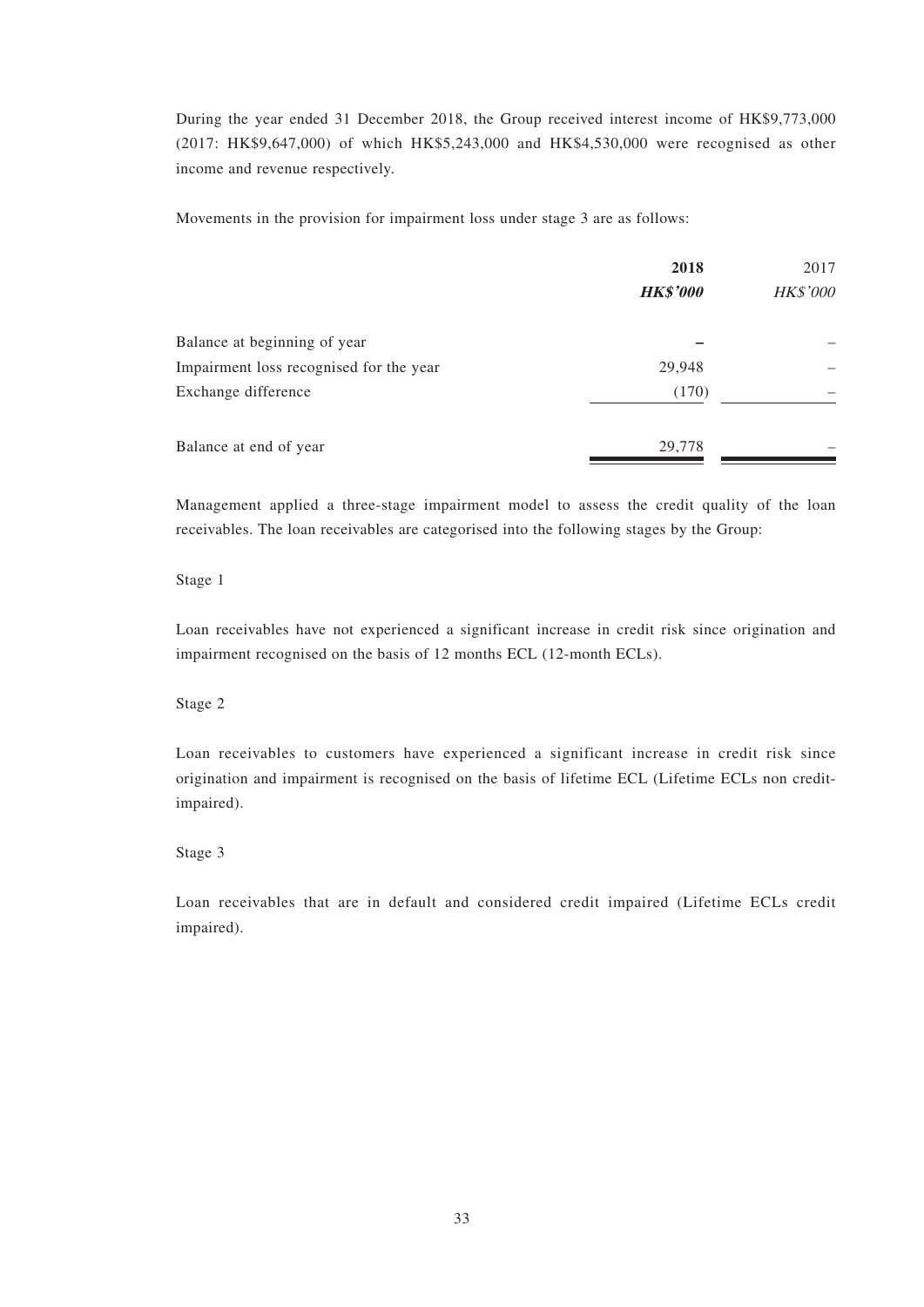During the year ended 31 December 2018, the Group received interest income of HK$9,773,000 (2017: HK$9,647,000) of which HK$5,243,000 and HK$4,530,000 were recognised as other income and revenue respectively.

Movements in the provision for impairment loss under stage 3 are as follows:

| | **2018** | 2017 |
|---|---|---|
| | ***HK$'000*** | *HK$'000* |
| Balance at beginning of year | – | – |
| Impairment loss recognised for the year | 29,948 | – |
| Exchange difference | (170) | – |
| Balance at end of year | 29,778 | – |

Management applied a three-stage impairment model to assess the credit quality of the loan receivables. The loan receivables are categorised into the following stages by the Group:

Stage 1

Loan receivables have not experienced a significant increase in credit risk since origination and impairment recognised on the basis of 12 months ECL (12-month ECLs).

Stage 2

Loan receivables to customers have experienced a significant increase in credit risk since origination and impairment is recognised on the basis of lifetime ECL (Lifetime ECLs non credit-impaired).

Stage 3

Loan receivables that are in default and considered credit impaired (Lifetime ECLs credit impaired).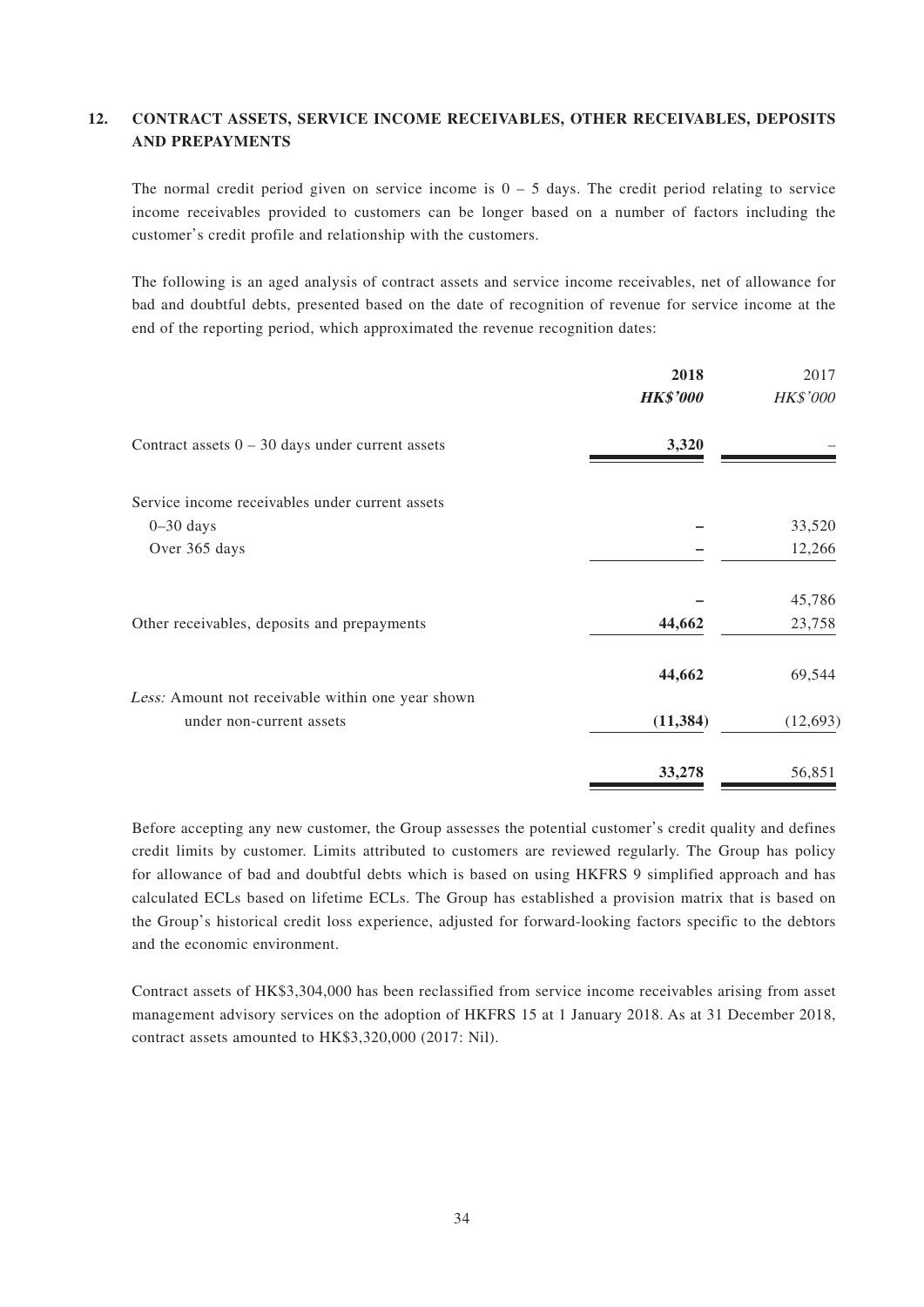## 12. CONTRACT ASSETS, SERVICE INCOME RECEIVABLES, OTHER RECEIVABLES, DEPOSITS AND PREPAYMENTS

The normal credit period given on service income is 0 – 5 days. The credit period relating to service income receivables provided to customers can be longer based on a number of factors including the customer's credit profile and relationship with the customers.

The following is an aged analysis of contract assets and service income receivables, net of allowance for bad and doubtful debts, presented based on the date of recognition of revenue for service income at the end of the reporting period, which approximated the revenue recognition dates:

| | **2018** | 2017 |
|---|---|---|
| | ***HK$'000*** | *HK$'000* |
| Contract assets 0 – 30 days under current assets | **3,320** | – |
| Service income receivables under current assets | | |
| 0–30 days | **–** | 33,520 |
| Over 365 days | **–** | 12,266 |
| | **–** | 45,786 |
| Other receivables, deposits and prepayments | **44,662** | 23,758 |
| | **44,662** | 69,544 |
| *Less:* Amount not receivable within one year shown under non-current assets | **(11,384)** | (12,693) |
| | **33,278** | 56,851 |

Before accepting any new customer, the Group assesses the potential customer's credit quality and defines credit limits by customer. Limits attributed to customers are reviewed regularly. The Group has policy for allowance of bad and doubtful debts which is based on using HKFRS 9 simplified approach and has calculated ECLs based on lifetime ECLs. The Group has established a provision matrix that is based on the Group's historical credit loss experience, adjusted for forward-looking factors specific to the debtors and the economic environment.

Contract assets of HK$3,304,000 has been reclassified from service income receivables arising from asset management advisory services on the adoption of HKFRS 15 at 1 January 2018. As at 31 December 2018, contract assets amounted to HK$3,320,000 (2017: Nil).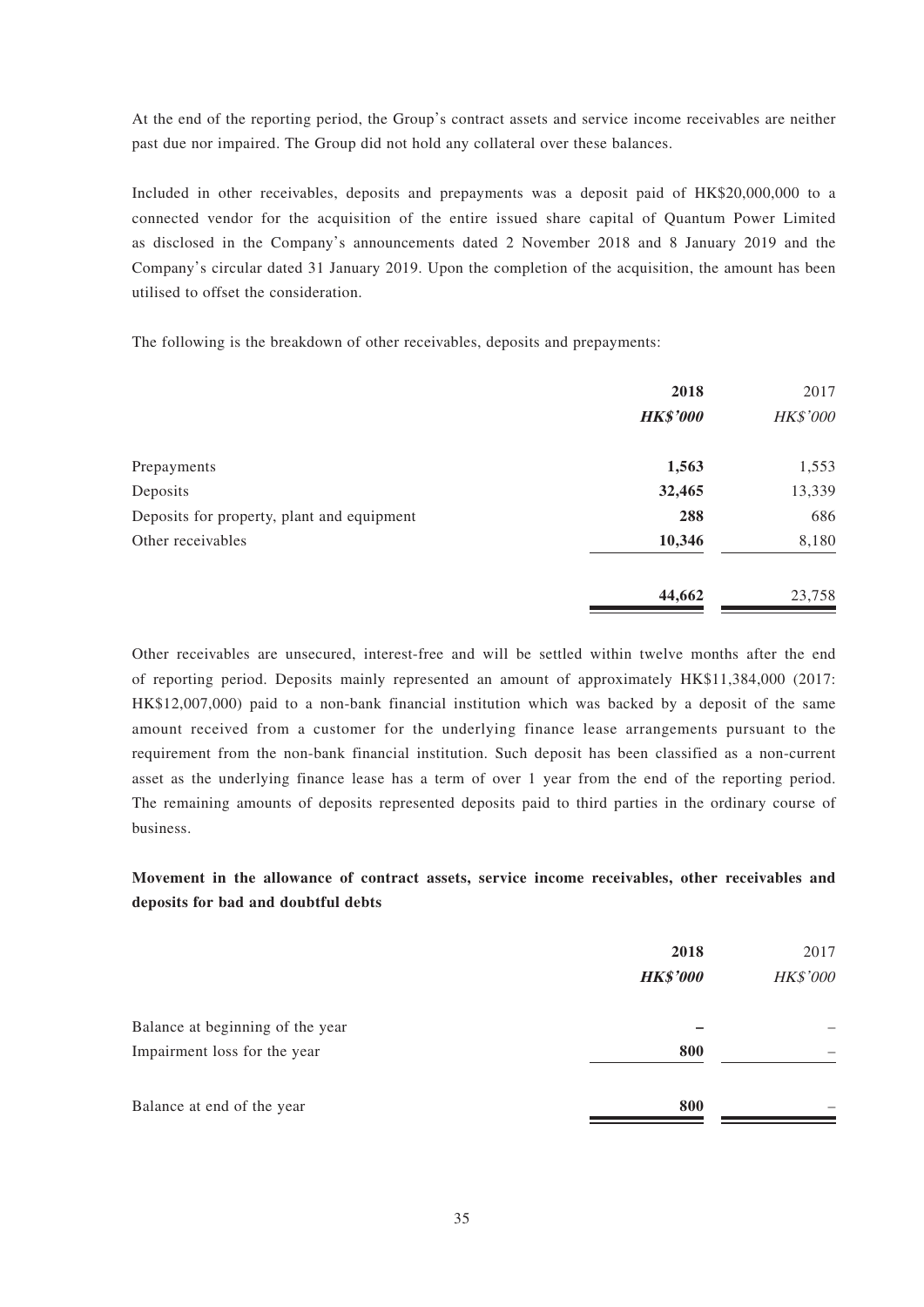At the end of the reporting period, the Group's contract assets and service income receivables are neither past due nor impaired. The Group did not hold any collateral over these balances.

Included in other receivables, deposits and prepayments was a deposit paid of HK$20,000,000 to a connected vendor for the acquisition of the entire issued share capital of Quantum Power Limited as disclosed in the Company's announcements dated 2 November 2018 and 8 January 2019 and the Company's circular dated 31 January 2019. Upon the completion of the acquisition, the amount has been utilised to offset the consideration.

The following is the breakdown of other receivables, deposits and prepayments:

| | 2018 | 2017 |
|---|---|---|
| | ***HK$'000*** | *HK$'000* |
| Prepayments | **1,563** | 1,553 |
| Deposits | **32,465** | 13,339 |
| Deposits for property, plant and equipment | **288** | 686 |
| Other receivables | **10,346** | 8,180 |
| | **44,662** | 23,758 |

Other receivables are unsecured, interest-free and will be settled within twelve months after the end of reporting period. Deposits mainly represented an amount of approximately HK$11,384,000 (2017: HK$12,007,000) paid to a non-bank financial institution which was backed by a deposit of the same amount received from a customer for the underlying finance lease arrangements pursuant to the requirement from the non-bank financial institution. Such deposit has been classified as a non-current asset as the underlying finance lease has a term of over 1 year from the end of the reporting period. The remaining amounts of deposits represented deposits paid to third parties in the ordinary course of business.

**Movement in the allowance of contract assets, service income receivables, other receivables and deposits for bad and doubtful debts**

| | 2018 | 2017 |
|---|---|---|
| | ***HK$'000*** | *HK$'000* |
| Balance at beginning of the year | **–** | – |
| Impairment loss for the year | **800** | – |
| Balance at end of the year | **800** | – |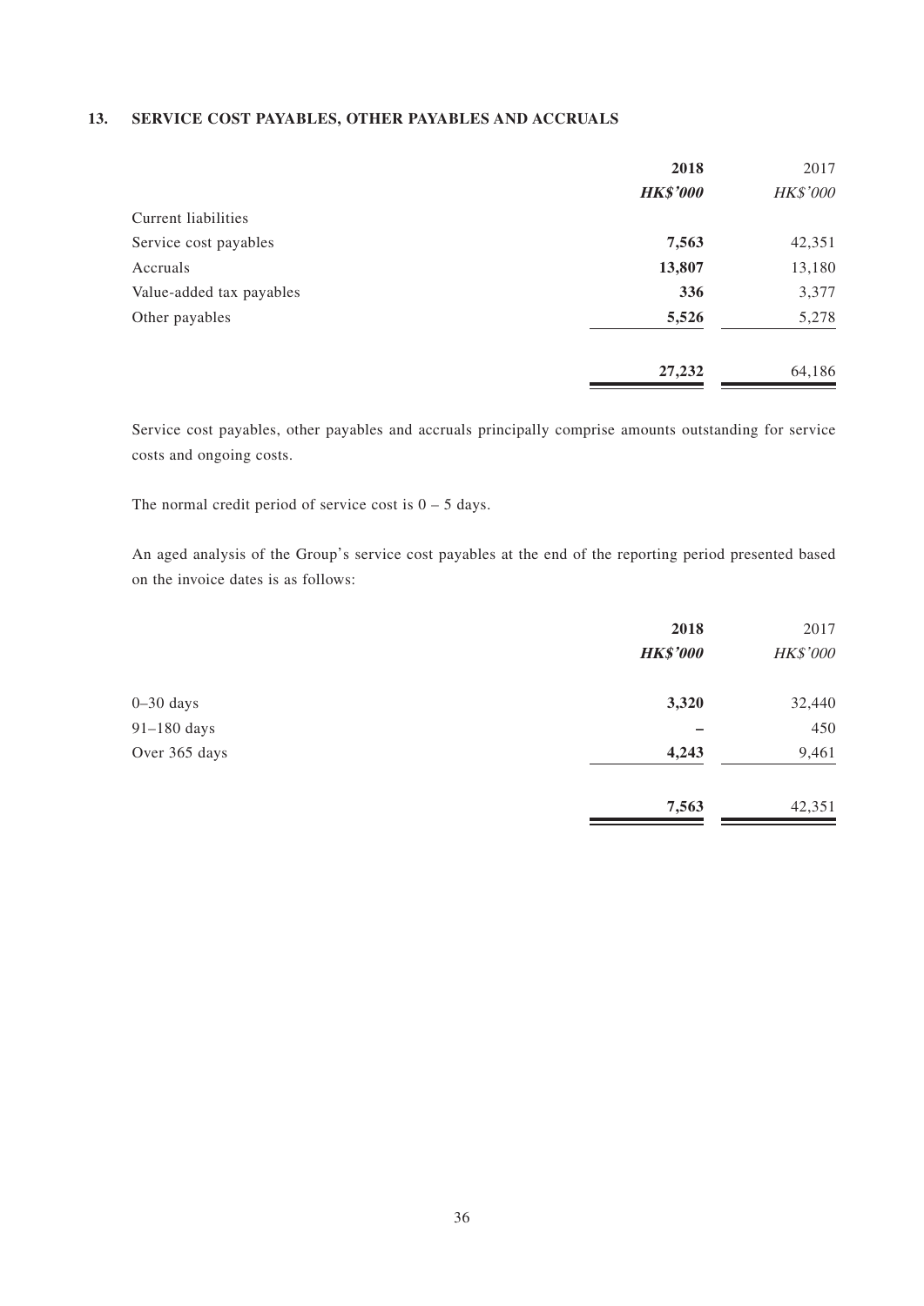### 13. SERVICE COST PAYABLES, OTHER PAYABLES AND ACCRUALS

| | **2018** | 2017 |
|---|---|---|
| | ***HK$'000*** | *HK$'000* |
| Current liabilities | | |
| Service cost payables | **7,563** | 42,351 |
| Accruals | **13,807** | 13,180 |
| Value-added tax payables | **336** | 3,377 |
| Other payables | **5,526** | 5,278 |
| | **27,232** | 64,186 |

Service cost payables, other payables and accruals principally comprise amounts outstanding for service costs and ongoing costs.

The normal credit period of service cost is 0 – 5 days.

An aged analysis of the Group's service cost payables at the end of the reporting period presented based on the invoice dates is as follows:

| | **2018** | 2017 |
|---|---|---|
| | ***HK$'000*** | *HK$'000* |
| 0–30 days | **3,320** | 32,440 |
| 91–180 days | **–** | 450 |
| Over 365 days | **4,243** | 9,461 |
| | **7,563** | 42,351 |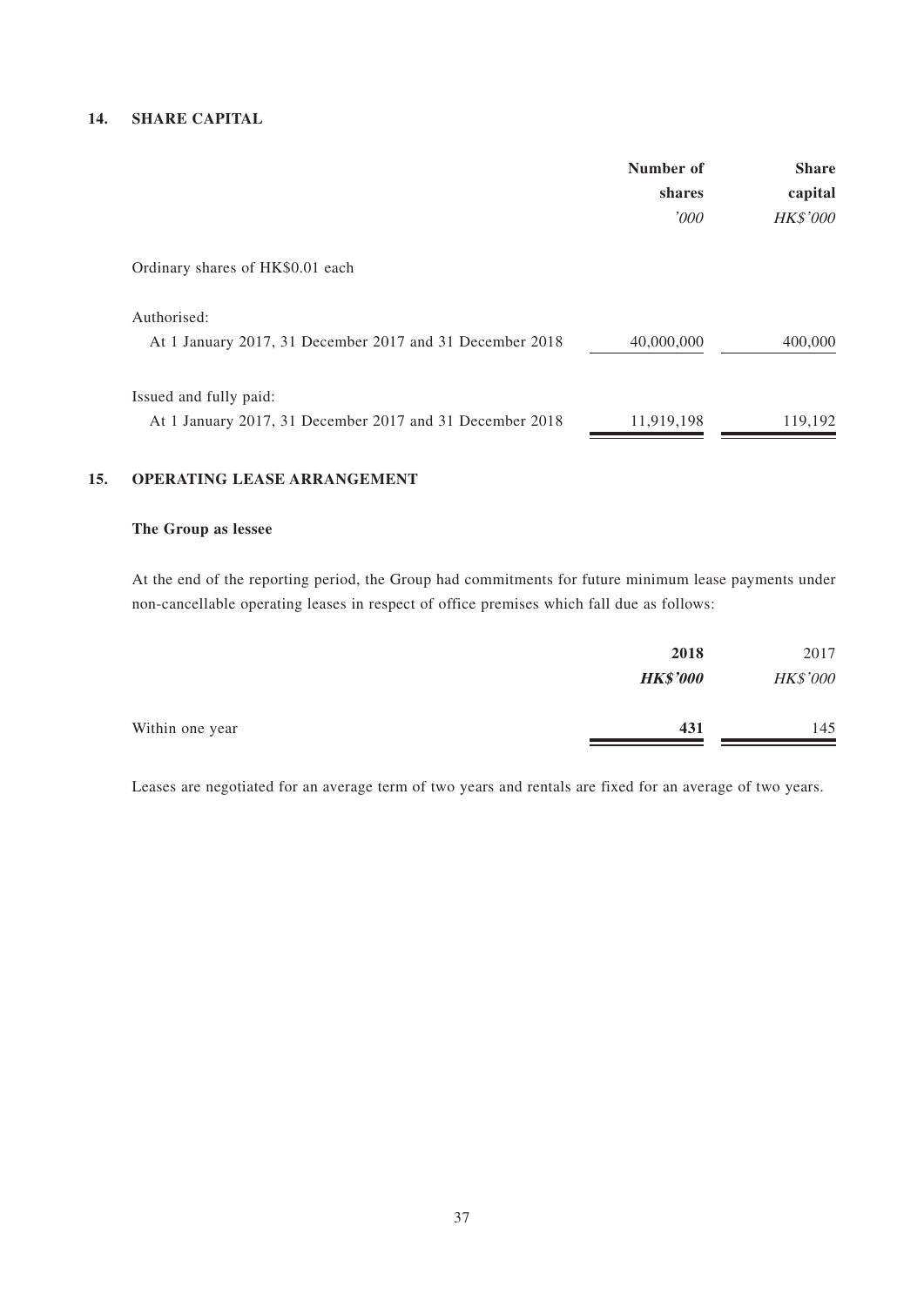## 14. SHARE CAPITAL

| | Number of shares | Share capital |
|---|---|---|
| | *'000* | *HK$'000* |
| Ordinary shares of HK$0.01 each | | |
| Authorised: | | |
| At 1 January 2017, 31 December 2017 and 31 December 2018 | 40,000,000 | 400,000 |
| Issued and fully paid: | | |
| At 1 January 2017, 31 December 2017 and 31 December 2018 | 11,919,198 | 119,192 |

## 15. OPERATING LEASE ARRANGEMENT

### The Group as lessee

At the end of the reporting period, the Group had commitments for future minimum lease payments under non-cancellable operating leases in respect of office premises which fall due as follows:

| | **2018** | 2017 |
|---|---|---|
| | ***HK$'000*** | *HK$'000* |
| Within one year | **431** | 145 |

Leases are negotiated for an average term of two years and rentals are fixed for an average of two years.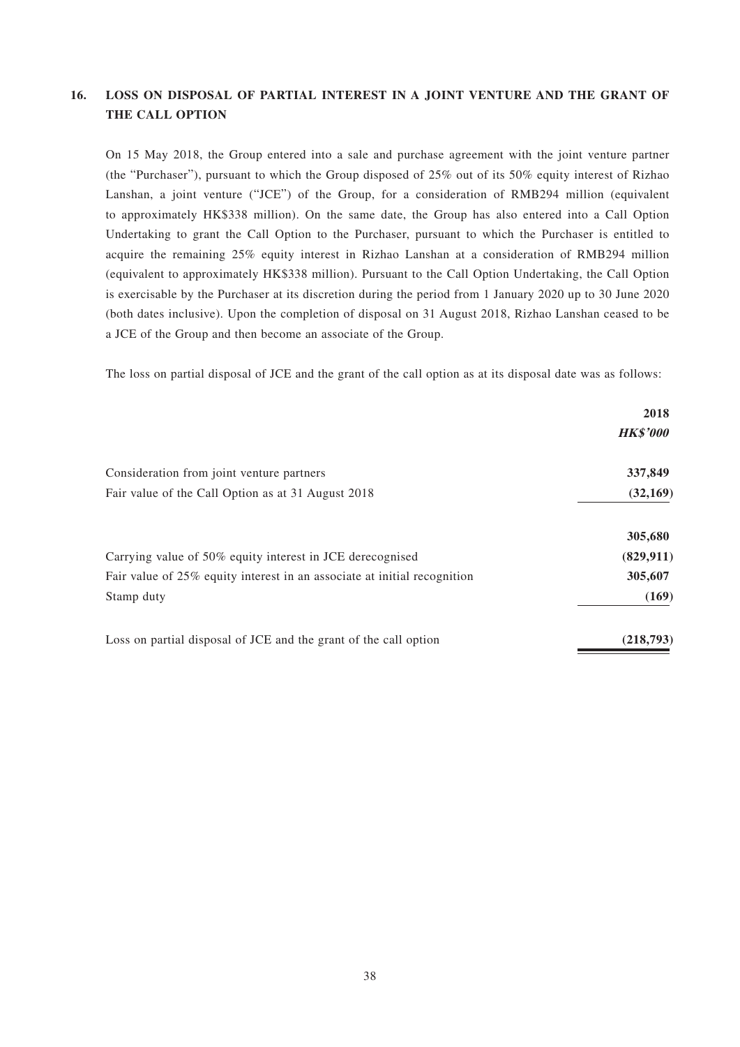## 16. LOSS ON DISPOSAL OF PARTIAL INTEREST IN A JOINT VENTURE AND THE GRANT OF THE CALL OPTION

On 15 May 2018, the Group entered into a sale and purchase agreement with the joint venture partner (the "Purchaser"), pursuant to which the Group disposed of 25% out of its 50% equity interest of Rizhao Lanshan, a joint venture ("JCE") of the Group, for a consideration of RMB294 million (equivalent to approximately HK$338 million). On the same date, the Group has also entered into a Call Option Undertaking to grant the Call Option to the Purchaser, pursuant to which the Purchaser is entitled to acquire the remaining 25% equity interest in Rizhao Lanshan at a consideration of RMB294 million (equivalent to approximately HK$338 million). Pursuant to the Call Option Undertaking, the Call Option is exercisable by the Purchaser at its discretion during the period from 1 January 2020 up to 30 June 2020 (both dates inclusive). Upon the completion of disposal on 31 August 2018, Rizhao Lanshan ceased to be a JCE of the Group and then become an associate of the Group.

The loss on partial disposal of JCE and the grant of the call option as at its disposal date was as follows:

| | **2018** |
|---|---|
| | ***HK$'000*** |
| Consideration from joint venture partners | **337,849** |
| Fair value of the Call Option as at 31 August 2018 | **(32,169)** |
| | **305,680** |
| Carrying value of 50% equity interest in JCE derecognised | **(829,911)** |
| Fair value of 25% equity interest in an associate at initial recognition | **305,607** |
| Stamp duty | **(169)** |
| Loss on partial disposal of JCE and the grant of the call option | **(218,793)** |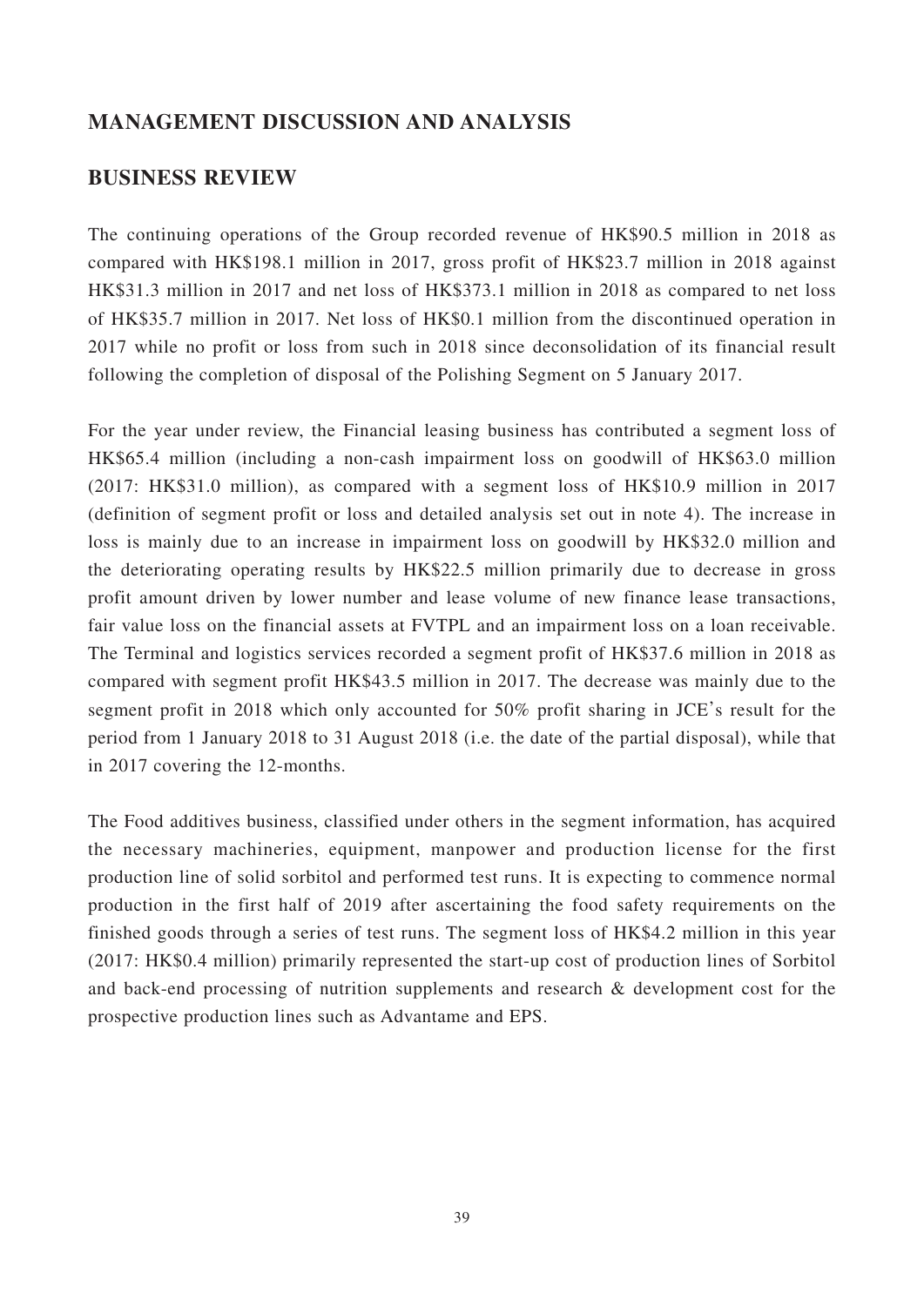## MANAGEMENT DISCUSSION AND ANALYSIS

## BUSINESS REVIEW

The continuing operations of the Group recorded revenue of HK$90.5 million in 2018 as compared with HK$198.1 million in 2017, gross profit of HK$23.7 million in 2018 against HK$31.3 million in 2017 and net loss of HK$373.1 million in 2018 as compared to net loss of HK$35.7 million in 2017. Net loss of HK$0.1 million from the discontinued operation in 2017 while no profit or loss from such in 2018 since deconsolidation of its financial result following the completion of disposal of the Polishing Segment on 5 January 2017.

For the year under review, the Financial leasing business has contributed a segment loss of HK$65.4 million (including a non-cash impairment loss on goodwill of HK$63.0 million (2017: HK$31.0 million), as compared with a segment loss of HK$10.9 million in 2017 (definition of segment profit or loss and detailed analysis set out in note 4). The increase in loss is mainly due to an increase in impairment loss on goodwill by HK$32.0 million and the deteriorating operating results by HK$22.5 million primarily due to decrease in gross profit amount driven by lower number and lease volume of new finance lease transactions, fair value loss on the financial assets at FVTPL and an impairment loss on a loan receivable. The Terminal and logistics services recorded a segment profit of HK$37.6 million in 2018 as compared with segment profit HK$43.5 million in 2017. The decrease was mainly due to the segment profit in 2018 which only accounted for 50% profit sharing in JCE's result for the period from 1 January 2018 to 31 August 2018 (i.e. the date of the partial disposal), while that in 2017 covering the 12-months.

The Food additives business, classified under others in the segment information, has acquired the necessary machineries, equipment, manpower and production license for the first production line of solid sorbitol and performed test runs. It is expecting to commence normal production in the first half of 2019 after ascertaining the food safety requirements on the finished goods through a series of test runs. The segment loss of HK$4.2 million in this year (2017: HK$0.4 million) primarily represented the start-up cost of production lines of Sorbitol and back-end processing of nutrition supplements and research & development cost for the prospective production lines such as Advantame and EPS.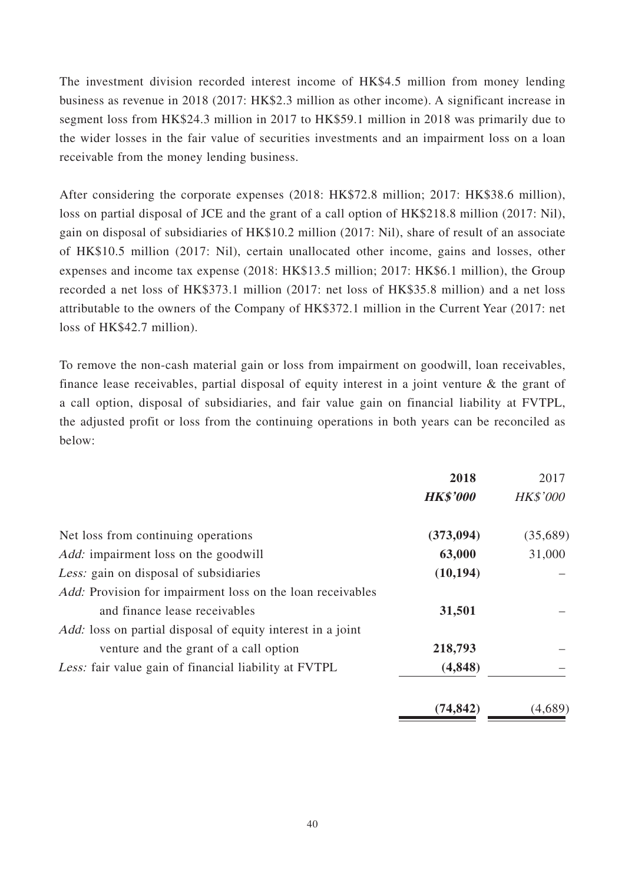The investment division recorded interest income of HK$4.5 million from money lending business as revenue in 2018 (2017: HK$2.3 million as other income). A significant increase in segment loss from HK$24.3 million in 2017 to HK$59.1 million in 2018 was primarily due to the wider losses in the fair value of securities investments and an impairment loss on a loan receivable from the money lending business.

After considering the corporate expenses (2018: HK$72.8 million; 2017: HK$38.6 million), loss on partial disposal of JCE and the grant of a call option of HK$218.8 million (2017: Nil), gain on disposal of subsidiaries of HK$10.2 million (2017: Nil), share of result of an associate of HK$10.5 million (2017: Nil), certain unallocated other income, gains and losses, other expenses and income tax expense (2018: HK$13.5 million; 2017: HK$6.1 million), the Group recorded a net loss of HK$373.1 million (2017: net loss of HK$35.8 million) and a net loss attributable to the owners of the Company of HK$372.1 million in the Current Year (2017: net loss of HK$42.7 million).

To remove the non-cash material gain or loss from impairment on goodwill, loan receivables, finance lease receivables, partial disposal of equity interest in a joint venture & the grant of a call option, disposal of subsidiaries, and fair value gain on financial liability at FVTPL, the adjusted profit or loss from the continuing operations in both years can be reconciled as below:

| | **2018** | 2017 |
|---|---|---|
| | ***HK$'000*** | *HK$'000* |
| Net loss from continuing operations | **(373,094)** | (35,689) |
| *Add:* impairment loss on the goodwill | **63,000** | 31,000 |
| *Less:* gain on disposal of subsidiaries | **(10,194)** | – |
| *Add:* Provision for impairment loss on the loan receivables and finance lease receivables | **31,501** | – |
| *Add:* loss on partial disposal of equity interest in a joint venture and the grant of a call option | **218,793** | – |
| *Less:* fair value gain of financial liability at FVTPL | **(4,848)** | – |
| | **(74,842)** | (4,689) |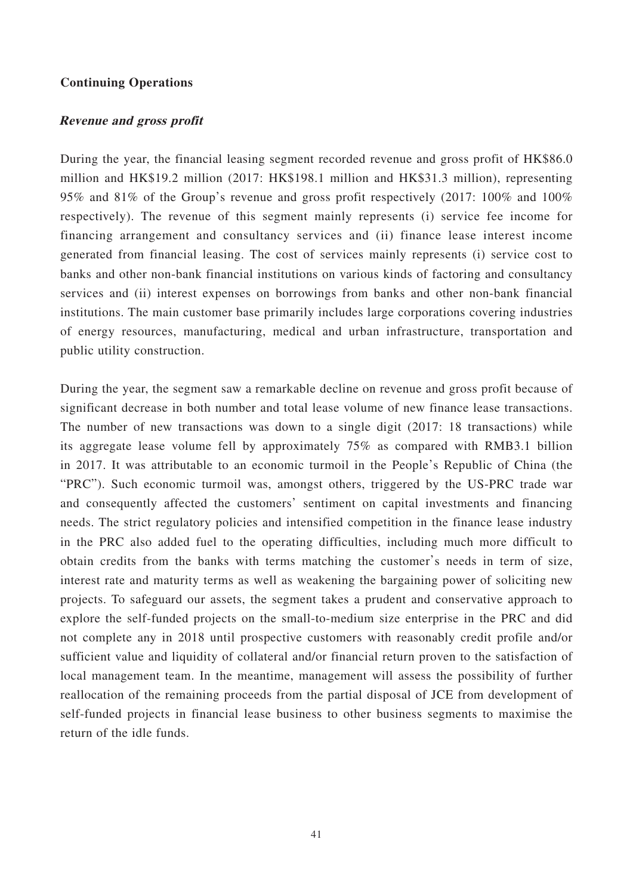**Continuing Operations**

***Revenue and gross profit***

During the year, the financial leasing segment recorded revenue and gross profit of HK$86.0 million and HK$19.2 million (2017: HK$198.1 million and HK$31.3 million), representing 95% and 81% of the Group's revenue and gross profit respectively (2017: 100% and 100% respectively). The revenue of this segment mainly represents (i) service fee income for financing arrangement and consultancy services and (ii) finance lease interest income generated from financial leasing. The cost of services mainly represents (i) service cost to banks and other non-bank financial institutions on various kinds of factoring and consultancy services and (ii) interest expenses on borrowings from banks and other non-bank financial institutions. The main customer base primarily includes large corporations covering industries of energy resources, manufacturing, medical and urban infrastructure, transportation and public utility construction.

During the year, the segment saw a remarkable decline on revenue and gross profit because of significant decrease in both number and total lease volume of new finance lease transactions. The number of new transactions was down to a single digit (2017: 18 transactions) while its aggregate lease volume fell by approximately 75% as compared with RMB3.1 billion in 2017. It was attributable to an economic turmoil in the People's Republic of China (the "PRC"). Such economic turmoil was, amongst others, triggered by the US-PRC trade war and consequently affected the customers' sentiment on capital investments and financing needs. The strict regulatory policies and intensified competition in the finance lease industry in the PRC also added fuel to the operating difficulties, including much more difficult to obtain credits from the banks with terms matching the customer's needs in term of size, interest rate and maturity terms as well as weakening the bargaining power of soliciting new projects. To safeguard our assets, the segment takes a prudent and conservative approach to explore the self-funded projects on the small-to-medium size enterprise in the PRC and did not complete any in 2018 until prospective customers with reasonably credit profile and/or sufficient value and liquidity of collateral and/or financial return proven to the satisfaction of local management team. In the meantime, management will assess the possibility of further reallocation of the remaining proceeds from the partial disposal of JCE from development of self-funded projects in financial lease business to other business segments to maximise the return of the idle funds.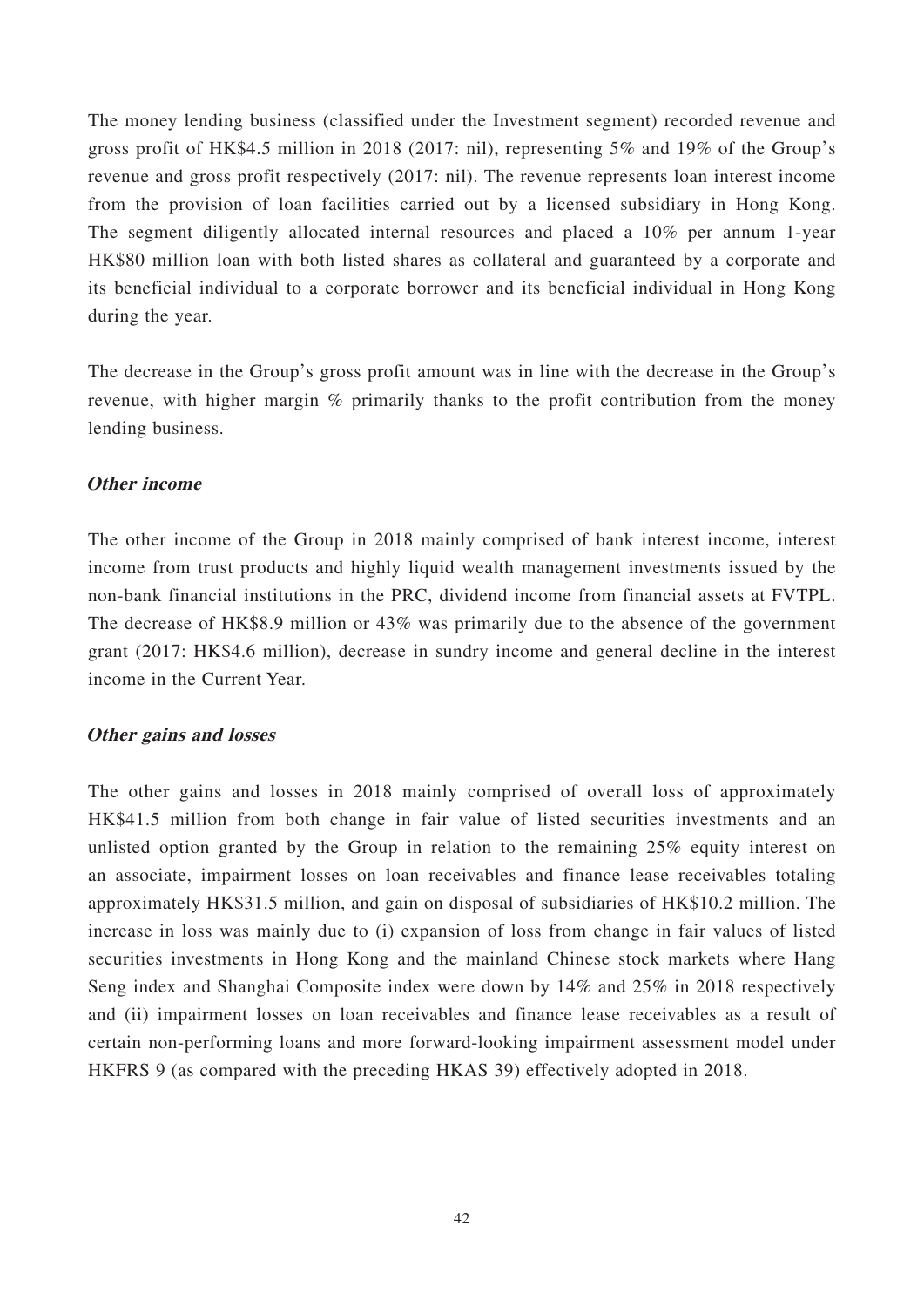The money lending business (classified under the Investment segment) recorded revenue and gross profit of HK$4.5 million in 2018 (2017: nil), representing 5% and 19% of the Group's revenue and gross profit respectively (2017: nil). The revenue represents loan interest income from the provision of loan facilities carried out by a licensed subsidiary in Hong Kong. The segment diligently allocated internal resources and placed a 10% per annum 1-year HK$80 million loan with both listed shares as collateral and guaranteed by a corporate and its beneficial individual to a corporate borrower and its beneficial individual in Hong Kong during the year.

The decrease in the Group's gross profit amount was in line with the decrease in the Group's revenue, with higher margin % primarily thanks to the profit contribution from the money lending business.

***Other income***

The other income of the Group in 2018 mainly comprised of bank interest income, interest income from trust products and highly liquid wealth management investments issued by the non-bank financial institutions in the PRC, dividend income from financial assets at FVTPL. The decrease of HK$8.9 million or 43% was primarily due to the absence of the government grant (2017: HK$4.6 million), decrease in sundry income and general decline in the interest income in the Current Year.

***Other gains and losses***

The other gains and losses in 2018 mainly comprised of overall loss of approximately HK$41.5 million from both change in fair value of listed securities investments and an unlisted option granted by the Group in relation to the remaining 25% equity interest on an associate, impairment losses on loan receivables and finance lease receivables totaling approximately HK$31.5 million, and gain on disposal of subsidiaries of HK$10.2 million. The increase in loss was mainly due to (i) expansion of loss from change in fair values of listed securities investments in Hong Kong and the mainland Chinese stock markets where Hang Seng index and Shanghai Composite index were down by 14% and 25% in 2018 respectively and (ii) impairment losses on loan receivables and finance lease receivables as a result of certain non-performing loans and more forward-looking impairment assessment model under HKFRS 9 (as compared with the preceding HKAS 39) effectively adopted in 2018.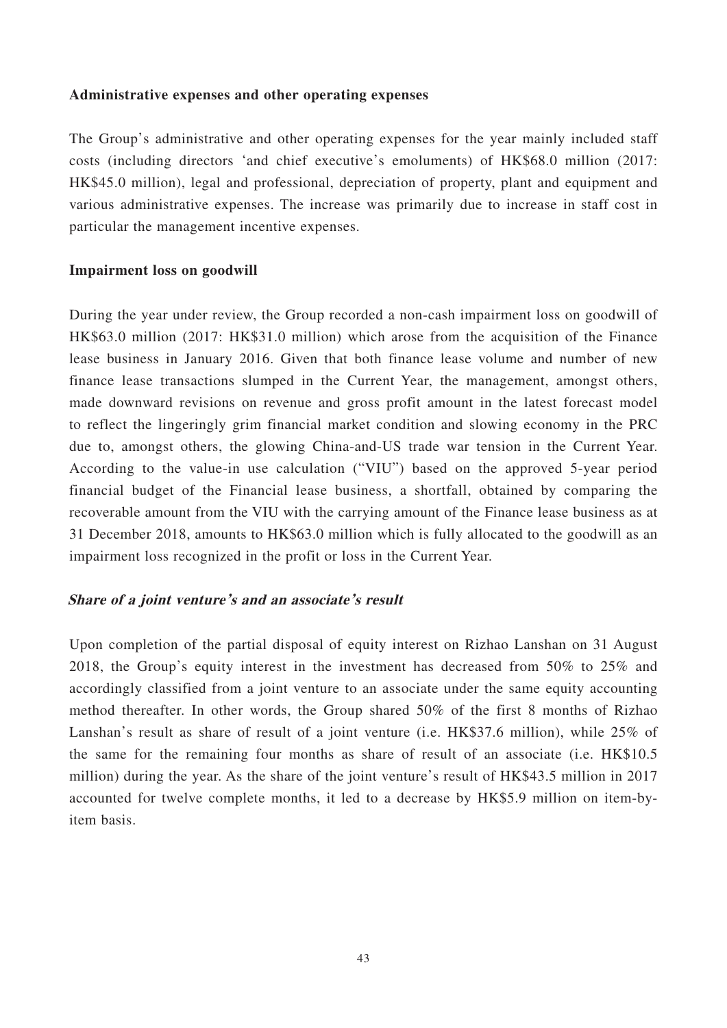**Administrative expenses and other operating expenses**

The Group's administrative and other operating expenses for the year mainly included staff costs (including directors 'and chief executive's emoluments) of HK$68.0 million (2017: HK$45.0 million), legal and professional, depreciation of property, plant and equipment and various administrative expenses. The increase was primarily due to increase in staff cost in particular the management incentive expenses.

**Impairment loss on goodwill**

During the year under review, the Group recorded a non-cash impairment loss on goodwill of HK$63.0 million (2017: HK$31.0 million) which arose from the acquisition of the Finance lease business in January 2016. Given that both finance lease volume and number of new finance lease transactions slumped in the Current Year, the management, amongst others, made downward revisions on revenue and gross profit amount in the latest forecast model to reflect the lingeringly grim financial market condition and slowing economy in the PRC due to, amongst others, the glowing China-and-US trade war tension in the Current Year. According to the value-in use calculation ("VIU") based on the approved 5-year period financial budget of the Financial lease business, a shortfall, obtained by comparing the recoverable amount from the VIU with the carrying amount of the Finance lease business as at 31 December 2018, amounts to HK$63.0 million which is fully allocated to the goodwill as an impairment loss recognized in the profit or loss in the Current Year.

***Share of a joint venture's and an associate's result***

Upon completion of the partial disposal of equity interest on Rizhao Lanshan on 31 August 2018, the Group's equity interest in the investment has decreased from 50% to 25% and accordingly classified from a joint venture to an associate under the same equity accounting method thereafter. In other words, the Group shared 50% of the first 8 months of Rizhao Lanshan's result as share of result of a joint venture (i.e. HK$37.6 million), while 25% of the same for the remaining four months as share of result of an associate (i.e. HK$10.5 million) during the year. As the share of the joint venture's result of HK$43.5 million in 2017 accounted for twelve complete months, it led to a decrease by HK$5.9 million on item-by-item basis.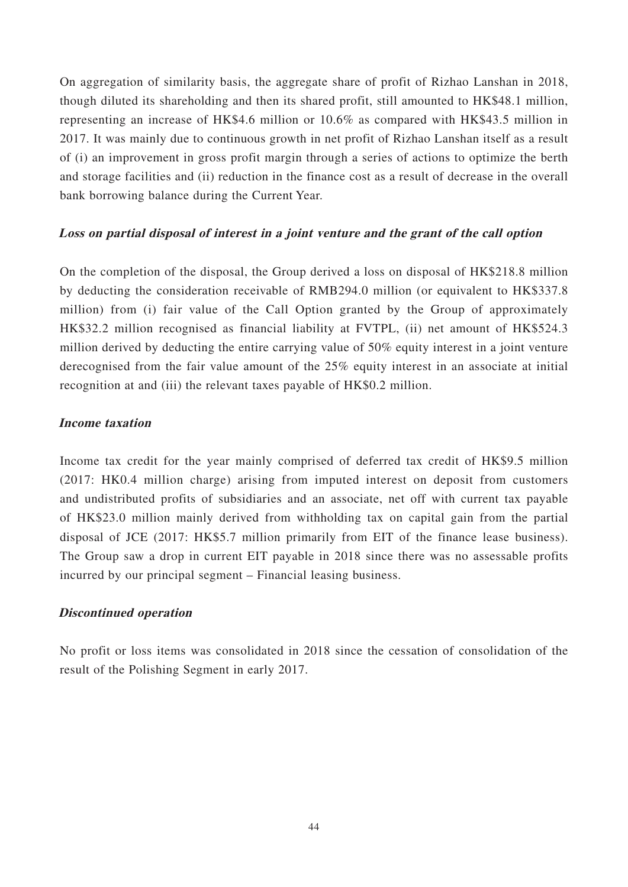On aggregation of similarity basis, the aggregate share of profit of Rizhao Lanshan in 2018, though diluted its shareholding and then its shared profit, still amounted to HK$48.1 million, representing an increase of HK$4.6 million or 10.6% as compared with HK$43.5 million in 2017. It was mainly due to continuous growth in net profit of Rizhao Lanshan itself as a result of (i) an improvement in gross profit margin through a series of actions to optimize the berth and storage facilities and (ii) reduction in the finance cost as a result of decrease in the overall bank borrowing balance during the Current Year.

***Loss on partial disposal of interest in a joint venture and the grant of the call option***

On the completion of the disposal, the Group derived a loss on disposal of HK$218.8 million by deducting the consideration receivable of RMB294.0 million (or equivalent to HK$337.8 million) from (i) fair value of the Call Option granted by the Group of approximately HK$32.2 million recognised as financial liability at FVTPL, (ii) net amount of HK$524.3 million derived by deducting the entire carrying value of 50% equity interest in a joint venture derecognised from the fair value amount of the 25% equity interest in an associate at initial recognition at and (iii) the relevant taxes payable of HK$0.2 million.

***Income taxation***

Income tax credit for the year mainly comprised of deferred tax credit of HK$9.5 million (2017: HK0.4 million charge) arising from imputed interest on deposit from customers and undistributed profits of subsidiaries and an associate, net off with current tax payable of HK$23.0 million mainly derived from withholding tax on capital gain from the partial disposal of JCE (2017: HK$5.7 million primarily from EIT of the finance lease business). The Group saw a drop in current EIT payable in 2018 since there was no assessable profits incurred by our principal segment – Financial leasing business.

***Discontinued operation***

No profit or loss items was consolidated in 2018 since the cessation of consolidation of the result of the Polishing Segment in early 2017.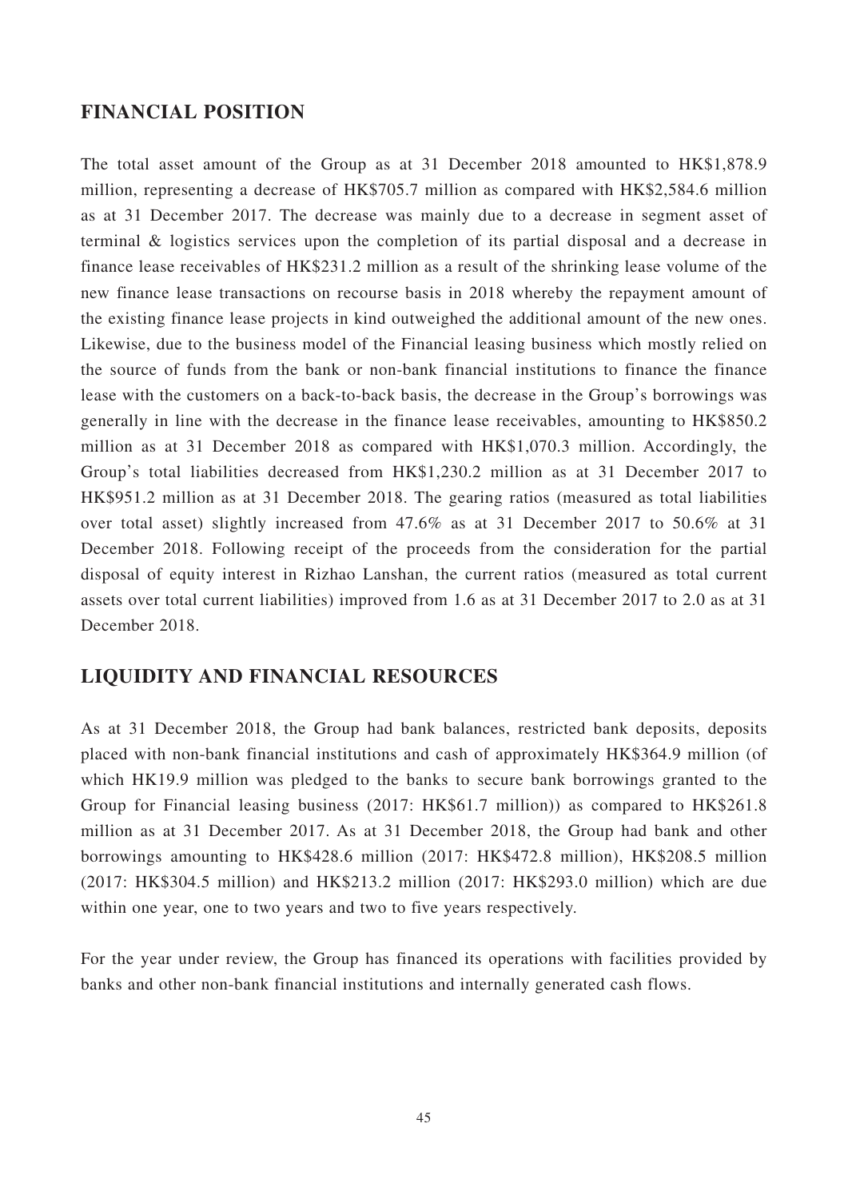## FINANCIAL POSITION

The total asset amount of the Group as at 31 December 2018 amounted to HK$1,878.9 million, representing a decrease of HK$705.7 million as compared with HK$2,584.6 million as at 31 December 2017. The decrease was mainly due to a decrease in segment asset of terminal & logistics services upon the completion of its partial disposal and a decrease in finance lease receivables of HK$231.2 million as a result of the shrinking lease volume of the new finance lease transactions on recourse basis in 2018 whereby the repayment amount of the existing finance lease projects in kind outweighed the additional amount of the new ones. Likewise, due to the business model of the Financial leasing business which mostly relied on the source of funds from the bank or non-bank financial institutions to finance the finance lease with the customers on a back-to-back basis, the decrease in the Group's borrowings was generally in line with the decrease in the finance lease receivables, amounting to HK$850.2 million as at 31 December 2018 as compared with HK$1,070.3 million. Accordingly, the Group's total liabilities decreased from HK$1,230.2 million as at 31 December 2017 to HK$951.2 million as at 31 December 2018. The gearing ratios (measured as total liabilities over total asset) slightly increased from 47.6% as at 31 December 2017 to 50.6% at 31 December 2018. Following receipt of the proceeds from the consideration for the partial disposal of equity interest in Rizhao Lanshan, the current ratios (measured as total current assets over total current liabilities) improved from 1.6 as at 31 December 2017 to 2.0 as at 31 December 2018.

## LIQUIDITY AND FINANCIAL RESOURCES

As at 31 December 2018, the Group had bank balances, restricted bank deposits, deposits placed with non-bank financial institutions and cash of approximately HK$364.9 million (of which HK19.9 million was pledged to the banks to secure bank borrowings granted to the Group for Financial leasing business (2017: HK$61.7 million)) as compared to HK$261.8 million as at 31 December 2017. As at 31 December 2018, the Group had bank and other borrowings amounting to HK$428.6 million (2017: HK$472.8 million), HK$208.5 million (2017: HK$304.5 million) and HK$213.2 million (2017: HK$293.0 million) which are due within one year, one to two years and two to five years respectively.

For the year under review, the Group has financed its operations with facilities provided by banks and other non-bank financial institutions and internally generated cash flows.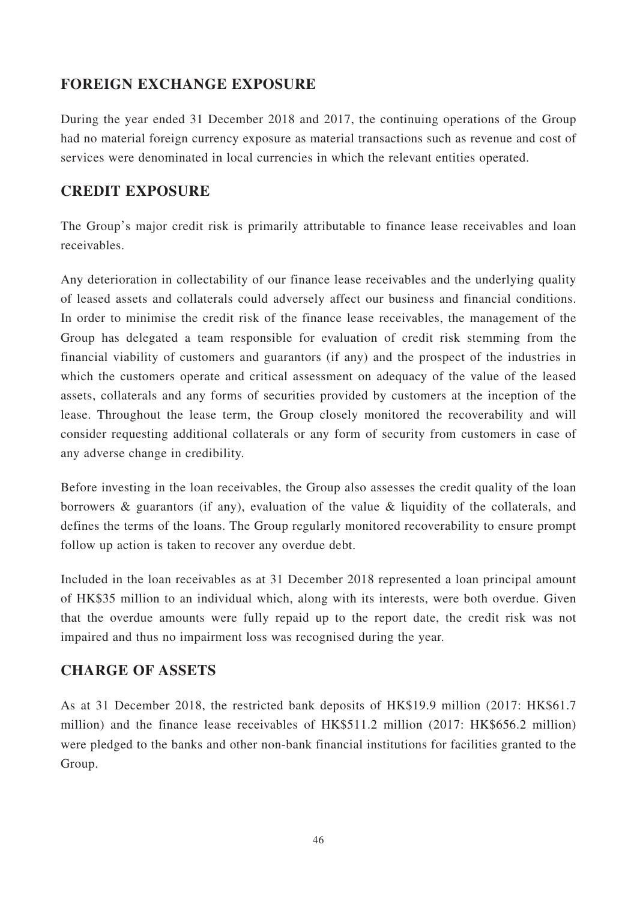## FOREIGN EXCHANGE EXPOSURE

During the year ended 31 December 2018 and 2017, the continuing operations of the Group had no material foreign currency exposure as material transactions such as revenue and cost of services were denominated in local currencies in which the relevant entities operated.

## CREDIT EXPOSURE

The Group's major credit risk is primarily attributable to finance lease receivables and loan receivables.

Any deterioration in collectability of our finance lease receivables and the underlying quality of leased assets and collaterals could adversely affect our business and financial conditions. In order to minimise the credit risk of the finance lease receivables, the management of the Group has delegated a team responsible for evaluation of credit risk stemming from the financial viability of customers and guarantors (if any) and the prospect of the industries in which the customers operate and critical assessment on adequacy of the value of the leased assets, collaterals and any forms of securities provided by customers at the inception of the lease. Throughout the lease term, the Group closely monitored the recoverability and will consider requesting additional collaterals or any form of security from customers in case of any adverse change in credibility.

Before investing in the loan receivables, the Group also assesses the credit quality of the loan borrowers & guarantors (if any), evaluation of the value & liquidity of the collaterals, and defines the terms of the loans. The Group regularly monitored recoverability to ensure prompt follow up action is taken to recover any overdue debt.

Included in the loan receivables as at 31 December 2018 represented a loan principal amount of HK$35 million to an individual which, along with its interests, were both overdue. Given that the overdue amounts were fully repaid up to the report date, the credit risk was not impaired and thus no impairment loss was recognised during the year.

## CHARGE OF ASSETS

As at 31 December 2018, the restricted bank deposits of HK$19.9 million (2017: HK$61.7 million) and the finance lease receivables of HK$511.2 million (2017: HK$656.2 million) were pledged to the banks and other non-bank financial institutions for facilities granted to the Group.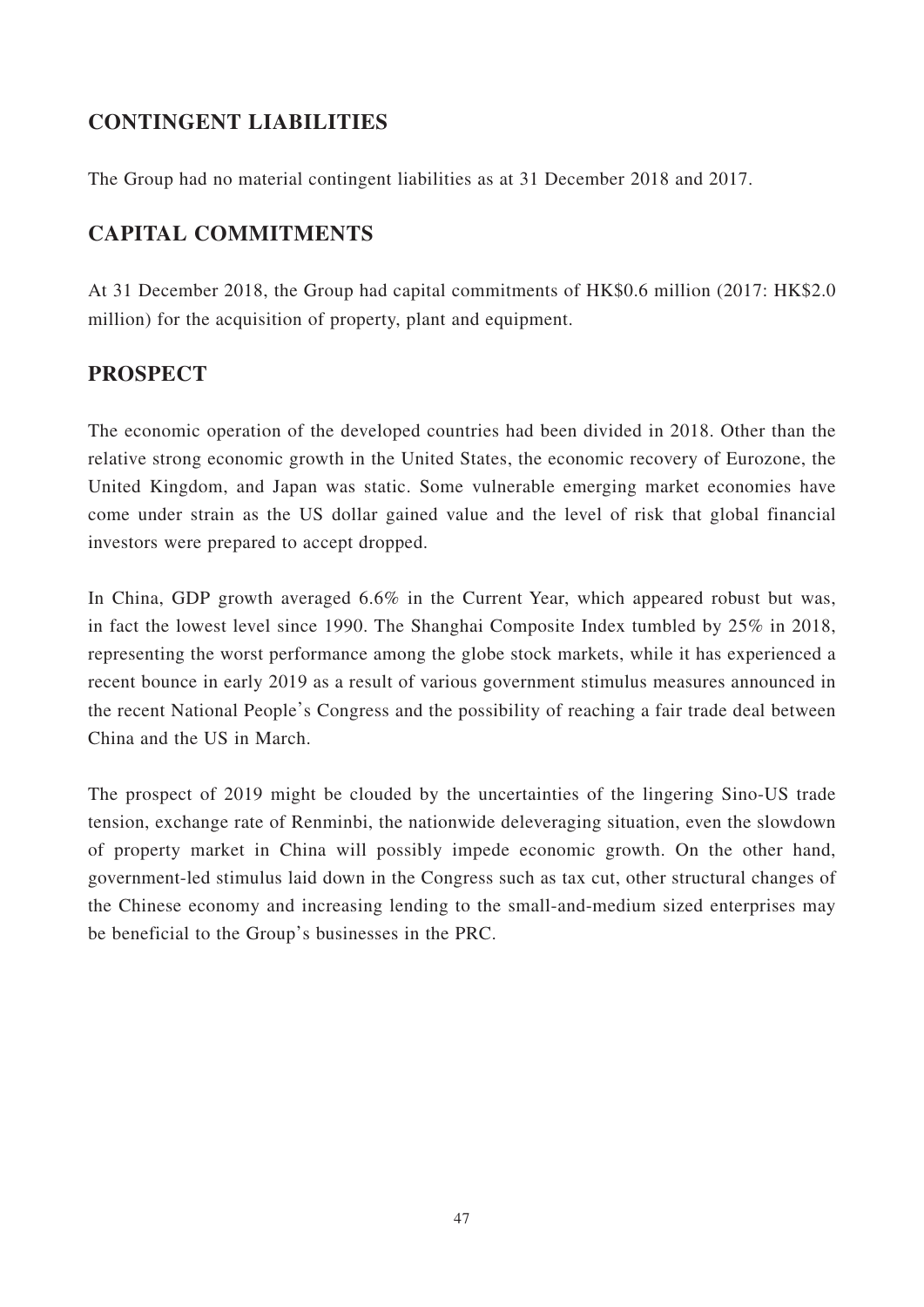## CONTINGENT LIABILITIES

The Group had no material contingent liabilities as at 31 December 2018 and 2017.

## CAPITAL COMMITMENTS

At 31 December 2018, the Group had capital commitments of HK$0.6 million (2017: HK$2.0 million) for the acquisition of property, plant and equipment.

## PROSPECT

The economic operation of the developed countries had been divided in 2018. Other than the relative strong economic growth in the United States, the economic recovery of Eurozone, the United Kingdom, and Japan was static. Some vulnerable emerging market economies have come under strain as the US dollar gained value and the level of risk that global financial investors were prepared to accept dropped.

In China, GDP growth averaged 6.6% in the Current Year, which appeared robust but was, in fact the lowest level since 1990. The Shanghai Composite Index tumbled by 25% in 2018, representing the worst performance among the globe stock markets, while it has experienced a recent bounce in early 2019 as a result of various government stimulus measures announced in the recent National People's Congress and the possibility of reaching a fair trade deal between China and the US in March.

The prospect of 2019 might be clouded by the uncertainties of the lingering Sino-US trade tension, exchange rate of Renminbi, the nationwide deleveraging situation, even the slowdown of property market in China will possibly impede economic growth. On the other hand, government-led stimulus laid down in the Congress such as tax cut, other structural changes of the Chinese economy and increasing lending to the small-and-medium sized enterprises may be beneficial to the Group's businesses in the PRC.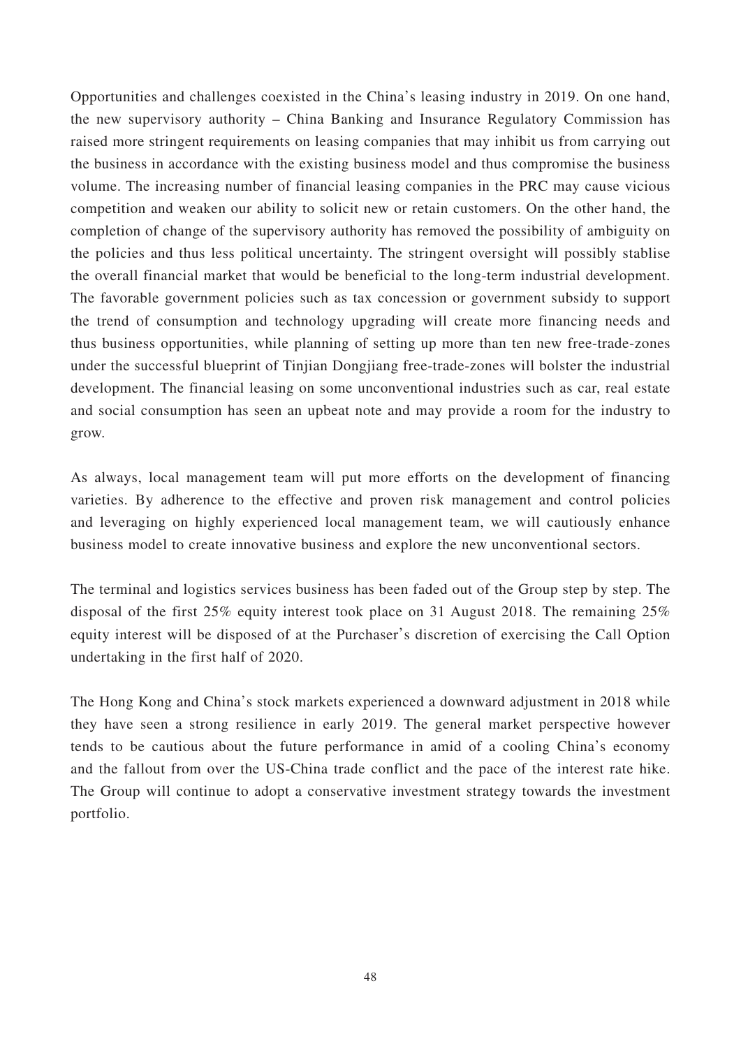Opportunities and challenges coexisted in the China's leasing industry in 2019. On one hand, the new supervisory authority – China Banking and Insurance Regulatory Commission has raised more stringent requirements on leasing companies that may inhibit us from carrying out the business in accordance with the existing business model and thus compromise the business volume. The increasing number of financial leasing companies in the PRC may cause vicious competition and weaken our ability to solicit new or retain customers. On the other hand, the completion of change of the supervisory authority has removed the possibility of ambiguity on the policies and thus less political uncertainty. The stringent oversight will possibly stablise the overall financial market that would be beneficial to the long-term industrial development. The favorable government policies such as tax concession or government subsidy to support the trend of consumption and technology upgrading will create more financing needs and thus business opportunities, while planning of setting up more than ten new free-trade-zones under the successful blueprint of Tinjian Dongjiang free-trade-zones will bolster the industrial development. The financial leasing on some unconventional industries such as car, real estate and social consumption has seen an upbeat note and may provide a room for the industry to grow.

As always, local management team will put more efforts on the development of financing varieties. By adherence to the effective and proven risk management and control policies and leveraging on highly experienced local management team, we will cautiously enhance business model to create innovative business and explore the new unconventional sectors.

The terminal and logistics services business has been faded out of the Group step by step. The disposal of the first 25% equity interest took place on 31 August 2018. The remaining 25% equity interest will be disposed of at the Purchaser's discretion of exercising the Call Option undertaking in the first half of 2020.

The Hong Kong and China's stock markets experienced a downward adjustment in 2018 while they have seen a strong resilience in early 2019. The general market perspective however tends to be cautious about the future performance in amid of a cooling China's economy and the fallout from over the US-China trade conflict and the pace of the interest rate hike. The Group will continue to adopt a conservative investment strategy towards the investment portfolio.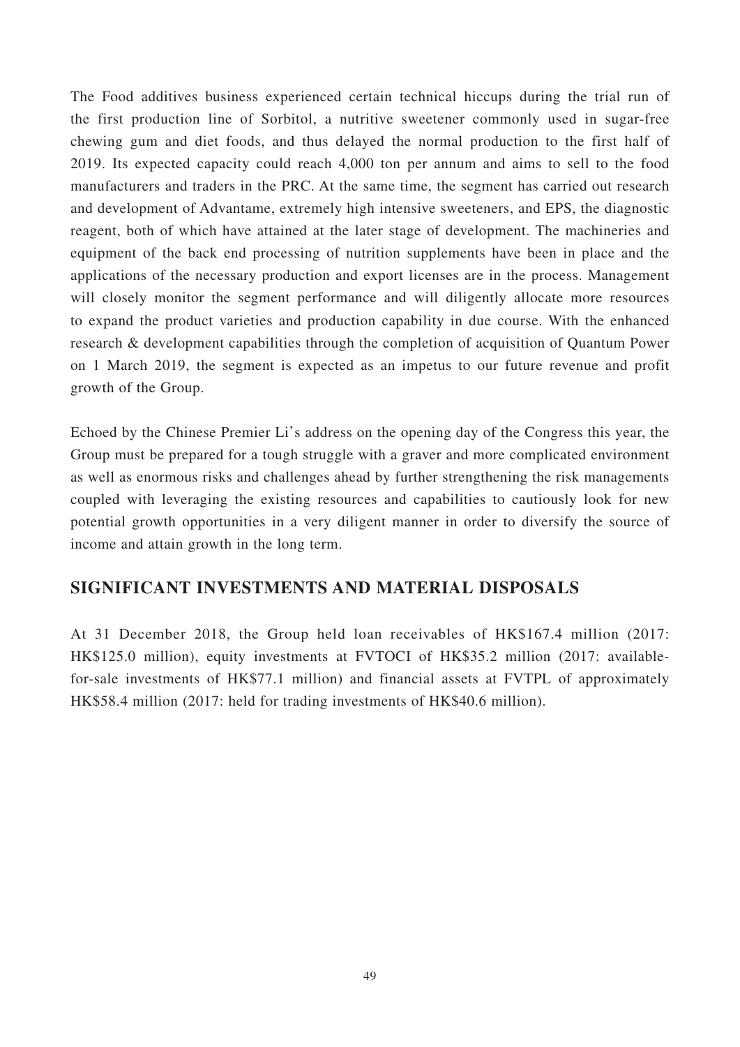The Food additives business experienced certain technical hiccups during the trial run of the first production line of Sorbitol, a nutritive sweetener commonly used in sugar-free chewing gum and diet foods, and thus delayed the normal production to the first half of 2019. Its expected capacity could reach 4,000 ton per annum and aims to sell to the food manufacturers and traders in the PRC. At the same time, the segment has carried out research and development of Advantame, extremely high intensive sweeteners, and EPS, the diagnostic reagent, both of which have attained at the later stage of development. The machineries and equipment of the back end processing of nutrition supplements have been in place and the applications of the necessary production and export licenses are in the process. Management will closely monitor the segment performance and will diligently allocate more resources to expand the product varieties and production capability in due course. With the enhanced research & development capabilities through the completion of acquisition of Quantum Power on 1 March 2019, the segment is expected as an impetus to our future revenue and profit growth of the Group.

Echoed by the Chinese Premier Li's address on the opening day of the Congress this year, the Group must be prepared for a tough struggle with a graver and more complicated environment as well as enormous risks and challenges ahead by further strengthening the risk managements coupled with leveraging the existing resources and capabilities to cautiously look for new potential growth opportunities in a very diligent manner in order to diversify the source of income and attain growth in the long term.

## SIGNIFICANT INVESTMENTS AND MATERIAL DISPOSALS

At 31 December 2018, the Group held loan receivables of HK$167.4 million (2017: HK$125.0 million), equity investments at FVTOCI of HK$35.2 million (2017: available-for-sale investments of HK$77.1 million) and financial assets at FVTPL of approximately HK$58.4 million (2017: held for trading investments of HK$40.6 million).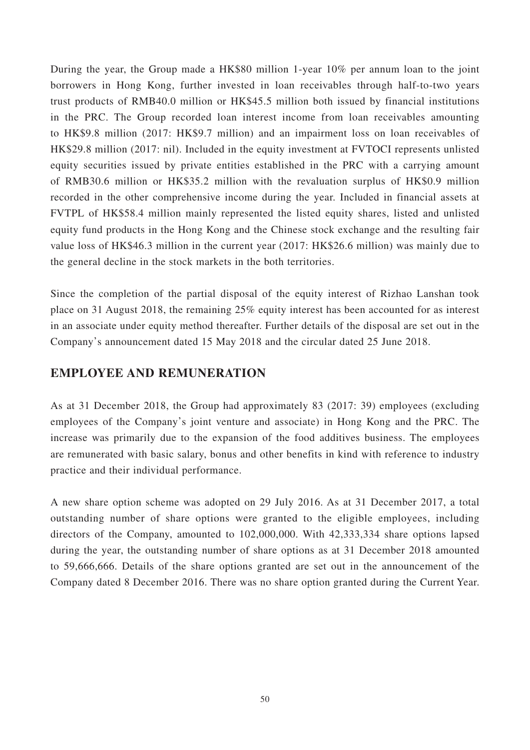During the year, the Group made a HK$80 million 1-year 10% per annum loan to the joint borrowers in Hong Kong, further invested in loan receivables through half-to-two years trust products of RMB40.0 million or HK$45.5 million both issued by financial institutions in the PRC. The Group recorded loan interest income from loan receivables amounting to HK$9.8 million (2017: HK$9.7 million) and an impairment loss on loan receivables of HK$29.8 million (2017: nil). Included in the equity investment at FVTOCI represents unlisted equity securities issued by private entities established in the PRC with a carrying amount of RMB30.6 million or HK$35.2 million with the revaluation surplus of HK$0.9 million recorded in the other comprehensive income during the year. Included in financial assets at FVTPL of HK$58.4 million mainly represented the listed equity shares, listed and unlisted equity fund products in the Hong Kong and the Chinese stock exchange and the resulting fair value loss of HK$46.3 million in the current year (2017: HK$26.6 million) was mainly due to the general decline in the stock markets in the both territories.

Since the completion of the partial disposal of the equity interest of Rizhao Lanshan took place on 31 August 2018, the remaining 25% equity interest has been accounted for as interest in an associate under equity method thereafter. Further details of the disposal are set out in the Company's announcement dated 15 May 2018 and the circular dated 25 June 2018.

## EMPLOYEE AND REMUNERATION

As at 31 December 2018, the Group had approximately 83 (2017: 39) employees (excluding employees of the Company's joint venture and associate) in Hong Kong and the PRC. The increase was primarily due to the expansion of the food additives business. The employees are remunerated with basic salary, bonus and other benefits in kind with reference to industry practice and their individual performance.

A new share option scheme was adopted on 29 July 2016. As at 31 December 2017, a total outstanding number of share options were granted to the eligible employees, including directors of the Company, amounted to 102,000,000. With 42,333,334 share options lapsed during the year, the outstanding number of share options as at 31 December 2018 amounted to 59,666,666. Details of the share options granted are set out in the announcement of the Company dated 8 December 2016. There was no share option granted during the Current Year.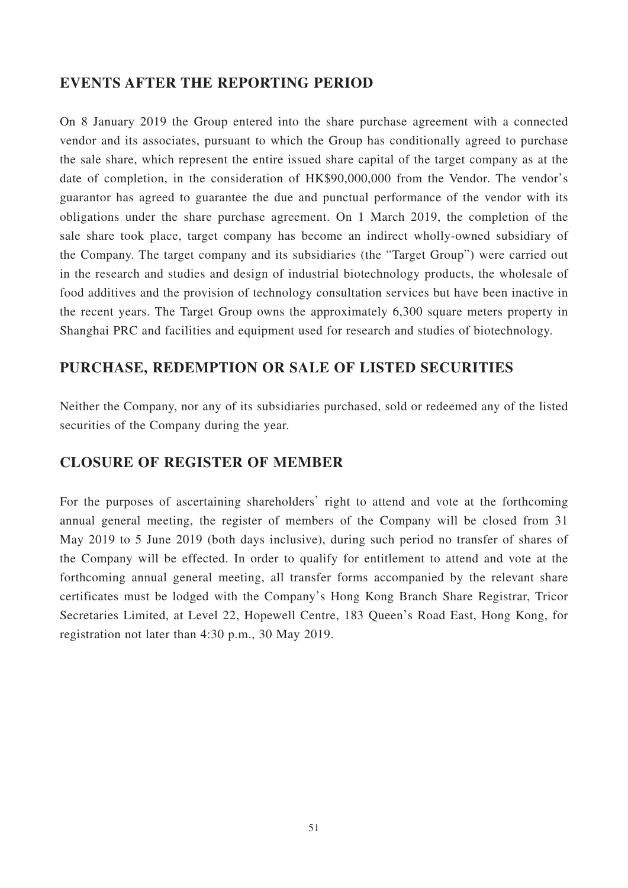## EVENTS AFTER THE REPORTING PERIOD

On 8 January 2019 the Group entered into the share purchase agreement with a connected vendor and its associates, pursuant to which the Group has conditionally agreed to purchase the sale share, which represent the entire issued share capital of the target company as at the date of completion, in the consideration of HK$90,000,000 from the Vendor. The vendor's guarantor has agreed to guarantee the due and punctual performance of the vendor with its obligations under the share purchase agreement. On 1 March 2019, the completion of the sale share took place, target company has become an indirect wholly-owned subsidiary of the Company. The target company and its subsidiaries (the "Target Group") were carried out in the research and studies and design of industrial biotechnology products, the wholesale of food additives and the provision of technology consultation services but have been inactive in the recent years. The Target Group owns the approximately 6,300 square meters property in Shanghai PRC and facilities and equipment used for research and studies of biotechnology.

## PURCHASE, REDEMPTION OR SALE OF LISTED SECURITIES

Neither the Company, nor any of its subsidiaries purchased, sold or redeemed any of the listed securities of the Company during the year.

## CLOSURE OF REGISTER OF MEMBER

For the purposes of ascertaining shareholders' right to attend and vote at the forthcoming annual general meeting, the register of members of the Company will be closed from 31 May 2019 to 5 June 2019 (both days inclusive), during such period no transfer of shares of the Company will be effected. In order to qualify for entitlement to attend and vote at the forthcoming annual general meeting, all transfer forms accompanied by the relevant share certificates must be lodged with the Company's Hong Kong Branch Share Registrar, Tricor Secretaries Limited, at Level 22, Hopewell Centre, 183 Queen's Road East, Hong Kong, for registration not later than 4:30 p.m., 30 May 2019.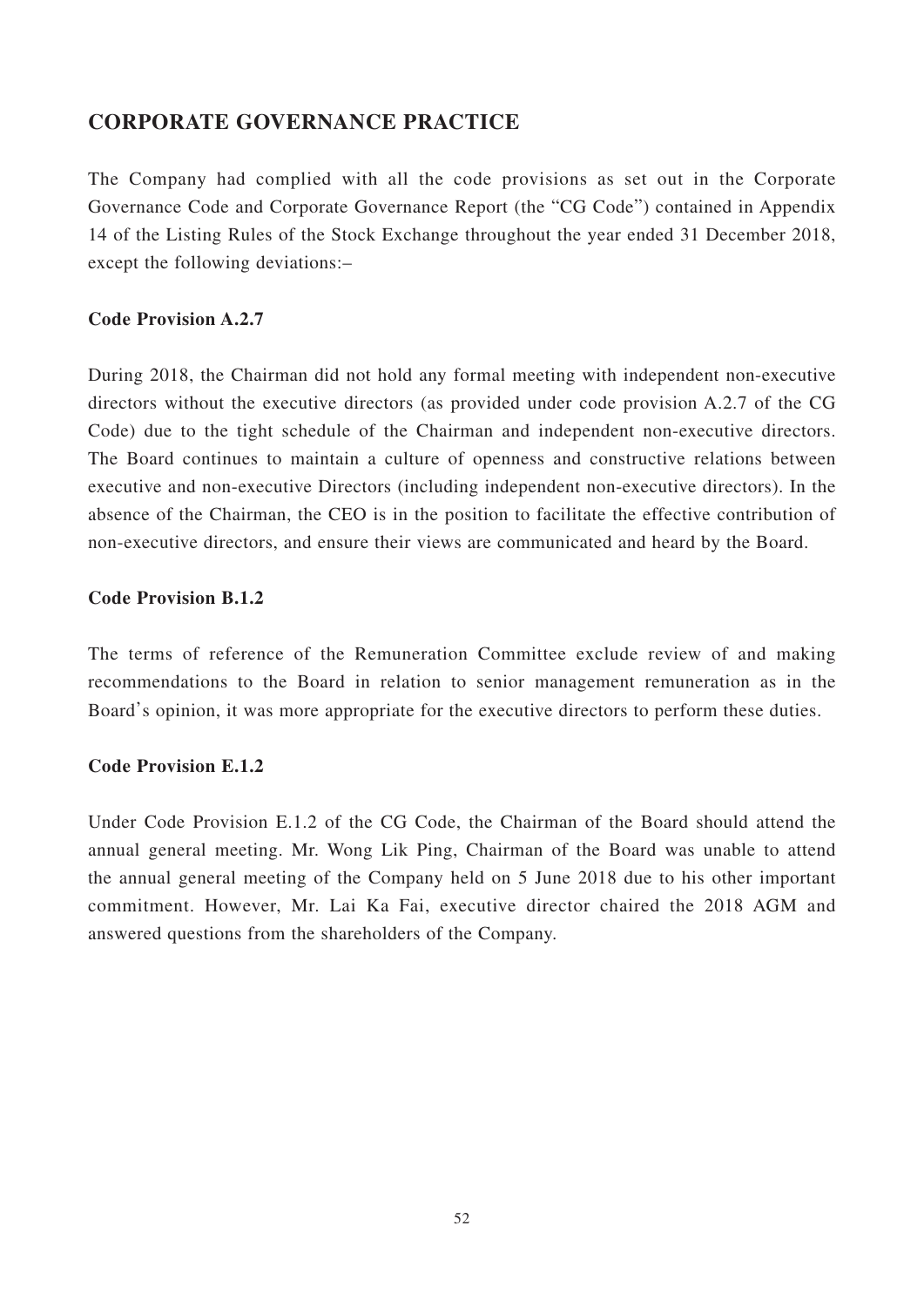## CORPORATE GOVERNANCE PRACTICE

The Company had complied with all the code provisions as set out in the Corporate Governance Code and Corporate Governance Report (the "CG Code") contained in Appendix 14 of the Listing Rules of the Stock Exchange throughout the year ended 31 December 2018, except the following deviations:–

**Code Provision A.2.7**

During 2018, the Chairman did not hold any formal meeting with independent non-executive directors without the executive directors (as provided under code provision A.2.7 of the CG Code) due to the tight schedule of the Chairman and independent non-executive directors. The Board continues to maintain a culture of openness and constructive relations between executive and non-executive Directors (including independent non-executive directors). In the absence of the Chairman, the CEO is in the position to facilitate the effective contribution of non-executive directors, and ensure their views are communicated and heard by the Board.

**Code Provision B.1.2**

The terms of reference of the Remuneration Committee exclude review of and making recommendations to the Board in relation to senior management remuneration as in the Board's opinion, it was more appropriate for the executive directors to perform these duties.

**Code Provision E.1.2**

Under Code Provision E.1.2 of the CG Code, the Chairman of the Board should attend the annual general meeting. Mr. Wong Lik Ping, Chairman of the Board was unable to attend the annual general meeting of the Company held on 5 June 2018 due to his other important commitment. However, Mr. Lai Ka Fai, executive director chaired the 2018 AGM and answered questions from the shareholders of the Company.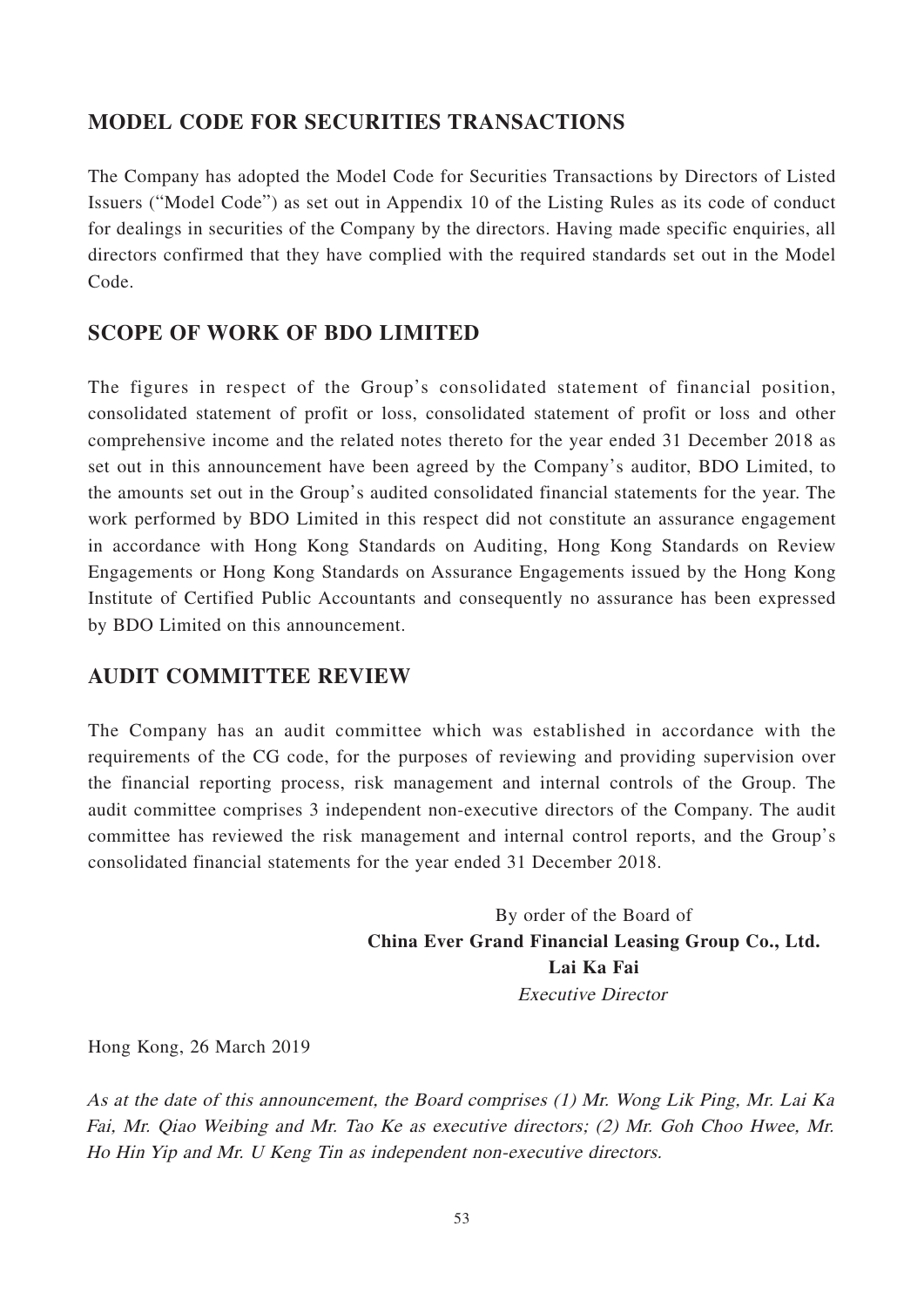## MODEL CODE FOR SECURITIES TRANSACTIONS

The Company has adopted the Model Code for Securities Transactions by Directors of Listed Issuers ("Model Code") as set out in Appendix 10 of the Listing Rules as its code of conduct for dealings in securities of the Company by the directors. Having made specific enquiries, all directors confirmed that they have complied with the required standards set out in the Model Code.

## SCOPE OF WORK OF BDO LIMITED

The figures in respect of the Group's consolidated statement of financial position, consolidated statement of profit or loss, consolidated statement of profit or loss and other comprehensive income and the related notes thereto for the year ended 31 December 2018 as set out in this announcement have been agreed by the Company's auditor, BDO Limited, to the amounts set out in the Group's audited consolidated financial statements for the year. The work performed by BDO Limited in this respect did not constitute an assurance engagement in accordance with Hong Kong Standards on Auditing, Hong Kong Standards on Review Engagements or Hong Kong Standards on Assurance Engagements issued by the Hong Kong Institute of Certified Public Accountants and consequently no assurance has been expressed by BDO Limited on this announcement.

## AUDIT COMMITTEE REVIEW

The Company has an audit committee which was established in accordance with the requirements of the CG code, for the purposes of reviewing and providing supervision over the financial reporting process, risk management and internal controls of the Group. The audit committee comprises 3 independent non-executive directors of the Company. The audit committee has reviewed the risk management and internal control reports, and the Group's consolidated financial statements for the year ended 31 December 2018.

By order of the Board of
**China Ever Grand Financial Leasing Group Co., Ltd.**
**Lai Ka Fai**
*Executive Director*

Hong Kong, 26 March 2019

*As at the date of this announcement, the Board comprises (1) Mr. Wong Lik Ping, Mr. Lai Ka Fai, Mr. Qiao Weibing and Mr. Tao Ke as executive directors; (2) Mr. Goh Choo Hwee, Mr. Ho Hin Yip and Mr. U Keng Tin as independent non-executive directors.*